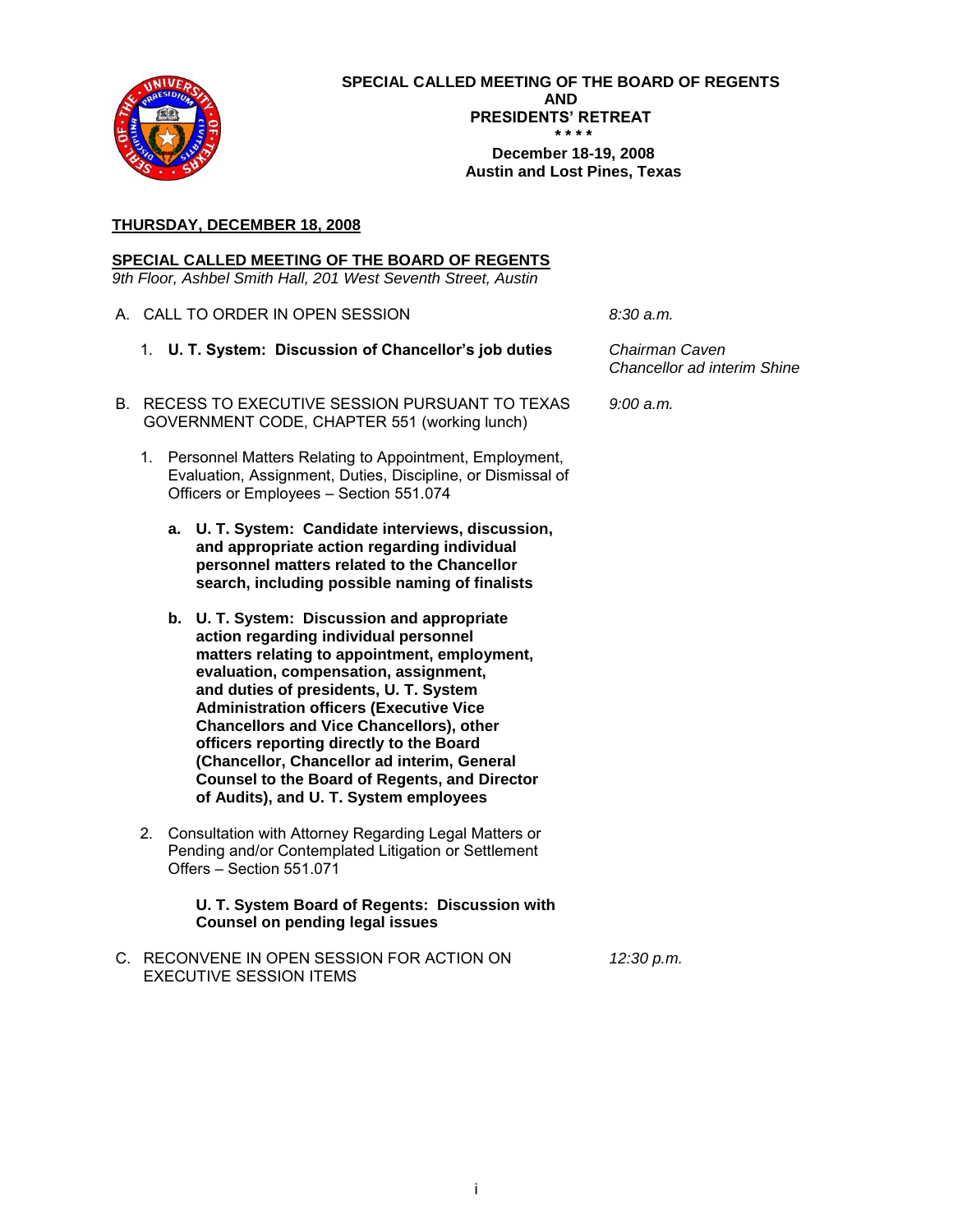# SPECIAL CALLED MEETING OF THE BOARD OF REGENTS
# AND
# PRESIDENTS' RETREAT

**\* \* \* \***

**December 18-19, 2008**
**Austin and Lost Pines, Texas**

## THURSDAY, DECEMBER 18, 2008

### SPECIAL CALLED MEETING OF THE BOARD OF REGENTS

*9th Floor, Ashbel Smith Hall, 201 West Seventh Street, Austin*

A. CALL TO ORDER IN OPEN SESSION — *8:30 a.m.*

1. **U. T. System: Discussion of Chancellor's job duties** — *Chairman Caven; Chancellor ad interim Shine*

B. RECESS TO EXECUTIVE SESSION PURSUANT TO TEXAS GOVERNMENT CODE, CHAPTER 551 (working lunch) — *9:00 a.m.*

1. Personnel Matters Relating to Appointment, Employment, Evaluation, Assignment, Duties, Discipline, or Dismissal of Officers or Employees – Section 551.074

   a. **U. T. System: Candidate interviews, discussion, and appropriate action regarding individual personnel matters related to the Chancellor search, including possible naming of finalists**

   b. **U. T. System: Discussion and appropriate action regarding individual personnel matters relating to appointment, employment, evaluation, compensation, assignment, and duties of presidents, U. T. System Administration officers (Executive Vice Chancellors and Vice Chancellors), other officers reporting directly to the Board (Chancellor, Chancellor ad interim, General Counsel to the Board of Regents, and Director of Audits), and U. T. System employees**

2. Consultation with Attorney Regarding Legal Matters or Pending and/or Contemplated Litigation or Settlement Offers – Section 551.071

   **U. T. System Board of Regents: Discussion with Counsel on pending legal issues**

C. RECONVENE IN OPEN SESSION FOR ACTION ON EXECUTIVE SESSION ITEMS — *12:30 p.m.*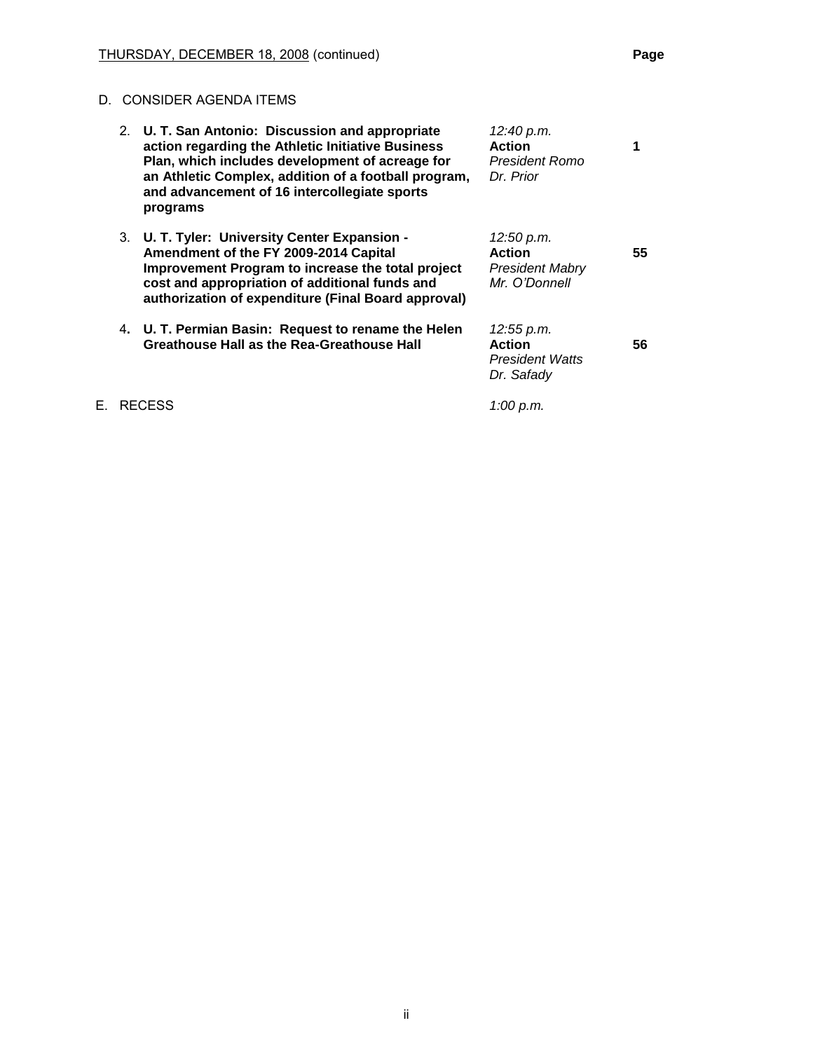THURSDAY, DECEMBER 18, 2008 (continued)

D. CONSIDER AGENDA ITEMS

| | Item | Time / Presenters | Page |
|---|---|---|---|
| 2. | **U. T. San Antonio: Discussion and appropriate action regarding the Athletic Initiative Business Plan, which includes development of acreage for an Athletic Complex, addition of a football program, and advancement of 16 intercollegiate sports programs** | *12:40 p.m.* **Action** *President Romo* *Dr. Prior* | **1** |
| 3. | **U. T. Tyler: University Center Expansion - Amendment of the FY 2009-2014 Capital Improvement Program to increase the total project cost and appropriation of additional funds and authorization of expenditure (Final Board approval)** | *12:50 p.m.* **Action** *President Mabry* *Mr. O'Donnell* | **55** |
| 4. | **U. T. Permian Basin: Request to rename the Helen Greathouse Hall as the Rea-Greathouse Hall** | *12:55 p.m.* **Action** *President Watts* *Dr. Safady* | **56** |

E. RECESS — *1:00 p.m.*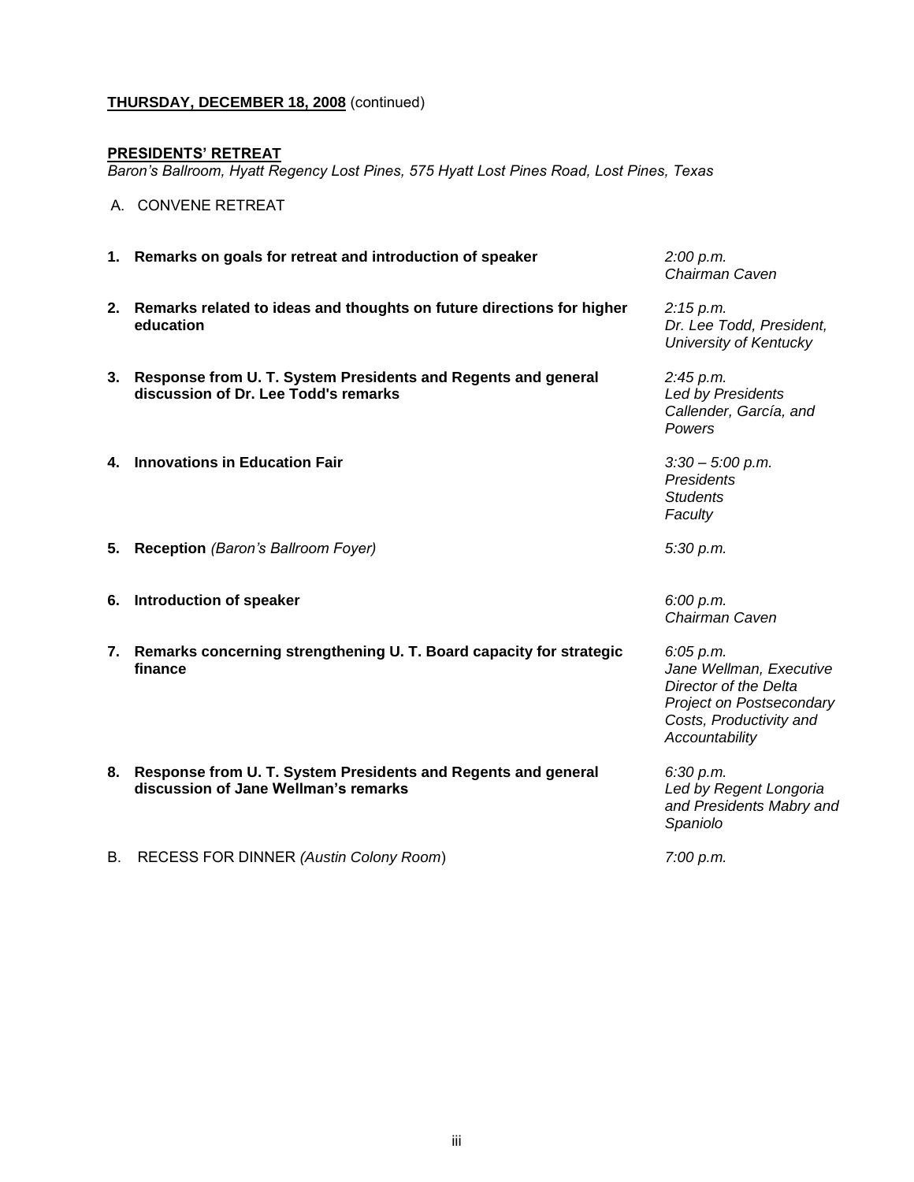**<u>THURSDAY, DECEMBER 18, 2008</u>** (continued)

**<u>PRESIDENTS' RETREAT</u>**

*Baron's Ballroom, Hyatt Regency Lost Pines, 575 Hyatt Lost Pines Road, Lost Pines, Texas*

A. CONVENE RETREAT

| | | |
|---|---|---|
| **1.** | **Remarks on goals for retreat and introduction of speaker** | *2:00 p.m.*<br>*Chairman Caven* |
| **2.** | **Remarks related to ideas and thoughts on future directions for higher education** | *2:15 p.m.*<br>*Dr. Lee Todd, President, University of Kentucky* |
| **3.** | **Response from U. T. System Presidents and Regents and general discussion of Dr. Lee Todd's remarks** | *2:45 p.m.*<br>*Led by Presidents Callender, García, and Powers* |
| **4.** | **Innovations in Education Fair** | *3:30 – 5:00 p.m.*<br>*Presidents*<br>*Students*<br>*Faculty* |
| **5.** | **Reception** *(Baron's Ballroom Foyer)* | *5:30 p.m.* |
| **6.** | **Introduction of speaker** | *6:00 p.m.*<br>*Chairman Caven* |
| **7.** | **Remarks concerning strengthening U. T. Board capacity for strategic finance** | *6:05 p.m.*<br>*Jane Wellman, Executive Director of the Delta Project on Postsecondary Costs, Productivity and Accountability* |
| **8.** | **Response from U. T. System Presidents and Regents and general discussion of Jane Wellman's remarks** | *6:30 p.m.*<br>*Led by Regent Longoria and Presidents Mabry and Spaniolo* |

B. RECESS FOR DINNER *(Austin Colony Room)* — *7:00 p.m.*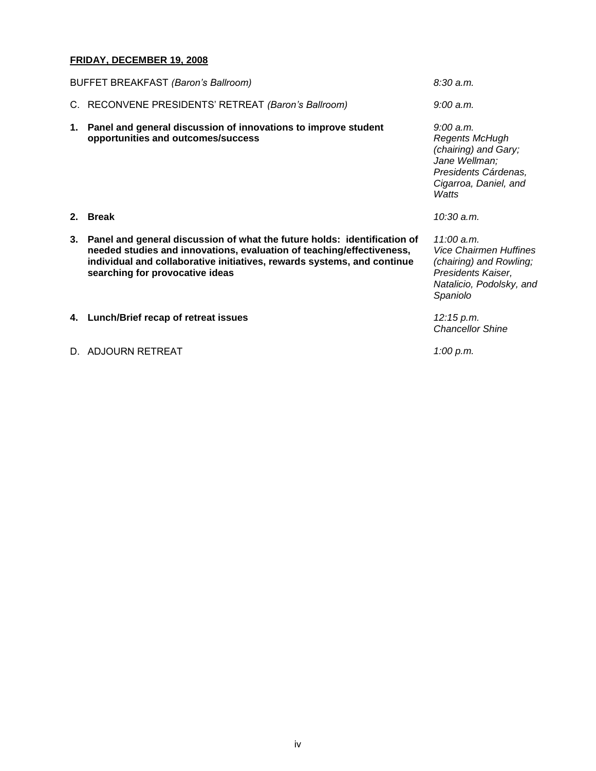**FRIDAY, DECEMBER 19, 2008**

| | |
|---|---|
| BUFFET BREAKFAST *(Baron's Ballroom)* | *8:30 a.m.* |
| C. RECONVENE PRESIDENTS' RETREAT *(Baron's Ballroom)* | *9:00 a.m.* |
| **1. Panel and general discussion of innovations to improve student opportunities and outcomes/success** | *9:00 a.m.* *Regents McHugh (chairing) and Gary; Jane Wellman; Presidents Cárdenas, Cigarroa, Daniel, and Watts* |
| **2. Break** | *10:30 a.m.* |
| **3. Panel and general discussion of what the future holds: identification of needed studies and innovations, evaluation of teaching/effectiveness, individual and collaborative initiatives, rewards systems, and continue searching for provocative ideas** | *11:00 a.m.* *Vice Chairmen Huffines (chairing) and Rowling; Presidents Kaiser, Natalicio, Podolsky, and Spaniolo* |
| **4. Lunch/Brief recap of retreat issues** | *12:15 p.m.* *Chancellor Shine* |
| D. ADJOURN RETREAT | *1:00 p.m.* |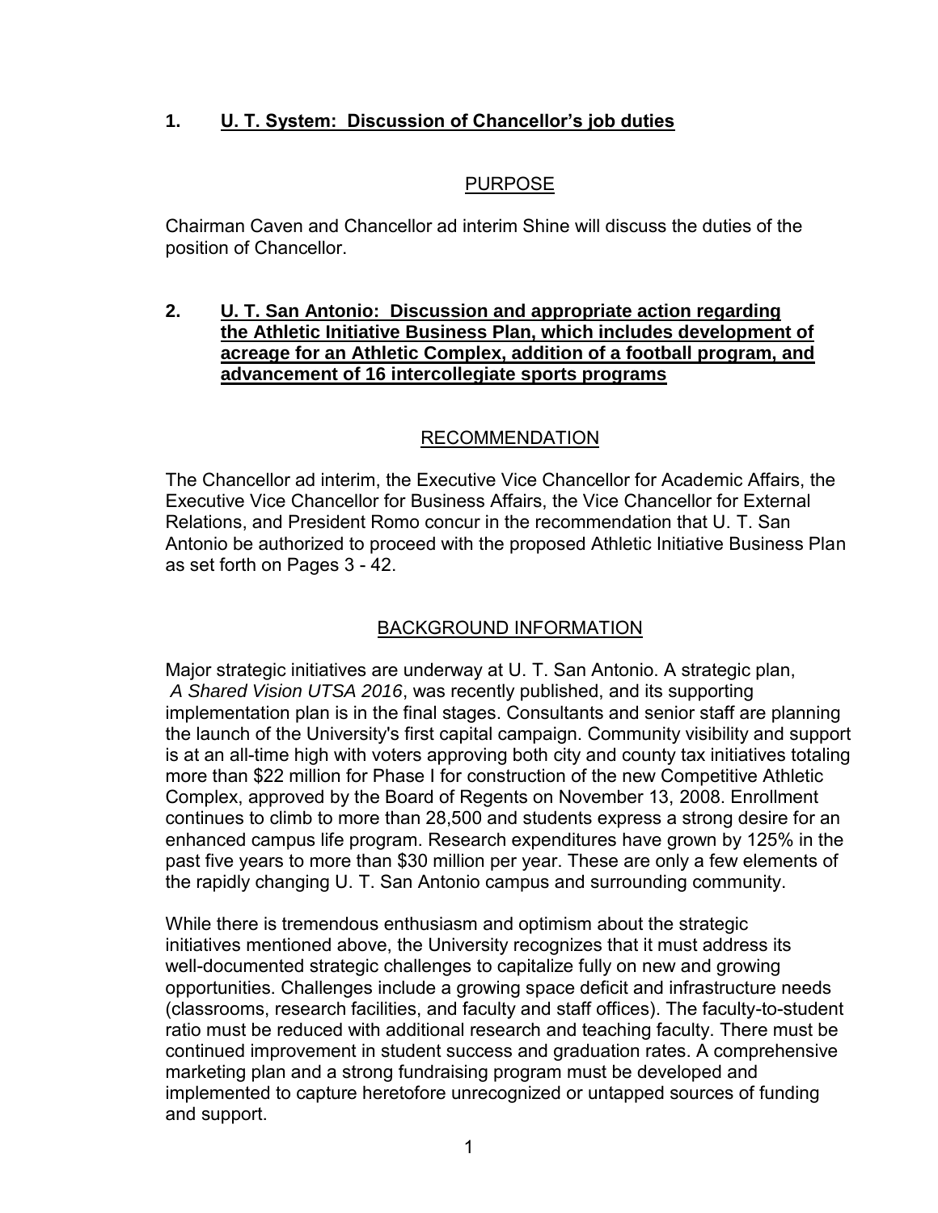1. **U. T. System: Discussion of Chancellor's job duties**

PURPOSE

Chairman Caven and Chancellor ad interim Shine will discuss the duties of the position of Chancellor.

2. **U. T. San Antonio: Discussion and appropriate action regarding the Athletic Initiative Business Plan, which includes development of acreage for an Athletic Complex, addition of a football program, and advancement of 16 intercollegiate sports programs**

RECOMMENDATION

The Chancellor ad interim, the Executive Vice Chancellor for Academic Affairs, the Executive Vice Chancellor for Business Affairs, the Vice Chancellor for External Relations, and President Romo concur in the recommendation that U. T. San Antonio be authorized to proceed with the proposed Athletic Initiative Business Plan as set forth on Pages 3 - 42.

BACKGROUND INFORMATION

Major strategic initiatives are underway at U. T. San Antonio. A strategic plan, *A Shared Vision UTSA 2016*, was recently published, and its supporting implementation plan is in the final stages. Consultants and senior staff are planning the launch of the University's first capital campaign. Community visibility and support is at an all-time high with voters approving both city and county tax initiatives totaling more than $22 million for Phase I for construction of the new Competitive Athletic Complex, approved by the Board of Regents on November 13, 2008. Enrollment continues to climb to more than 28,500 and students express a strong desire for an enhanced campus life program. Research expenditures have grown by 125% in the past five years to more than $30 million per year. These are only a few elements of the rapidly changing U. T. San Antonio campus and surrounding community.

While there is tremendous enthusiasm and optimism about the strategic initiatives mentioned above, the University recognizes that it must address its well-documented strategic challenges to capitalize fully on new and growing opportunities. Challenges include a growing space deficit and infrastructure needs (classrooms, research facilities, and faculty and staff offices). The faculty-to-student ratio must be reduced with additional research and teaching faculty. There must be continued improvement in student success and graduation rates. A comprehensive marketing plan and a strong fundraising program must be developed and implemented to capture heretofore unrecognized or untapped sources of funding and support.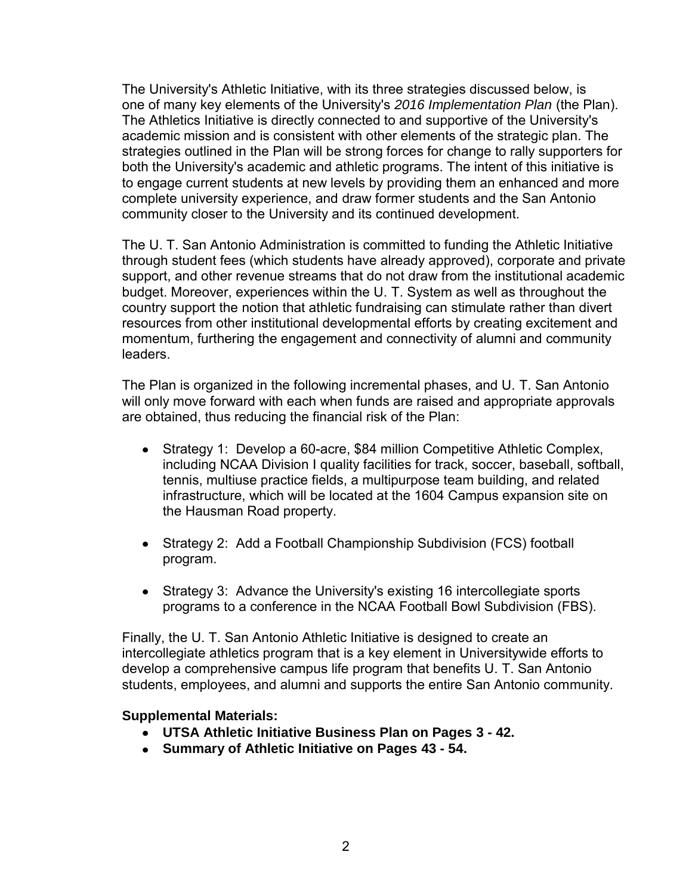The University's Athletic Initiative, with its three strategies discussed below, is one of many key elements of the University's *2016 Implementation Plan* (the Plan). The Athletics Initiative is directly connected to and supportive of the University's academic mission and is consistent with other elements of the strategic plan. The strategies outlined in the Plan will be strong forces for change to rally supporters for both the University's academic and athletic programs. The intent of this initiative is to engage current students at new levels by providing them an enhanced and more complete university experience, and draw former students and the San Antonio community closer to the University and its continued development.

The U. T. San Antonio Administration is committed to funding the Athletic Initiative through student fees (which students have already approved), corporate and private support, and other revenue streams that do not draw from the institutional academic budget. Moreover, experiences within the U. T. System as well as throughout the country support the notion that athletic fundraising can stimulate rather than divert resources from other institutional developmental efforts by creating excitement and momentum, furthering the engagement and connectivity of alumni and community leaders.

The Plan is organized in the following incremental phases, and U. T. San Antonio will only move forward with each when funds are raised and appropriate approvals are obtained, thus reducing the financial risk of the Plan:

- Strategy 1: Develop a 60-acre, $84 million Competitive Athletic Complex, including NCAA Division I quality facilities for track, soccer, baseball, softball, tennis, multiuse practice fields, a multipurpose team building, and related infrastructure, which will be located at the 1604 Campus expansion site on the Hausman Road property.

- Strategy 2: Add a Football Championship Subdivision (FCS) football program.

- Strategy 3: Advance the University's existing 16 intercollegiate sports programs to a conference in the NCAA Football Bowl Subdivision (FBS).

Finally, the U. T. San Antonio Athletic Initiative is designed to create an intercollegiate athletics program that is a key element in Universitywide efforts to develop a comprehensive campus life program that benefits U. T. San Antonio students, employees, and alumni and supports the entire San Antonio community.

**Supplemental Materials:**

- **UTSA Athletic Initiative Business Plan on Pages 3 - 42.**
- **Summary of Athletic Initiative on Pages 43 - 54.**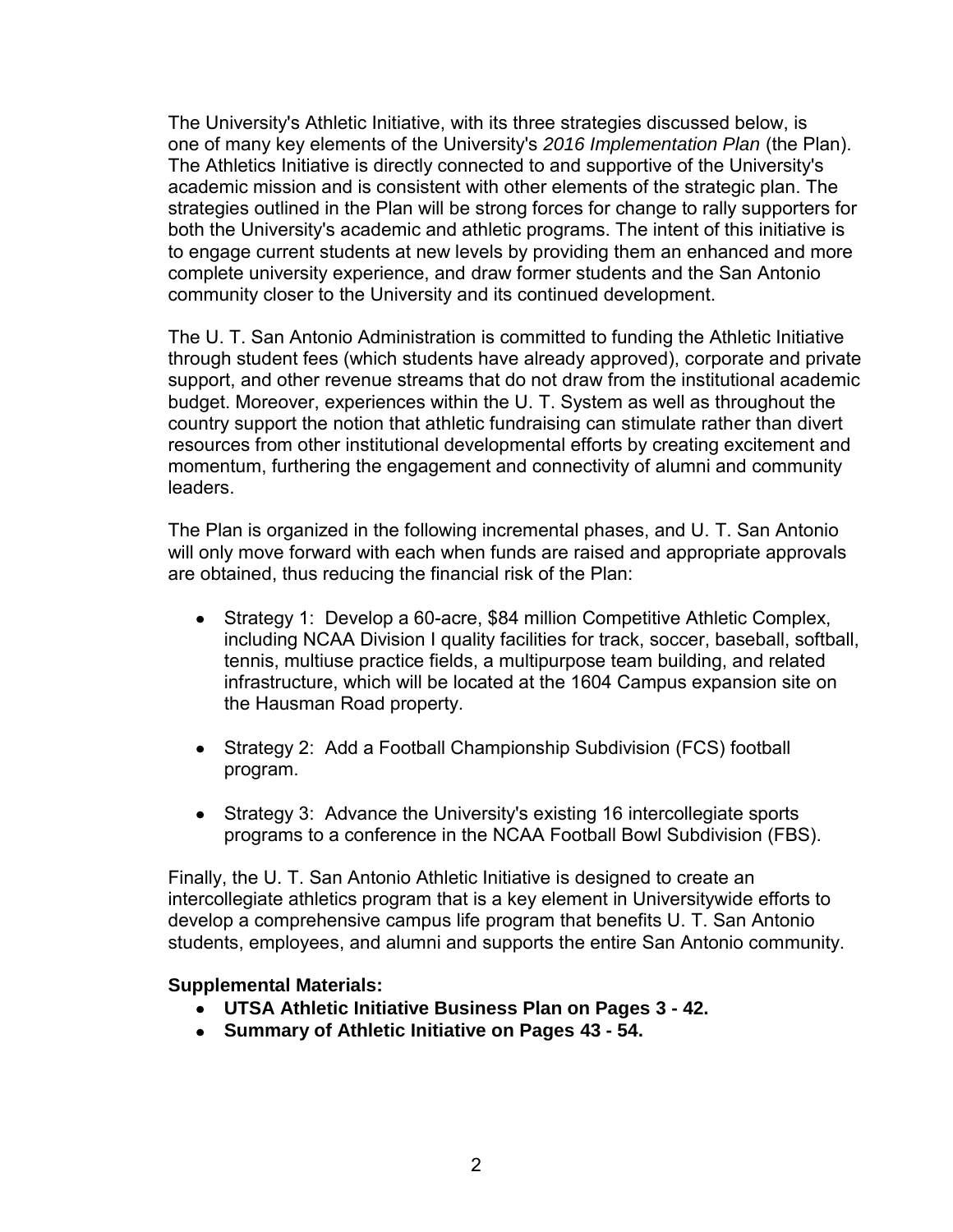The University's Athletic Initiative, with its three strategies discussed below, is one of many key elements of the University's *2016 Implementation Plan* (the Plan). The Athletics Initiative is directly connected to and supportive of the University's academic mission and is consistent with other elements of the strategic plan. The strategies outlined in the Plan will be strong forces for change to rally supporters for both the University's academic and athletic programs. The intent of this initiative is to engage current students at new levels by providing them an enhanced and more complete university experience, and draw former students and the San Antonio community closer to the University and its continued development.

The U. T. San Antonio Administration is committed to funding the Athletic Initiative through student fees (which students have already approved), corporate and private support, and other revenue streams that do not draw from the institutional academic budget. Moreover, experiences within the U. T. System as well as throughout the country support the notion that athletic fundraising can stimulate rather than divert resources from other institutional developmental efforts by creating excitement and momentum, furthering the engagement and connectivity of alumni and community leaders.

The Plan is organized in the following incremental phases, and U. T. San Antonio will only move forward with each when funds are raised and appropriate approvals are obtained, thus reducing the financial risk of the Plan:

- Strategy 1: Develop a 60-acre, $84 million Competitive Athletic Complex, including NCAA Division I quality facilities for track, soccer, baseball, softball, tennis, multiuse practice fields, a multipurpose team building, and related infrastructure, which will be located at the 1604 Campus expansion site on the Hausman Road property.
- Strategy 2: Add a Football Championship Subdivision (FCS) football program.
- Strategy 3: Advance the University's existing 16 intercollegiate sports programs to a conference in the NCAA Football Bowl Subdivision (FBS).

Finally, the U. T. San Antonio Athletic Initiative is designed to create an intercollegiate athletics program that is a key element in Universitywide efforts to develop a comprehensive campus life program that benefits U. T. San Antonio students, employees, and alumni and supports the entire San Antonio community.

**Supplemental Materials:**

- **UTSA Athletic Initiative Business Plan on Pages 3 - 42.**
- **Summary of Athletic Initiative on Pages 43 - 54.**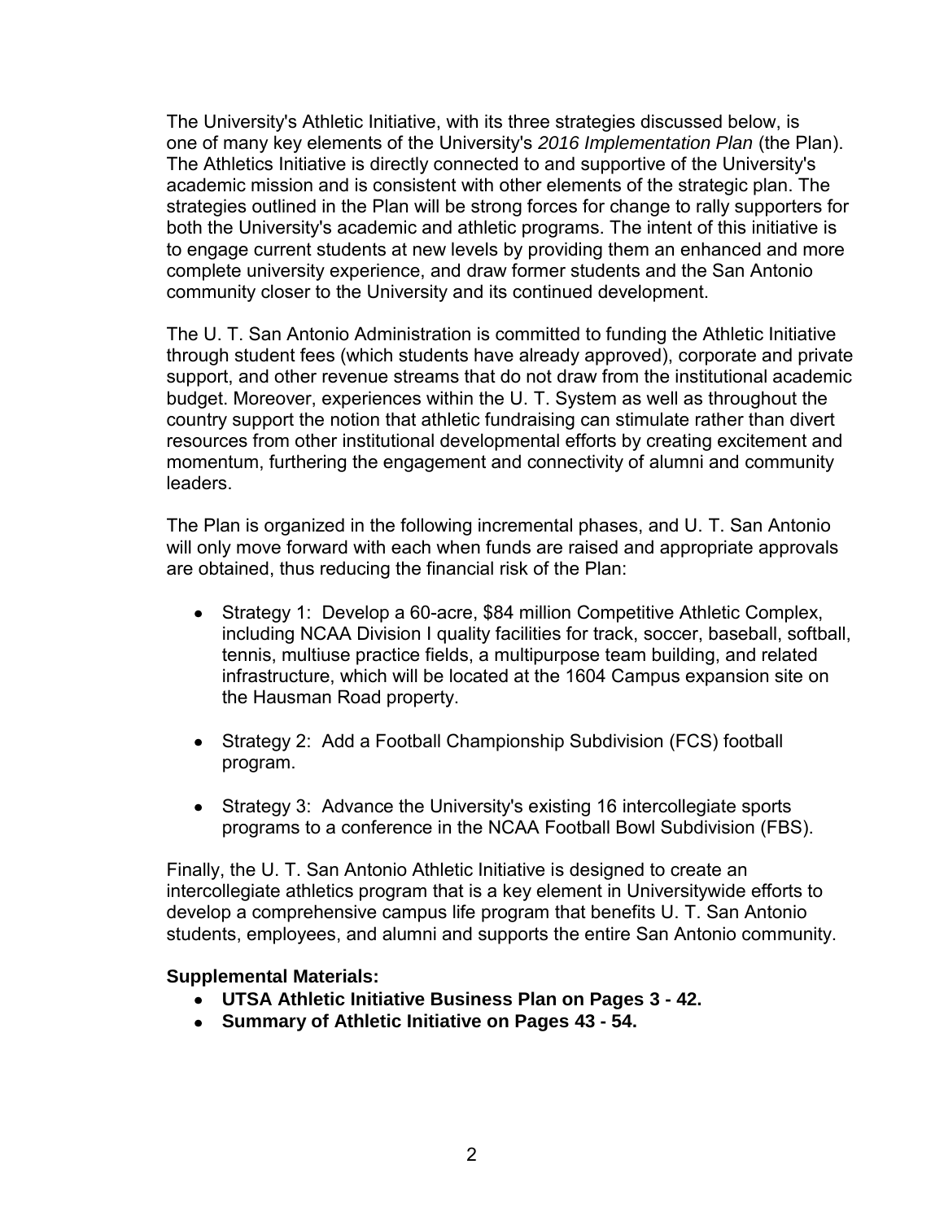The University's Athletic Initiative, with its three strategies discussed below, is one of many key elements of the University's *2016 Implementation Plan* (the Plan). The Athletics Initiative is directly connected to and supportive of the University's academic mission and is consistent with other elements of the strategic plan. The strategies outlined in the Plan will be strong forces for change to rally supporters for both the University's academic and athletic programs. The intent of this initiative is to engage current students at new levels by providing them an enhanced and more complete university experience, and draw former students and the San Antonio community closer to the University and its continued development.

The U. T. San Antonio Administration is committed to funding the Athletic Initiative through student fees (which students have already approved), corporate and private support, and other revenue streams that do not draw from the institutional academic budget. Moreover, experiences within the U. T. System as well as throughout the country support the notion that athletic fundraising can stimulate rather than divert resources from other institutional developmental efforts by creating excitement and momentum, furthering the engagement and connectivity of alumni and community leaders.

The Plan is organized in the following incremental phases, and U. T. San Antonio will only move forward with each when funds are raised and appropriate approvals are obtained, thus reducing the financial risk of the Plan:

- Strategy 1: Develop a 60-acre, $84 million Competitive Athletic Complex, including NCAA Division I quality facilities for track, soccer, baseball, softball, tennis, multiuse practice fields, a multipurpose team building, and related infrastructure, which will be located at the 1604 Campus expansion site on the Hausman Road property.
- Strategy 2: Add a Football Championship Subdivision (FCS) football program.
- Strategy 3: Advance the University's existing 16 intercollegiate sports programs to a conference in the NCAA Football Bowl Subdivision (FBS).

Finally, the U. T. San Antonio Athletic Initiative is designed to create an intercollegiate athletics program that is a key element in Universitywide efforts to develop a comprehensive campus life program that benefits U. T. San Antonio students, employees, and alumni and supports the entire San Antonio community.

**Supplemental Materials:**

- **UTSA Athletic Initiative Business Plan on Pages 3 - 42.**
- **Summary of Athletic Initiative on Pages 43 - 54.**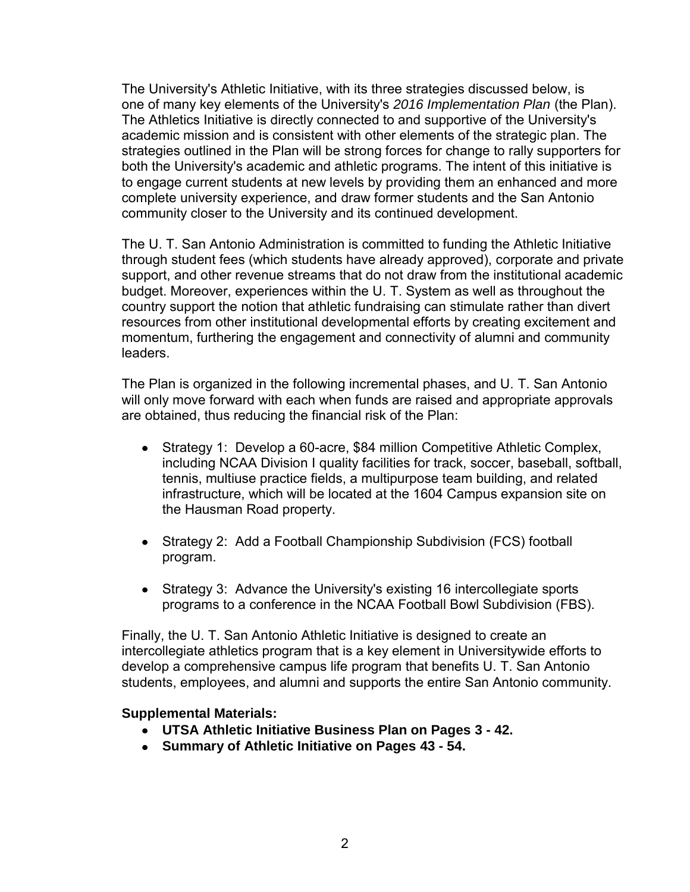The University's Athletic Initiative, with its three strategies discussed below, is one of many key elements of the University's *2016 Implementation Plan* (the Plan). The Athletics Initiative is directly connected to and supportive of the University's academic mission and is consistent with other elements of the strategic plan. The strategies outlined in the Plan will be strong forces for change to rally supporters for both the University's academic and athletic programs. The intent of this initiative is to engage current students at new levels by providing them an enhanced and more complete university experience, and draw former students and the San Antonio community closer to the University and its continued development.

The U. T. San Antonio Administration is committed to funding the Athletic Initiative through student fees (which students have already approved), corporate and private support, and other revenue streams that do not draw from the institutional academic budget. Moreover, experiences within the U. T. System as well as throughout the country support the notion that athletic fundraising can stimulate rather than divert resources from other institutional developmental efforts by creating excitement and momentum, furthering the engagement and connectivity of alumni and community leaders.

The Plan is organized in the following incremental phases, and U. T. San Antonio will only move forward with each when funds are raised and appropriate approvals are obtained, thus reducing the financial risk of the Plan:

- Strategy 1: Develop a 60-acre, $84 million Competitive Athletic Complex, including NCAA Division I quality facilities for track, soccer, baseball, softball, tennis, multiuse practice fields, a multipurpose team building, and related infrastructure, which will be located at the 1604 Campus expansion site on the Hausman Road property.

- Strategy 2: Add a Football Championship Subdivision (FCS) football program.

- Strategy 3: Advance the University's existing 16 intercollegiate sports programs to a conference in the NCAA Football Bowl Subdivision (FBS).

Finally, the U. T. San Antonio Athletic Initiative is designed to create an intercollegiate athletics program that is a key element in Universitywide efforts to develop a comprehensive campus life program that benefits U. T. San Antonio students, employees, and alumni and supports the entire San Antonio community.

**Supplemental Materials:**

- **UTSA Athletic Initiative Business Plan on Pages 3 - 42.**
- **Summary of Athletic Initiative on Pages 43 - 54.**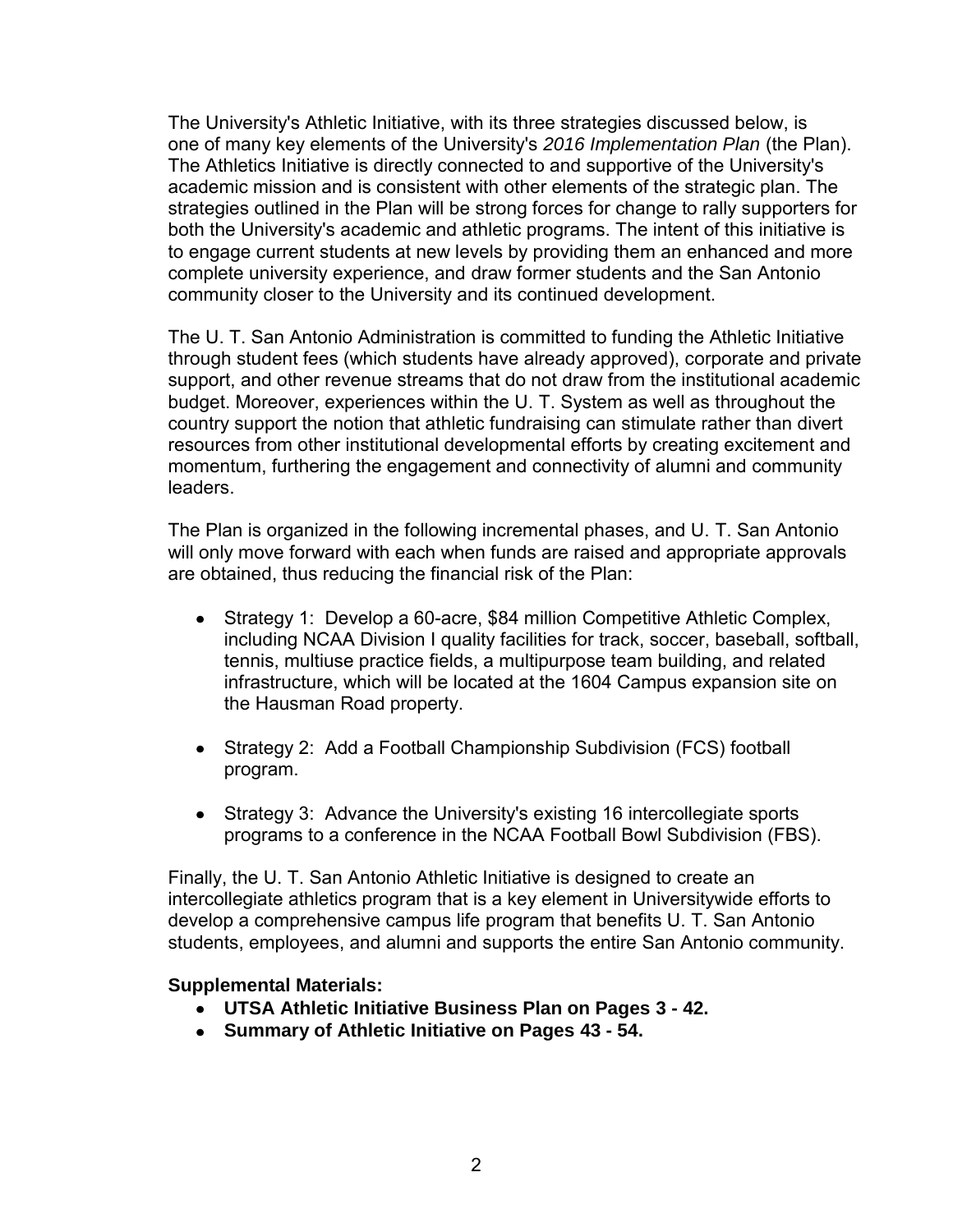The University's Athletic Initiative, with its three strategies discussed below, is one of many key elements of the University's *2016 Implementation Plan* (the Plan). The Athletics Initiative is directly connected to and supportive of the University's academic mission and is consistent with other elements of the strategic plan. The strategies outlined in the Plan will be strong forces for change to rally supporters for both the University's academic and athletic programs. The intent of this initiative is to engage current students at new levels by providing them an enhanced and more complete university experience, and draw former students and the San Antonio community closer to the University and its continued development.

The U. T. San Antonio Administration is committed to funding the Athletic Initiative through student fees (which students have already approved), corporate and private support, and other revenue streams that do not draw from the institutional academic budget. Moreover, experiences within the U. T. System as well as throughout the country support the notion that athletic fundraising can stimulate rather than divert resources from other institutional developmental efforts by creating excitement and momentum, furthering the engagement and connectivity of alumni and community leaders.

The Plan is organized in the following incremental phases, and U. T. San Antonio will only move forward with each when funds are raised and appropriate approvals are obtained, thus reducing the financial risk of the Plan:

- Strategy 1: Develop a 60-acre, $84 million Competitive Athletic Complex, including NCAA Division I quality facilities for track, soccer, baseball, softball, tennis, multiuse practice fields, a multipurpose team building, and related infrastructure, which will be located at the 1604 Campus expansion site on the Hausman Road property.

- Strategy 2: Add a Football Championship Subdivision (FCS) football program.

- Strategy 3: Advance the University's existing 16 intercollegiate sports programs to a conference in the NCAA Football Bowl Subdivision (FBS).

Finally, the U. T. San Antonio Athletic Initiative is designed to create an intercollegiate athletics program that is a key element in Universitywide efforts to develop a comprehensive campus life program that benefits U. T. San Antonio students, employees, and alumni and supports the entire San Antonio community.

**Supplemental Materials:**

- **UTSA Athletic Initiative Business Plan on Pages 3 - 42.**
- **Summary of Athletic Initiative on Pages 43 - 54.**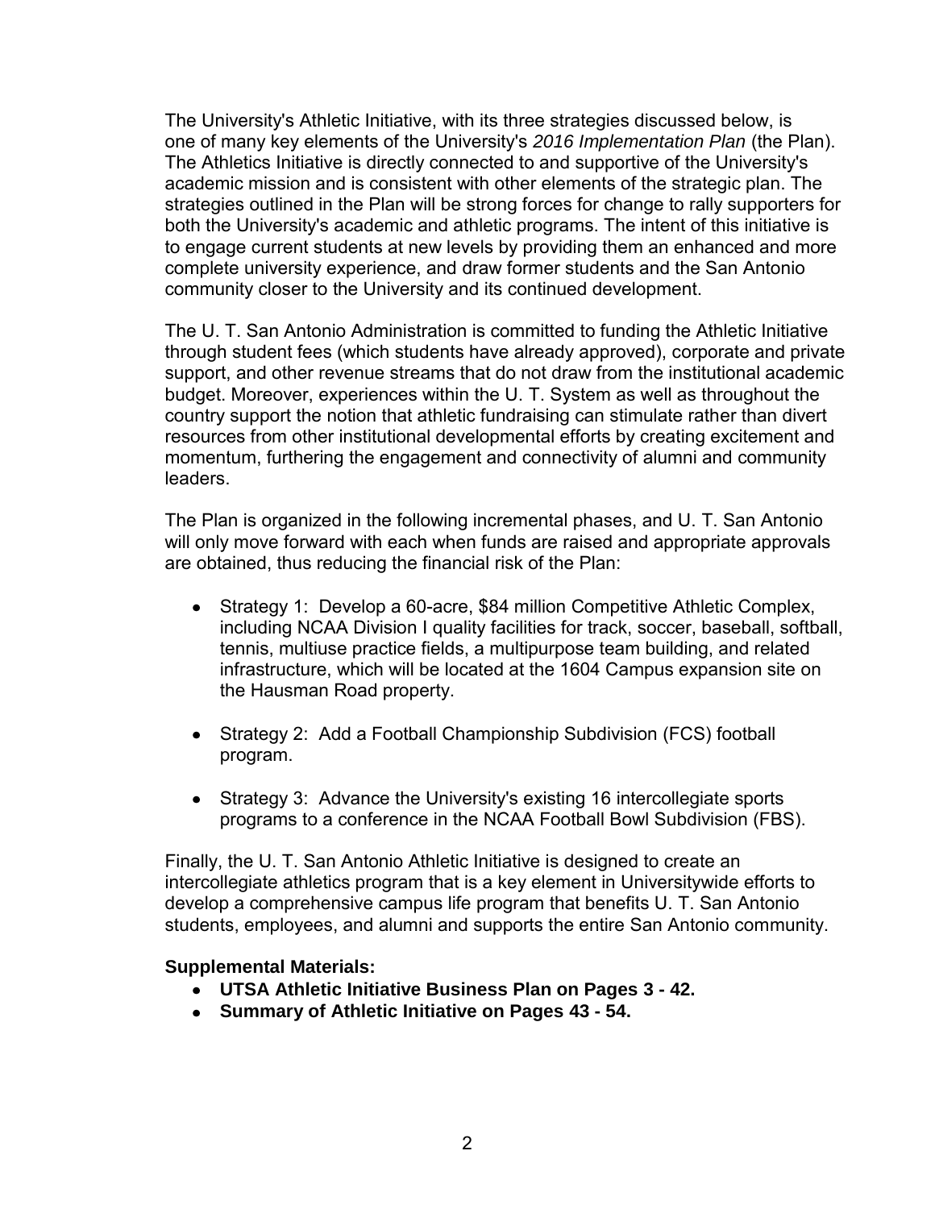The University's Athletic Initiative, with its three strategies discussed below, is one of many key elements of the University's *2016 Implementation Plan* (the Plan). The Athletics Initiative is directly connected to and supportive of the University's academic mission and is consistent with other elements of the strategic plan. The strategies outlined in the Plan will be strong forces for change to rally supporters for both the University's academic and athletic programs. The intent of this initiative is to engage current students at new levels by providing them an enhanced and more complete university experience, and draw former students and the San Antonio community closer to the University and its continued development.

The U. T. San Antonio Administration is committed to funding the Athletic Initiative through student fees (which students have already approved), corporate and private support, and other revenue streams that do not draw from the institutional academic budget. Moreover, experiences within the U. T. System as well as throughout the country support the notion that athletic fundraising can stimulate rather than divert resources from other institutional developmental efforts by creating excitement and momentum, furthering the engagement and connectivity of alumni and community leaders.

The Plan is organized in the following incremental phases, and U. T. San Antonio will only move forward with each when funds are raised and appropriate approvals are obtained, thus reducing the financial risk of the Plan:

- Strategy 1: Develop a 60-acre, $84 million Competitive Athletic Complex, including NCAA Division I quality facilities for track, soccer, baseball, softball, tennis, multiuse practice fields, a multipurpose team building, and related infrastructure, which will be located at the 1604 Campus expansion site on the Hausman Road property.

- Strategy 2: Add a Football Championship Subdivision (FCS) football program.

- Strategy 3: Advance the University's existing 16 intercollegiate sports programs to a conference in the NCAA Football Bowl Subdivision (FBS).

Finally, the U. T. San Antonio Athletic Initiative is designed to create an intercollegiate athletics program that is a key element in Universitywide efforts to develop a comprehensive campus life program that benefits U. T. San Antonio students, employees, and alumni and supports the entire San Antonio community.

**Supplemental Materials:**

- **UTSA Athletic Initiative Business Plan on Pages 3 - 42.**
- **Summary of Athletic Initiative on Pages 43 - 54.**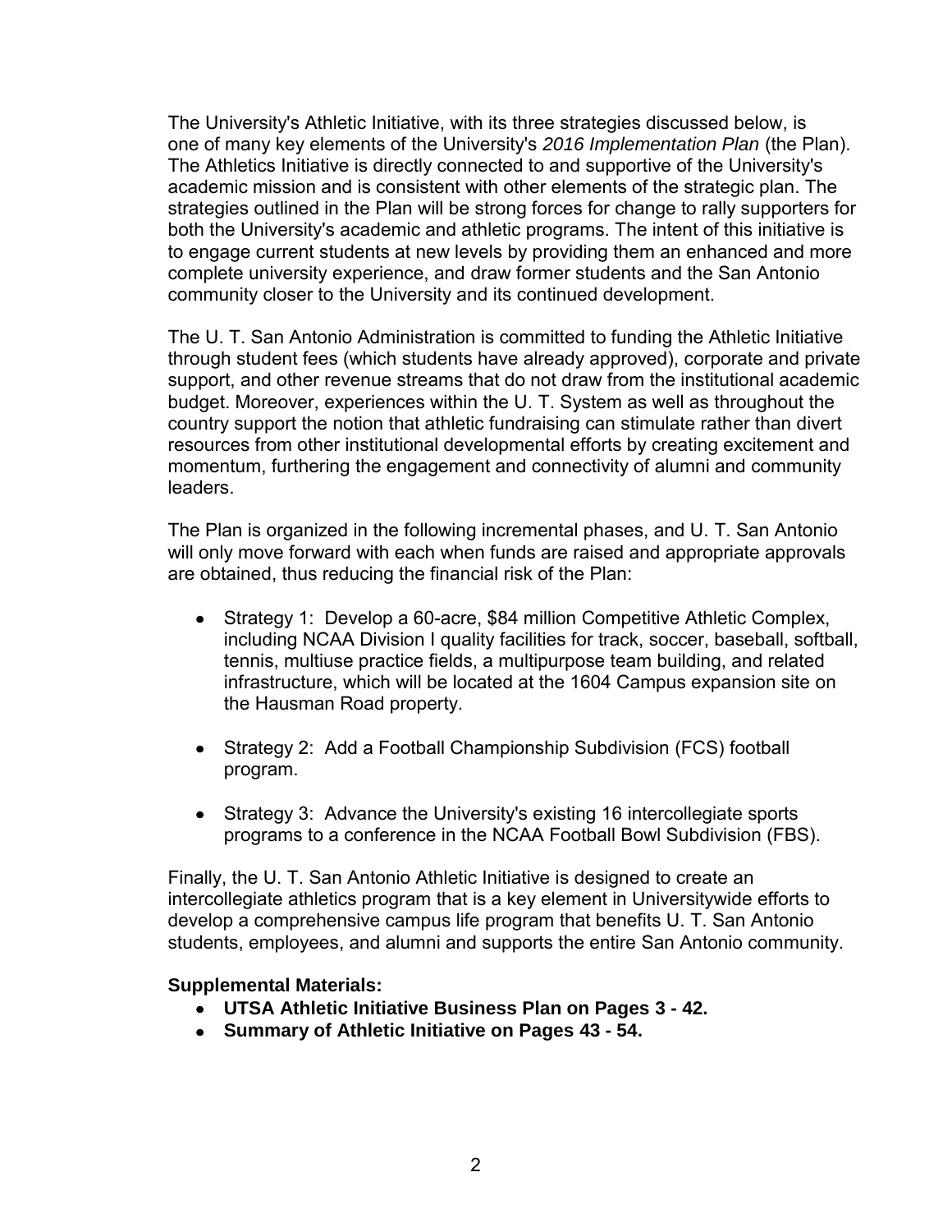The University's Athletic Initiative, with its three strategies discussed below, is one of many key elements of the University's *2016 Implementation Plan* (the Plan). The Athletics Initiative is directly connected to and supportive of the University's academic mission and is consistent with other elements of the strategic plan. The strategies outlined in the Plan will be strong forces for change to rally supporters for both the University's academic and athletic programs. The intent of this initiative is to engage current students at new levels by providing them an enhanced and more complete university experience, and draw former students and the San Antonio community closer to the University and its continued development.

The U. T. San Antonio Administration is committed to funding the Athletic Initiative through student fees (which students have already approved), corporate and private support, and other revenue streams that do not draw from the institutional academic budget. Moreover, experiences within the U. T. System as well as throughout the country support the notion that athletic fundraising can stimulate rather than divert resources from other institutional developmental efforts by creating excitement and momentum, furthering the engagement and connectivity of alumni and community leaders.

The Plan is organized in the following incremental phases, and U. T. San Antonio will only move forward with each when funds are raised and appropriate approvals are obtained, thus reducing the financial risk of the Plan:

- Strategy 1: Develop a 60-acre, $84 million Competitive Athletic Complex, including NCAA Division I quality facilities for track, soccer, baseball, softball, tennis, multiuse practice fields, a multipurpose team building, and related infrastructure, which will be located at the 1604 Campus expansion site on the Hausman Road property.

- Strategy 2: Add a Football Championship Subdivision (FCS) football program.

- Strategy 3: Advance the University's existing 16 intercollegiate sports programs to a conference in the NCAA Football Bowl Subdivision (FBS).

Finally, the U. T. San Antonio Athletic Initiative is designed to create an intercollegiate athletics program that is a key element in Universitywide efforts to develop a comprehensive campus life program that benefits U. T. San Antonio students, employees, and alumni and supports the entire San Antonio community.

**Supplemental Materials:**

- **UTSA Athletic Initiative Business Plan on Pages 3 - 42.**
- **Summary of Athletic Initiative on Pages 43 - 54.**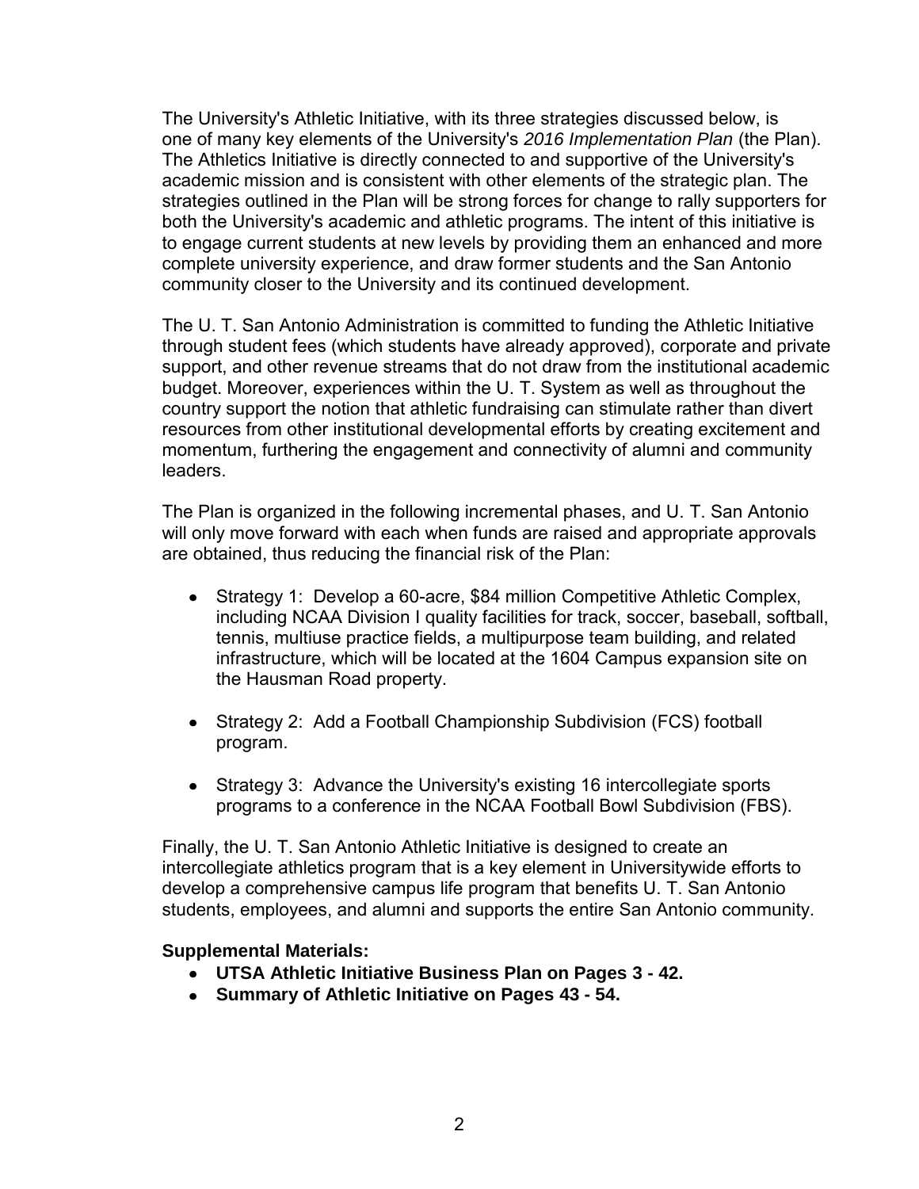The University's Athletic Initiative, with its three strategies discussed below, is one of many key elements of the University's *2016 Implementation Plan* (the Plan). The Athletics Initiative is directly connected to and supportive of the University's academic mission and is consistent with other elements of the strategic plan. The strategies outlined in the Plan will be strong forces for change to rally supporters for both the University's academic and athletic programs. The intent of this initiative is to engage current students at new levels by providing them an enhanced and more complete university experience, and draw former students and the San Antonio community closer to the University and its continued development.

The U. T. San Antonio Administration is committed to funding the Athletic Initiative through student fees (which students have already approved), corporate and private support, and other revenue streams that do not draw from the institutional academic budget. Moreover, experiences within the U. T. System as well as throughout the country support the notion that athletic fundraising can stimulate rather than divert resources from other institutional developmental efforts by creating excitement and momentum, furthering the engagement and connectivity of alumni and community leaders.

The Plan is organized in the following incremental phases, and U. T. San Antonio will only move forward with each when funds are raised and appropriate approvals are obtained, thus reducing the financial risk of the Plan:

- Strategy 1: Develop a 60-acre, $84 million Competitive Athletic Complex, including NCAA Division I quality facilities for track, soccer, baseball, softball, tennis, multiuse practice fields, a multipurpose team building, and related infrastructure, which will be located at the 1604 Campus expansion site on the Hausman Road property.

- Strategy 2: Add a Football Championship Subdivision (FCS) football program.

- Strategy 3: Advance the University's existing 16 intercollegiate sports programs to a conference in the NCAA Football Bowl Subdivision (FBS).

Finally, the U. T. San Antonio Athletic Initiative is designed to create an intercollegiate athletics program that is a key element in Universitywide efforts to develop a comprehensive campus life program that benefits U. T. San Antonio students, employees, and alumni and supports the entire San Antonio community.

**Supplemental Materials:**

- **UTSA Athletic Initiative Business Plan on Pages 3 - 42.**
- **Summary of Athletic Initiative on Pages 43 - 54.**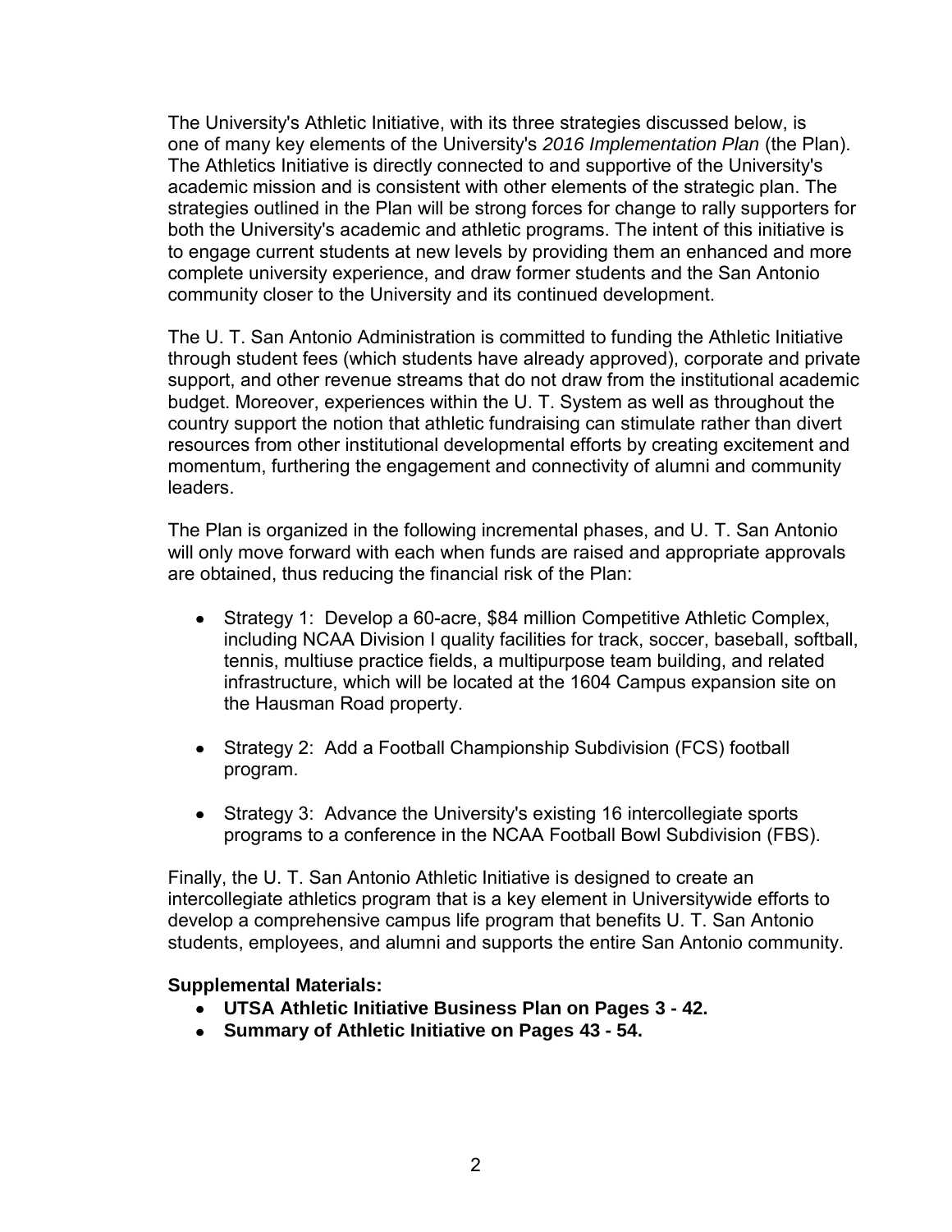The University's Athletic Initiative, with its three strategies discussed below, is one of many key elements of the University's *2016 Implementation Plan* (the Plan). The Athletics Initiative is directly connected to and supportive of the University's academic mission and is consistent with other elements of the strategic plan. The strategies outlined in the Plan will be strong forces for change to rally supporters for both the University's academic and athletic programs. The intent of this initiative is to engage current students at new levels by providing them an enhanced and more complete university experience, and draw former students and the San Antonio community closer to the University and its continued development.

The U. T. San Antonio Administration is committed to funding the Athletic Initiative through student fees (which students have already approved), corporate and private support, and other revenue streams that do not draw from the institutional academic budget. Moreover, experiences within the U. T. System as well as throughout the country support the notion that athletic fundraising can stimulate rather than divert resources from other institutional developmental efforts by creating excitement and momentum, furthering the engagement and connectivity of alumni and community leaders.

The Plan is organized in the following incremental phases, and U. T. San Antonio will only move forward with each when funds are raised and appropriate approvals are obtained, thus reducing the financial risk of the Plan:

- Strategy 1: Develop a 60-acre, $84 million Competitive Athletic Complex, including NCAA Division I quality facilities for track, soccer, baseball, softball, tennis, multiuse practice fields, a multipurpose team building, and related infrastructure, which will be located at the 1604 Campus expansion site on the Hausman Road property.

- Strategy 2: Add a Football Championship Subdivision (FCS) football program.

- Strategy 3: Advance the University's existing 16 intercollegiate sports programs to a conference in the NCAA Football Bowl Subdivision (FBS).

Finally, the U. T. San Antonio Athletic Initiative is designed to create an intercollegiate athletics program that is a key element in Universitywide efforts to develop a comprehensive campus life program that benefits U. T. San Antonio students, employees, and alumni and supports the entire San Antonio community.

**Supplemental Materials:**

- **UTSA Athletic Initiative Business Plan on Pages 3 - 42.**
- **Summary of Athletic Initiative on Pages 43 - 54.**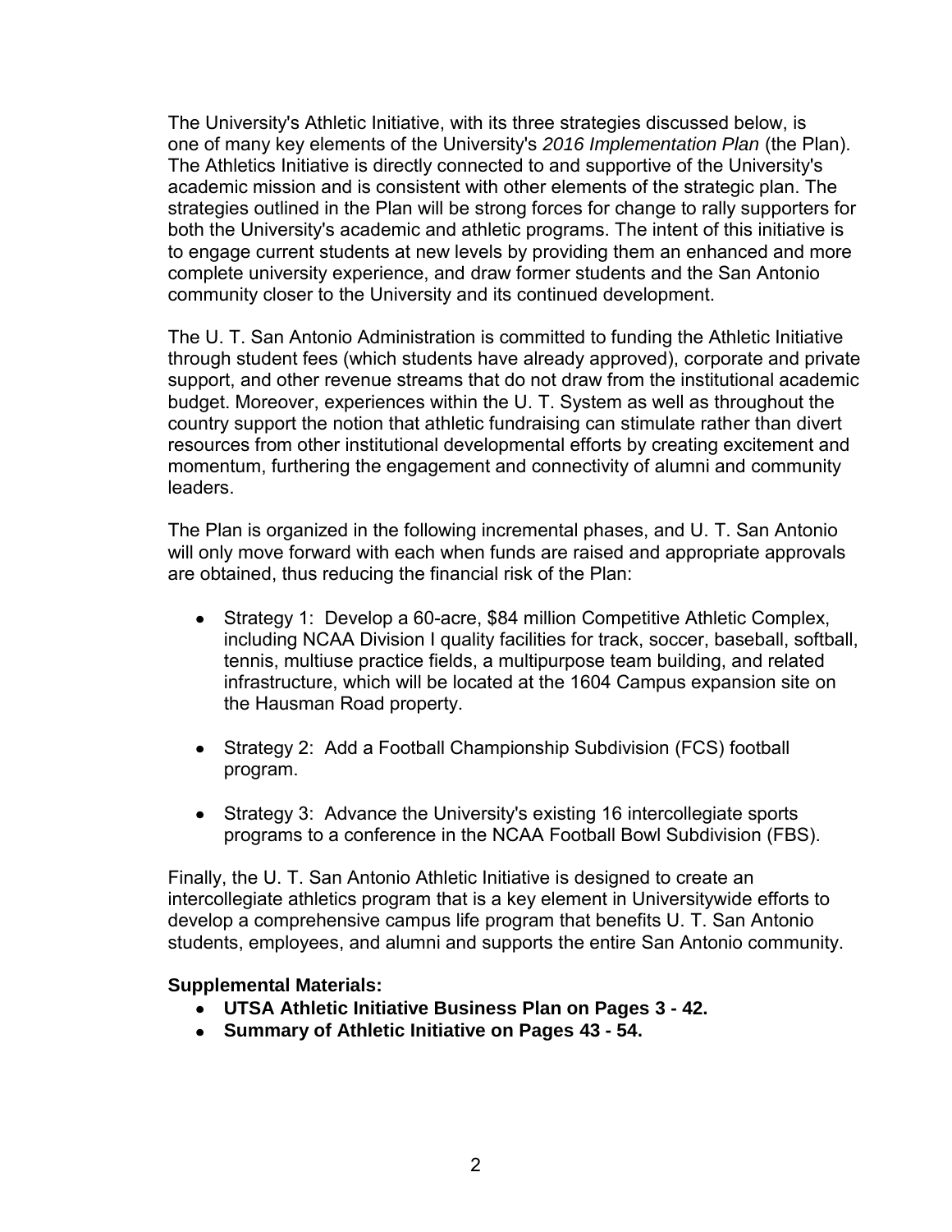The University's Athletic Initiative, with its three strategies discussed below, is one of many key elements of the University's *2016 Implementation Plan* (the Plan). The Athletics Initiative is directly connected to and supportive of the University's academic mission and is consistent with other elements of the strategic plan. The strategies outlined in the Plan will be strong forces for change to rally supporters for both the University's academic and athletic programs. The intent of this initiative is to engage current students at new levels by providing them an enhanced and more complete university experience, and draw former students and the San Antonio community closer to the University and its continued development.

The U. T. San Antonio Administration is committed to funding the Athletic Initiative through student fees (which students have already approved), corporate and private support, and other revenue streams that do not draw from the institutional academic budget. Moreover, experiences within the U. T. System as well as throughout the country support the notion that athletic fundraising can stimulate rather than divert resources from other institutional developmental efforts by creating excitement and momentum, furthering the engagement and connectivity of alumni and community leaders.

The Plan is organized in the following incremental phases, and U. T. San Antonio will only move forward with each when funds are raised and appropriate approvals are obtained, thus reducing the financial risk of the Plan:

- Strategy 1: Develop a 60-acre, $84 million Competitive Athletic Complex, including NCAA Division I quality facilities for track, soccer, baseball, softball, tennis, multiuse practice fields, a multipurpose team building, and related infrastructure, which will be located at the 1604 Campus expansion site on the Hausman Road property.

- Strategy 2: Add a Football Championship Subdivision (FCS) football program.

- Strategy 3: Advance the University's existing 16 intercollegiate sports programs to a conference in the NCAA Football Bowl Subdivision (FBS).

Finally, the U. T. San Antonio Athletic Initiative is designed to create an intercollegiate athletics program that is a key element in Universitywide efforts to develop a comprehensive campus life program that benefits U. T. San Antonio students, employees, and alumni and supports the entire San Antonio community.

**Supplemental Materials:**

- **UTSA Athletic Initiative Business Plan on Pages 3 - 42.**
- **Summary of Athletic Initiative on Pages 43 - 54.**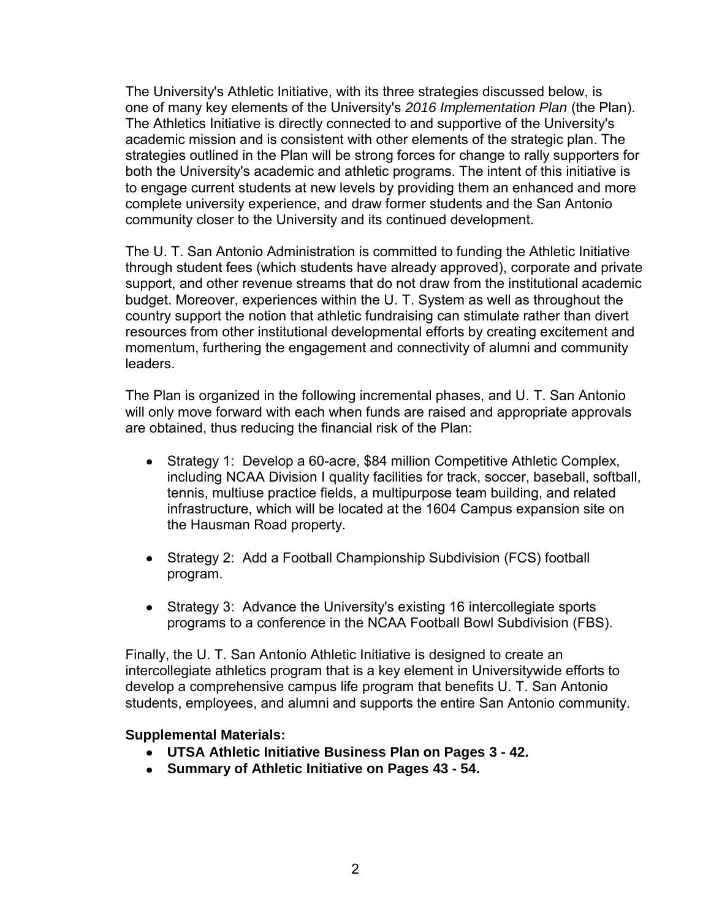The University's Athletic Initiative, with its three strategies discussed below, is one of many key elements of the University's *2016 Implementation Plan* (the Plan). The Athletics Initiative is directly connected to and supportive of the University's academic mission and is consistent with other elements of the strategic plan. The strategies outlined in the Plan will be strong forces for change to rally supporters for both the University's academic and athletic programs. The intent of this initiative is to engage current students at new levels by providing them an enhanced and more complete university experience, and draw former students and the San Antonio community closer to the University and its continued development.

The U. T. San Antonio Administration is committed to funding the Athletic Initiative through student fees (which students have already approved), corporate and private support, and other revenue streams that do not draw from the institutional academic budget. Moreover, experiences within the U. T. System as well as throughout the country support the notion that athletic fundraising can stimulate rather than divert resources from other institutional developmental efforts by creating excitement and momentum, furthering the engagement and connectivity of alumni and community leaders.

The Plan is organized in the following incremental phases, and U. T. San Antonio will only move forward with each when funds are raised and appropriate approvals are obtained, thus reducing the financial risk of the Plan:

- Strategy 1: Develop a 60-acre, $84 million Competitive Athletic Complex, including NCAA Division I quality facilities for track, soccer, baseball, softball, tennis, multiuse practice fields, a multipurpose team building, and related infrastructure, which will be located at the 1604 Campus expansion site on the Hausman Road property.

- Strategy 2: Add a Football Championship Subdivision (FCS) football program.

- Strategy 3: Advance the University's existing 16 intercollegiate sports programs to a conference in the NCAA Football Bowl Subdivision (FBS).

Finally, the U. T. San Antonio Athletic Initiative is designed to create an intercollegiate athletics program that is a key element in Universitywide efforts to develop a comprehensive campus life program that benefits U. T. San Antonio students, employees, and alumni and supports the entire San Antonio community.

**Supplemental Materials:**

- **UTSA Athletic Initiative Business Plan on Pages 3 - 42.**
- **Summary of Athletic Initiative on Pages 43 - 54.**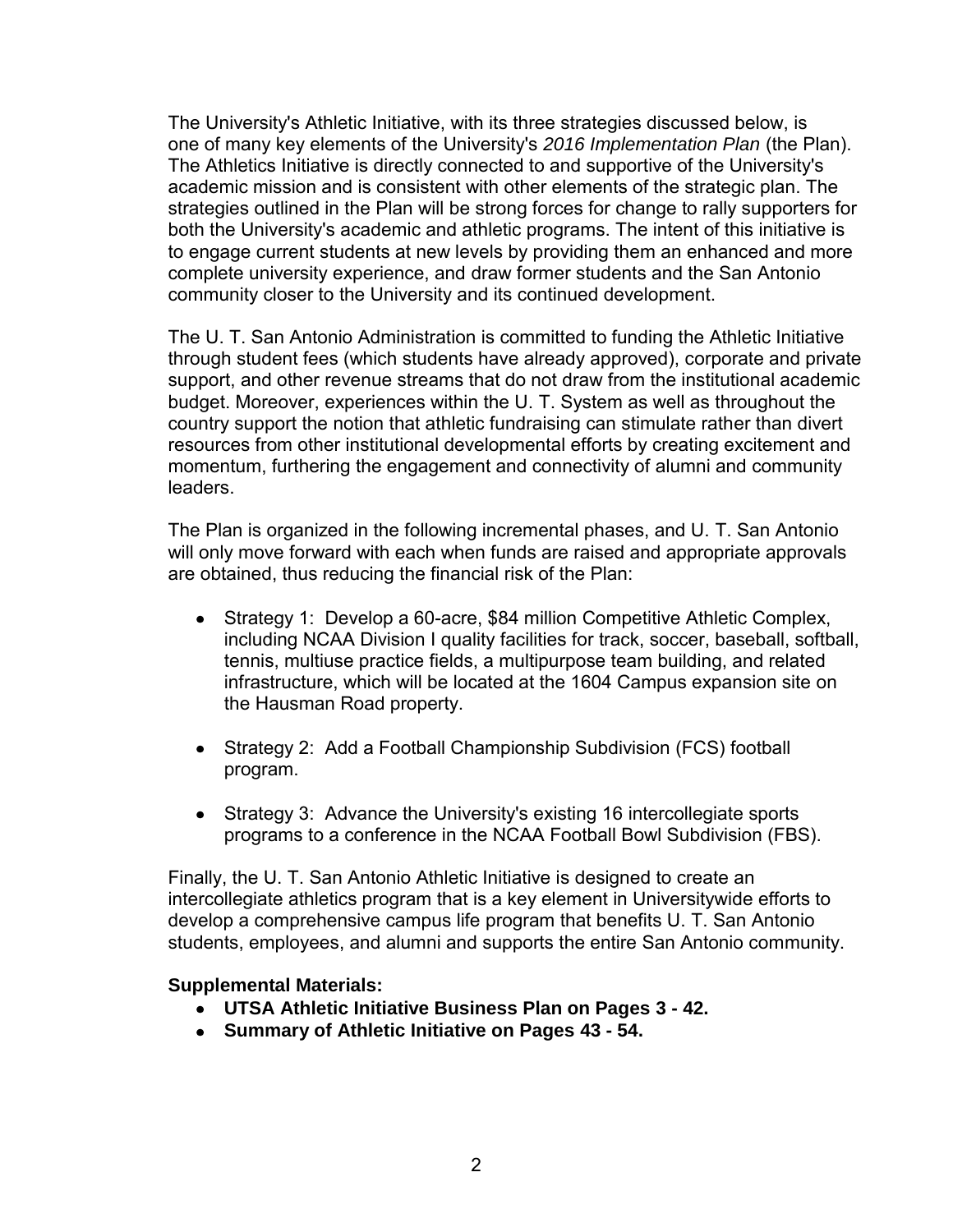The University's Athletic Initiative, with its three strategies discussed below, is one of many key elements of the University's *2016 Implementation Plan* (the Plan). The Athletics Initiative is directly connected to and supportive of the University's academic mission and is consistent with other elements of the strategic plan. The strategies outlined in the Plan will be strong forces for change to rally supporters for both the University's academic and athletic programs. The intent of this initiative is to engage current students at new levels by providing them an enhanced and more complete university experience, and draw former students and the San Antonio community closer to the University and its continued development.

The U. T. San Antonio Administration is committed to funding the Athletic Initiative through student fees (which students have already approved), corporate and private support, and other revenue streams that do not draw from the institutional academic budget. Moreover, experiences within the U. T. System as well as throughout the country support the notion that athletic fundraising can stimulate rather than divert resources from other institutional developmental efforts by creating excitement and momentum, furthering the engagement and connectivity of alumni and community leaders.

The Plan is organized in the following incremental phases, and U. T. San Antonio will only move forward with each when funds are raised and appropriate approvals are obtained, thus reducing the financial risk of the Plan:

- Strategy 1: Develop a 60-acre, $84 million Competitive Athletic Complex, including NCAA Division I quality facilities for track, soccer, baseball, softball, tennis, multiuse practice fields, a multipurpose team building, and related infrastructure, which will be located at the 1604 Campus expansion site on the Hausman Road property.

- Strategy 2: Add a Football Championship Subdivision (FCS) football program.

- Strategy 3: Advance the University's existing 16 intercollegiate sports programs to a conference in the NCAA Football Bowl Subdivision (FBS).

Finally, the U. T. San Antonio Athletic Initiative is designed to create an intercollegiate athletics program that is a key element in Universitywide efforts to develop a comprehensive campus life program that benefits U. T. San Antonio students, employees, and alumni and supports the entire San Antonio community.

**Supplemental Materials:**

- **UTSA Athletic Initiative Business Plan on Pages 3 - 42.**
- **Summary of Athletic Initiative on Pages 43 - 54.**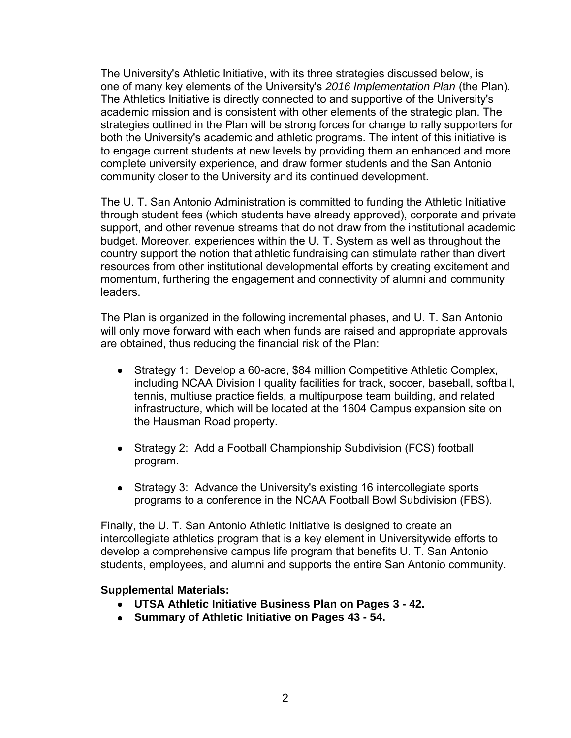The University's Athletic Initiative, with its three strategies discussed below, is one of many key elements of the University's *2016 Implementation Plan* (the Plan). The Athletics Initiative is directly connected to and supportive of the University's academic mission and is consistent with other elements of the strategic plan. The strategies outlined in the Plan will be strong forces for change to rally supporters for both the University's academic and athletic programs. The intent of this initiative is to engage current students at new levels by providing them an enhanced and more complete university experience, and draw former students and the San Antonio community closer to the University and its continued development.

The U. T. San Antonio Administration is committed to funding the Athletic Initiative through student fees (which students have already approved), corporate and private support, and other revenue streams that do not draw from the institutional academic budget. Moreover, experiences within the U. T. System as well as throughout the country support the notion that athletic fundraising can stimulate rather than divert resources from other institutional developmental efforts by creating excitement and momentum, furthering the engagement and connectivity of alumni and community leaders.

The Plan is organized in the following incremental phases, and U. T. San Antonio will only move forward with each when funds are raised and appropriate approvals are obtained, thus reducing the financial risk of the Plan:

- Strategy 1: Develop a 60-acre, $84 million Competitive Athletic Complex, including NCAA Division I quality facilities for track, soccer, baseball, softball, tennis, multiuse practice fields, a multipurpose team building, and related infrastructure, which will be located at the 1604 Campus expansion site on the Hausman Road property.
- Strategy 2: Add a Football Championship Subdivision (FCS) football program.
- Strategy 3: Advance the University's existing 16 intercollegiate sports programs to a conference in the NCAA Football Bowl Subdivision (FBS).

Finally, the U. T. San Antonio Athletic Initiative is designed to create an intercollegiate athletics program that is a key element in Universitywide efforts to develop a comprehensive campus life program that benefits U. T. San Antonio students, employees, and alumni and supports the entire San Antonio community.

**Supplemental Materials:**

- **UTSA Athletic Initiative Business Plan on Pages 3 - 42.**
- **Summary of Athletic Initiative on Pages 43 - 54.**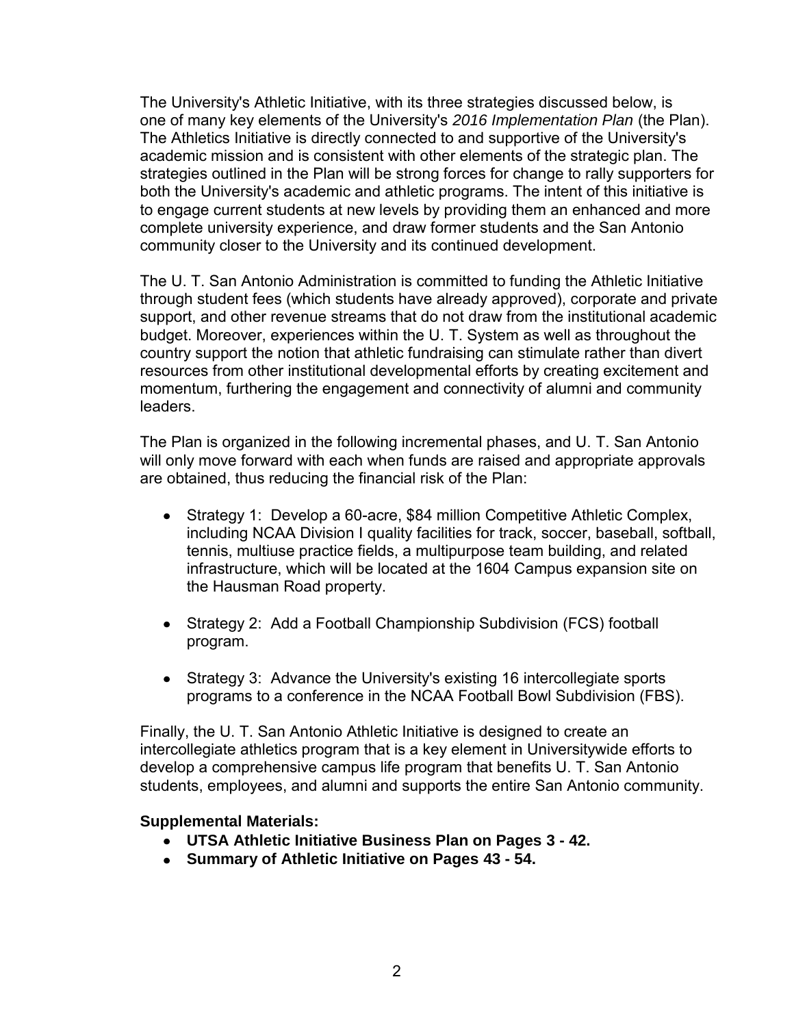The University's Athletic Initiative, with its three strategies discussed below, is one of many key elements of the University's *2016 Implementation Plan* (the Plan). The Athletics Initiative is directly connected to and supportive of the University's academic mission and is consistent with other elements of the strategic plan. The strategies outlined in the Plan will be strong forces for change to rally supporters for both the University's academic and athletic programs. The intent of this initiative is to engage current students at new levels by providing them an enhanced and more complete university experience, and draw former students and the San Antonio community closer to the University and its continued development.

The U. T. San Antonio Administration is committed to funding the Athletic Initiative through student fees (which students have already approved), corporate and private support, and other revenue streams that do not draw from the institutional academic budget. Moreover, experiences within the U. T. System as well as throughout the country support the notion that athletic fundraising can stimulate rather than divert resources from other institutional developmental efforts by creating excitement and momentum, furthering the engagement and connectivity of alumni and community leaders.

The Plan is organized in the following incremental phases, and U. T. San Antonio will only move forward with each when funds are raised and appropriate approvals are obtained, thus reducing the financial risk of the Plan:

- Strategy 1: Develop a 60-acre, $84 million Competitive Athletic Complex, including NCAA Division I quality facilities for track, soccer, baseball, softball, tennis, multiuse practice fields, a multipurpose team building, and related infrastructure, which will be located at the 1604 Campus expansion site on the Hausman Road property.

- Strategy 2: Add a Football Championship Subdivision (FCS) football program.

- Strategy 3: Advance the University's existing 16 intercollegiate sports programs to a conference in the NCAA Football Bowl Subdivision (FBS).

Finally, the U. T. San Antonio Athletic Initiative is designed to create an intercollegiate athletics program that is a key element in Universitywide efforts to develop a comprehensive campus life program that benefits U. T. San Antonio students, employees, and alumni and supports the entire San Antonio community.

**Supplemental Materials:**

- **UTSA Athletic Initiative Business Plan on Pages 3 - 42.**
- **Summary of Athletic Initiative on Pages 43 - 54.**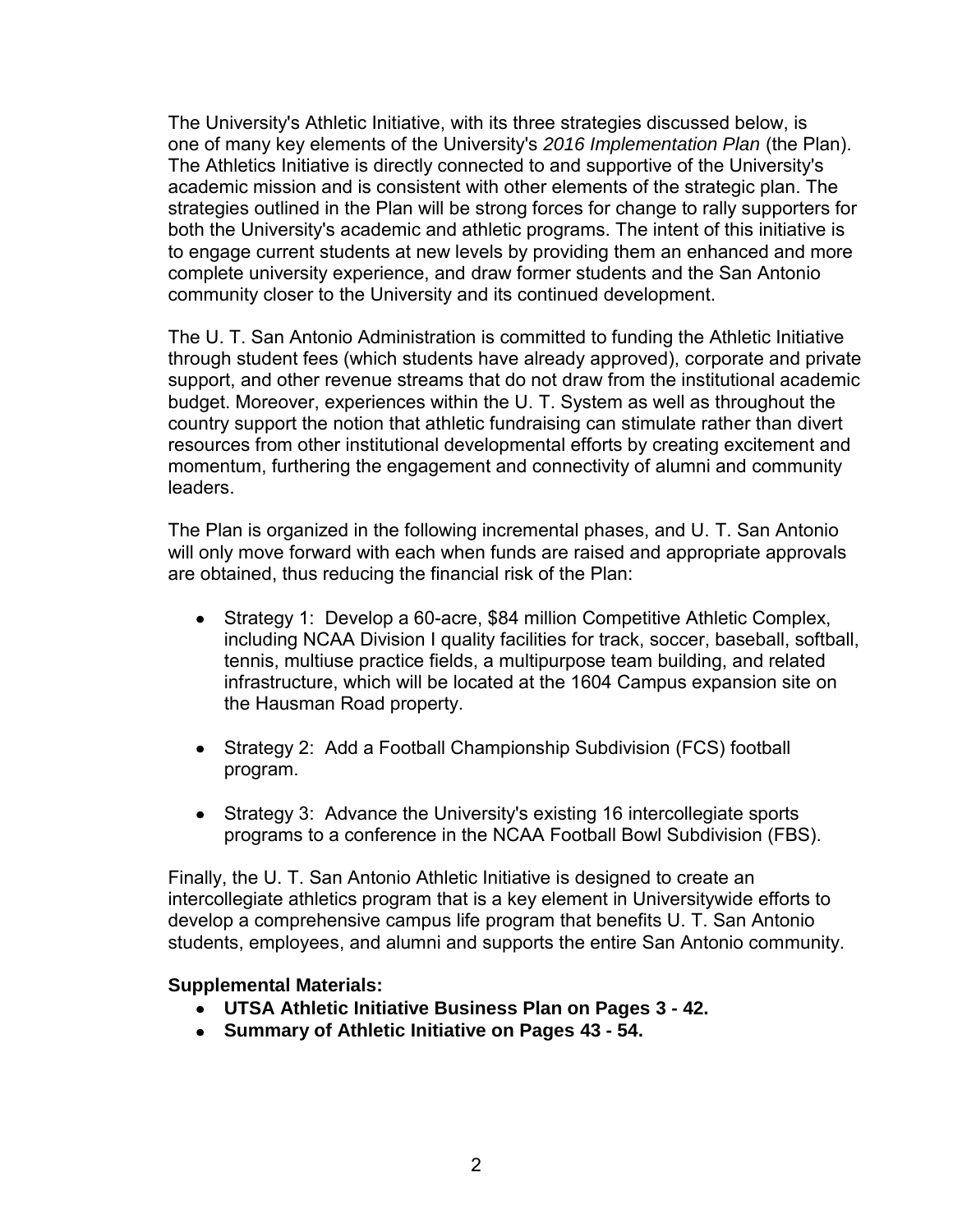The University's Athletic Initiative, with its three strategies discussed below, is one of many key elements of the University's *2016 Implementation Plan* (the Plan). The Athletics Initiative is directly connected to and supportive of the University's academic mission and is consistent with other elements of the strategic plan. The strategies outlined in the Plan will be strong forces for change to rally supporters for both the University's academic and athletic programs. The intent of this initiative is to engage current students at new levels by providing them an enhanced and more complete university experience, and draw former students and the San Antonio community closer to the University and its continued development.

The U. T. San Antonio Administration is committed to funding the Athletic Initiative through student fees (which students have already approved), corporate and private support, and other revenue streams that do not draw from the institutional academic budget. Moreover, experiences within the U. T. System as well as throughout the country support the notion that athletic fundraising can stimulate rather than divert resources from other institutional developmental efforts by creating excitement and momentum, furthering the engagement and connectivity of alumni and community leaders.

The Plan is organized in the following incremental phases, and U. T. San Antonio will only move forward with each when funds are raised and appropriate approvals are obtained, thus reducing the financial risk of the Plan:

- Strategy 1: Develop a 60-acre, $84 million Competitive Athletic Complex, including NCAA Division I quality facilities for track, soccer, baseball, softball, tennis, multiuse practice fields, a multipurpose team building, and related infrastructure, which will be located at the 1604 Campus expansion site on the Hausman Road property.

- Strategy 2: Add a Football Championship Subdivision (FCS) football program.

- Strategy 3: Advance the University's existing 16 intercollegiate sports programs to a conference in the NCAA Football Bowl Subdivision (FBS).

Finally, the U. T. San Antonio Athletic Initiative is designed to create an intercollegiate athletics program that is a key element in Universitywide efforts to develop a comprehensive campus life program that benefits U. T. San Antonio students, employees, and alumni and supports the entire San Antonio community.

**Supplemental Materials:**

- **UTSA Athletic Initiative Business Plan on Pages 3 - 42.**
- **Summary of Athletic Initiative on Pages 43 - 54.**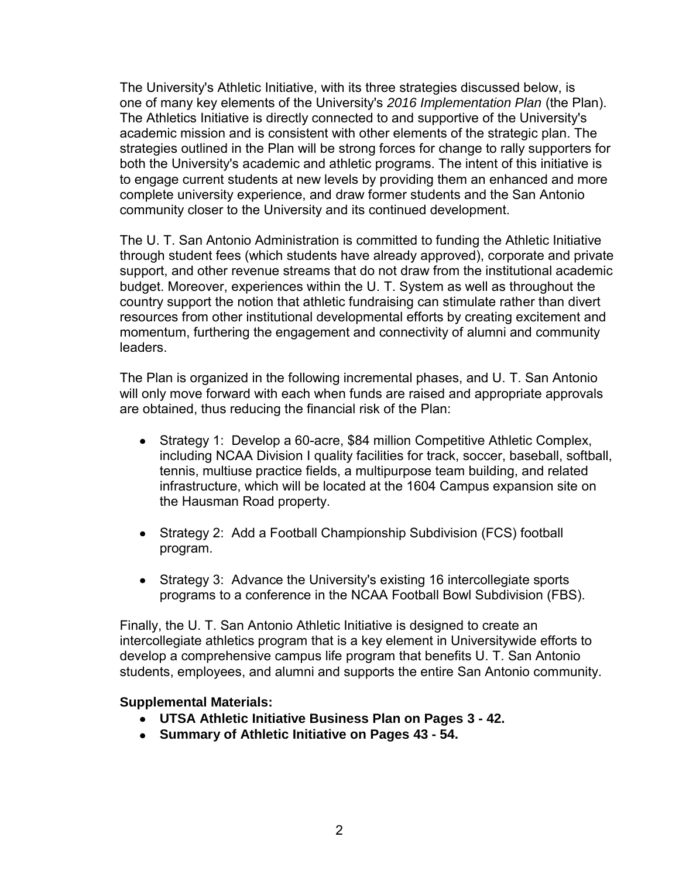The University's Athletic Initiative, with its three strategies discussed below, is one of many key elements of the University's *2016 Implementation Plan* (the Plan). The Athletics Initiative is directly connected to and supportive of the University's academic mission and is consistent with other elements of the strategic plan. The strategies outlined in the Plan will be strong forces for change to rally supporters for both the University's academic and athletic programs. The intent of this initiative is to engage current students at new levels by providing them an enhanced and more complete university experience, and draw former students and the San Antonio community closer to the University and its continued development.

The U. T. San Antonio Administration is committed to funding the Athletic Initiative through student fees (which students have already approved), corporate and private support, and other revenue streams that do not draw from the institutional academic budget. Moreover, experiences within the U. T. System as well as throughout the country support the notion that athletic fundraising can stimulate rather than divert resources from other institutional developmental efforts by creating excitement and momentum, furthering the engagement and connectivity of alumni and community leaders.

The Plan is organized in the following incremental phases, and U. T. San Antonio will only move forward with each when funds are raised and appropriate approvals are obtained, thus reducing the financial risk of the Plan:

- Strategy 1: Develop a 60-acre, $84 million Competitive Athletic Complex, including NCAA Division I quality facilities for track, soccer, baseball, softball, tennis, multiuse practice fields, a multipurpose team building, and related infrastructure, which will be located at the 1604 Campus expansion site on the Hausman Road property.

- Strategy 2: Add a Football Championship Subdivision (FCS) football program.

- Strategy 3: Advance the University's existing 16 intercollegiate sports programs to a conference in the NCAA Football Bowl Subdivision (FBS).

Finally, the U. T. San Antonio Athletic Initiative is designed to create an intercollegiate athletics program that is a key element in Universitywide efforts to develop a comprehensive campus life program that benefits U. T. San Antonio students, employees, and alumni and supports the entire San Antonio community.

**Supplemental Materials:**

- **UTSA Athletic Initiative Business Plan on Pages 3 - 42.**
- **Summary of Athletic Initiative on Pages 43 - 54.**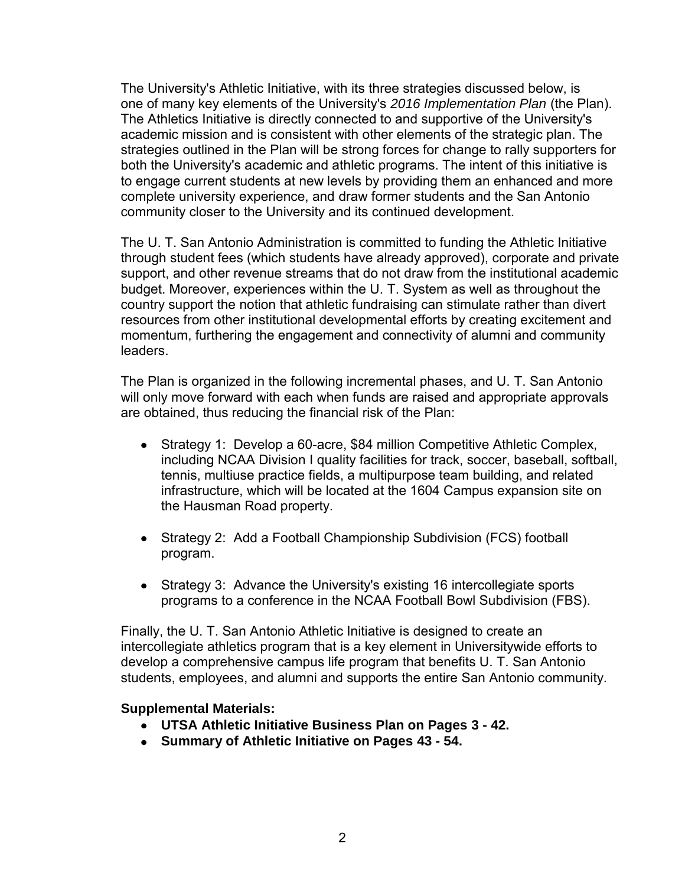The University's Athletic Initiative, with its three strategies discussed below, is one of many key elements of the University's *2016 Implementation Plan* (the Plan). The Athletics Initiative is directly connected to and supportive of the University's academic mission and is consistent with other elements of the strategic plan. The strategies outlined in the Plan will be strong forces for change to rally supporters for both the University's academic and athletic programs. The intent of this initiative is to engage current students at new levels by providing them an enhanced and more complete university experience, and draw former students and the San Antonio community closer to the University and its continued development.

The U. T. San Antonio Administration is committed to funding the Athletic Initiative through student fees (which students have already approved), corporate and private support, and other revenue streams that do not draw from the institutional academic budget. Moreover, experiences within the U. T. System as well as throughout the country support the notion that athletic fundraising can stimulate rather than divert resources from other institutional developmental efforts by creating excitement and momentum, furthering the engagement and connectivity of alumni and community leaders.

The Plan is organized in the following incremental phases, and U. T. San Antonio will only move forward with each when funds are raised and appropriate approvals are obtained, thus reducing the financial risk of the Plan:

- Strategy 1: Develop a 60-acre, $84 million Competitive Athletic Complex, including NCAA Division I quality facilities for track, soccer, baseball, softball, tennis, multiuse practice fields, a multipurpose team building, and related infrastructure, which will be located at the 1604 Campus expansion site on the Hausman Road property.

- Strategy 2: Add a Football Championship Subdivision (FCS) football program.

- Strategy 3: Advance the University's existing 16 intercollegiate sports programs to a conference in the NCAA Football Bowl Subdivision (FBS).

Finally, the U. T. San Antonio Athletic Initiative is designed to create an intercollegiate athletics program that is a key element in Universitywide efforts to develop a comprehensive campus life program that benefits U. T. San Antonio students, employees, and alumni and supports the entire San Antonio community.

**Supplemental Materials:**

- **UTSA Athletic Initiative Business Plan on Pages 3 - 42.**
- **Summary of Athletic Initiative on Pages 43 - 54.**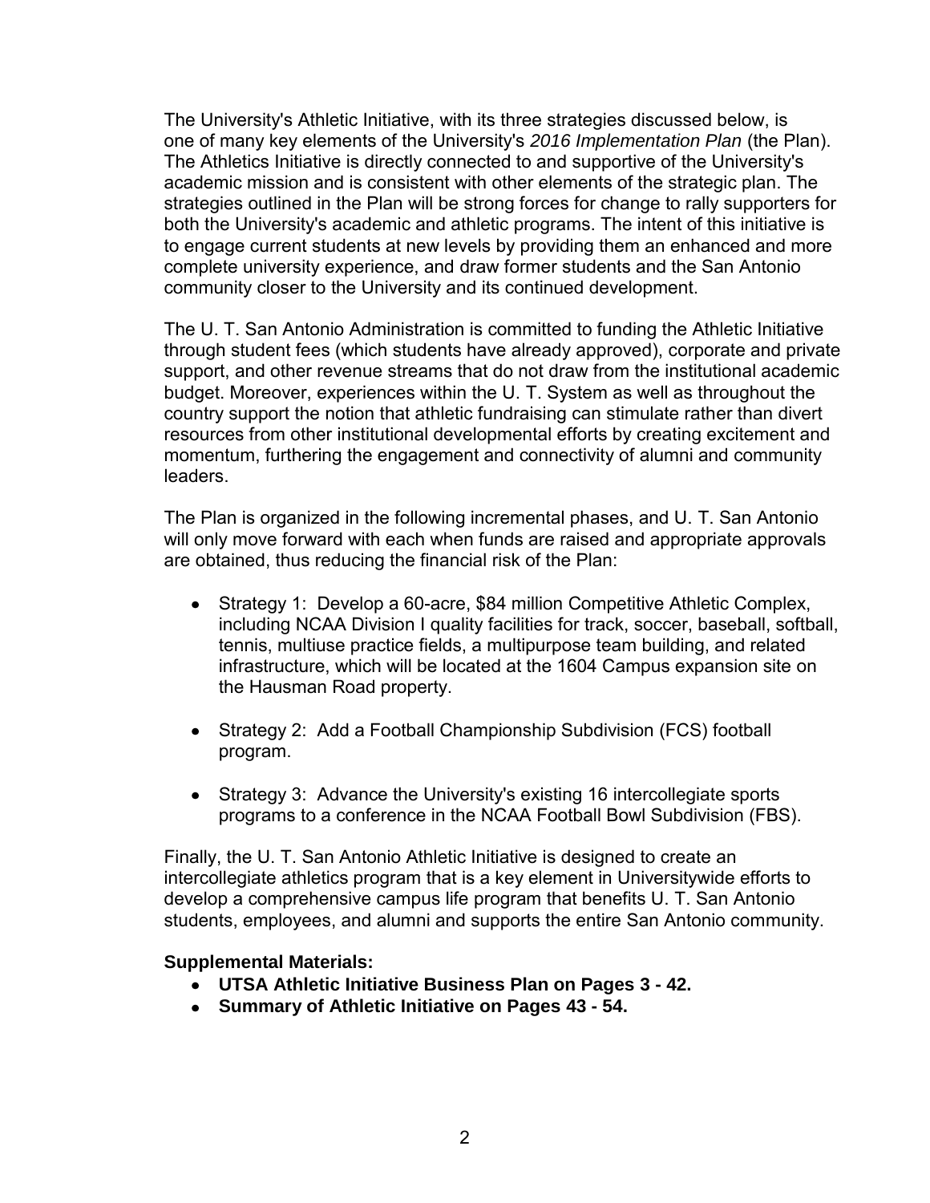The University's Athletic Initiative, with its three strategies discussed below, is one of many key elements of the University's *2016 Implementation Plan* (the Plan). The Athletics Initiative is directly connected to and supportive of the University's academic mission and is consistent with other elements of the strategic plan. The strategies outlined in the Plan will be strong forces for change to rally supporters for both the University's academic and athletic programs. The intent of this initiative is to engage current students at new levels by providing them an enhanced and more complete university experience, and draw former students and the San Antonio community closer to the University and its continued development.

The U. T. San Antonio Administration is committed to funding the Athletic Initiative through student fees (which students have already approved), corporate and private support, and other revenue streams that do not draw from the institutional academic budget. Moreover, experiences within the U. T. System as well as throughout the country support the notion that athletic fundraising can stimulate rather than divert resources from other institutional developmental efforts by creating excitement and momentum, furthering the engagement and connectivity of alumni and community leaders.

The Plan is organized in the following incremental phases, and U. T. San Antonio will only move forward with each when funds are raised and appropriate approvals are obtained, thus reducing the financial risk of the Plan:

- Strategy 1: Develop a 60-acre, $84 million Competitive Athletic Complex, including NCAA Division I quality facilities for track, soccer, baseball, softball, tennis, multiuse practice fields, a multipurpose team building, and related infrastructure, which will be located at the 1604 Campus expansion site on the Hausman Road property.

- Strategy 2: Add a Football Championship Subdivision (FCS) football program.

- Strategy 3: Advance the University's existing 16 intercollegiate sports programs to a conference in the NCAA Football Bowl Subdivision (FBS).

Finally, the U. T. San Antonio Athletic Initiative is designed to create an intercollegiate athletics program that is a key element in Universitywide efforts to develop a comprehensive campus life program that benefits U. T. San Antonio students, employees, and alumni and supports the entire San Antonio community.

**Supplemental Materials:**

- **UTSA Athletic Initiative Business Plan on Pages 3 - 42.**
- **Summary of Athletic Initiative on Pages 43 - 54.**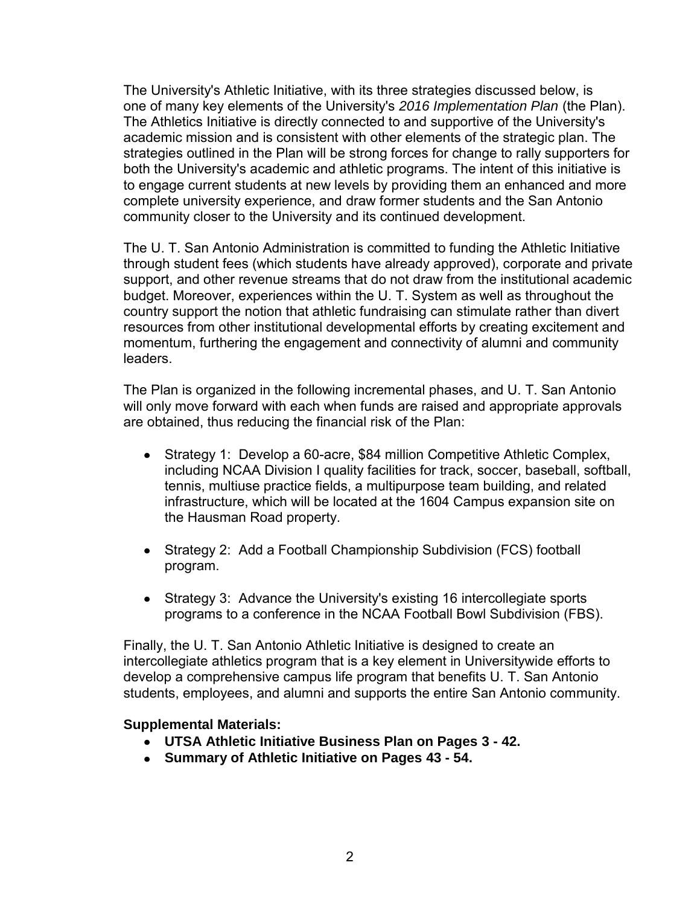The University's Athletic Initiative, with its three strategies discussed below, is one of many key elements of the University's *2016 Implementation Plan* (the Plan). The Athletics Initiative is directly connected to and supportive of the University's academic mission and is consistent with other elements of the strategic plan. The strategies outlined in the Plan will be strong forces for change to rally supporters for both the University's academic and athletic programs. The intent of this initiative is to engage current students at new levels by providing them an enhanced and more complete university experience, and draw former students and the San Antonio community closer to the University and its continued development.

The U. T. San Antonio Administration is committed to funding the Athletic Initiative through student fees (which students have already approved), corporate and private support, and other revenue streams that do not draw from the institutional academic budget. Moreover, experiences within the U. T. System as well as throughout the country support the notion that athletic fundraising can stimulate rather than divert resources from other institutional developmental efforts by creating excitement and momentum, furthering the engagement and connectivity of alumni and community leaders.

The Plan is organized in the following incremental phases, and U. T. San Antonio will only move forward with each when funds are raised and appropriate approvals are obtained, thus reducing the financial risk of the Plan:

- Strategy 1: Develop a 60-acre, $84 million Competitive Athletic Complex, including NCAA Division I quality facilities for track, soccer, baseball, softball, tennis, multiuse practice fields, a multipurpose team building, and related infrastructure, which will be located at the 1604 Campus expansion site on the Hausman Road property.
- Strategy 2: Add a Football Championship Subdivision (FCS) football program.
- Strategy 3: Advance the University's existing 16 intercollegiate sports programs to a conference in the NCAA Football Bowl Subdivision (FBS).

Finally, the U. T. San Antonio Athletic Initiative is designed to create an intercollegiate athletics program that is a key element in Universitywide efforts to develop a comprehensive campus life program that benefits U. T. San Antonio students, employees, and alumni and supports the entire San Antonio community.

**Supplemental Materials:**

- **UTSA Athletic Initiative Business Plan on Pages 3 - 42.**
- **Summary of Athletic Initiative on Pages 43 - 54.**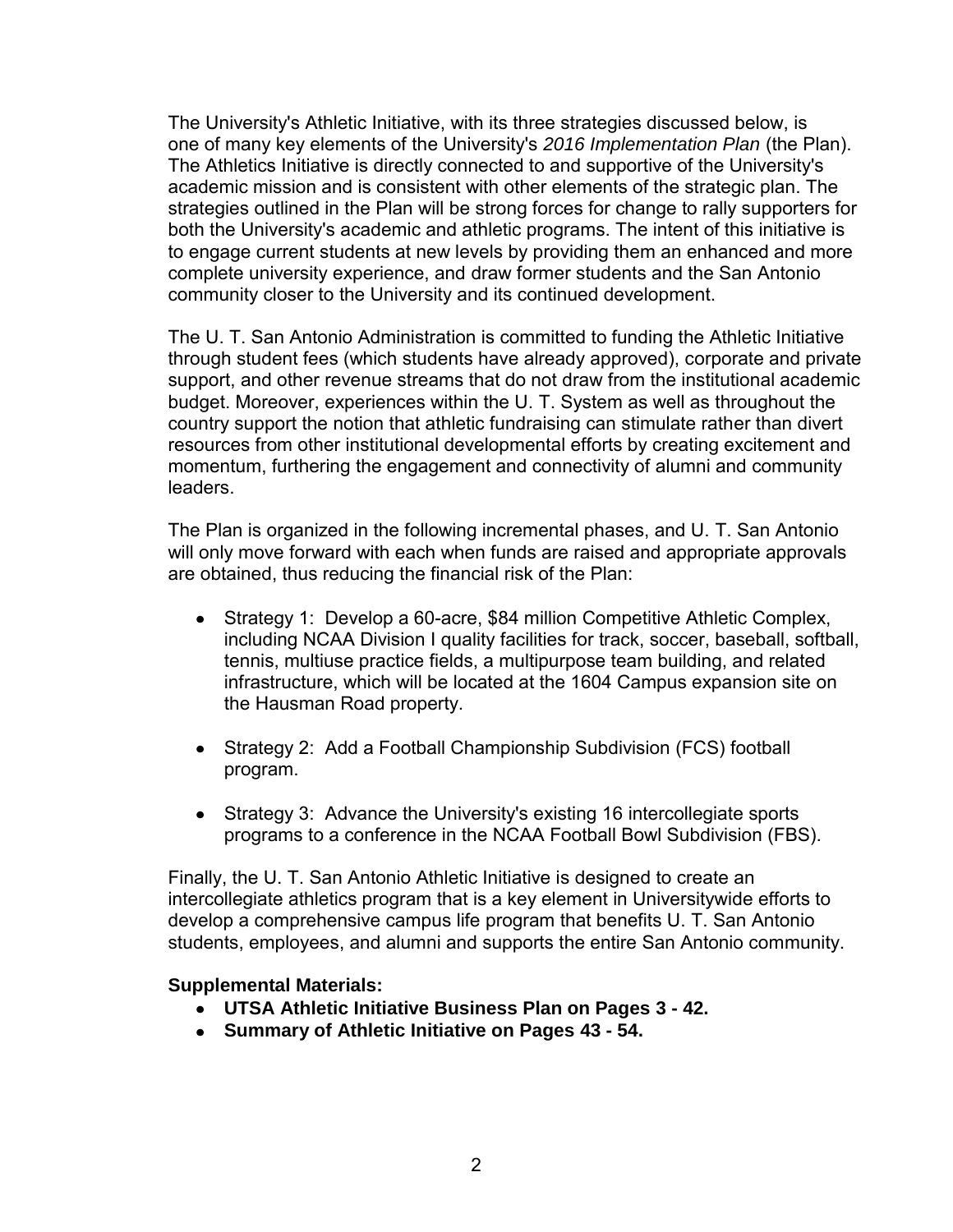The University's Athletic Initiative, with its three strategies discussed below, is one of many key elements of the University's *2016 Implementation Plan* (the Plan). The Athletics Initiative is directly connected to and supportive of the University's academic mission and is consistent with other elements of the strategic plan. The strategies outlined in the Plan will be strong forces for change to rally supporters for both the University's academic and athletic programs. The intent of this initiative is to engage current students at new levels by providing them an enhanced and more complete university experience, and draw former students and the San Antonio community closer to the University and its continued development.

The U. T. San Antonio Administration is committed to funding the Athletic Initiative through student fees (which students have already approved), corporate and private support, and other revenue streams that do not draw from the institutional academic budget. Moreover, experiences within the U. T. System as well as throughout the country support the notion that athletic fundraising can stimulate rather than divert resources from other institutional developmental efforts by creating excitement and momentum, furthering the engagement and connectivity of alumni and community leaders.

The Plan is organized in the following incremental phases, and U. T. San Antonio will only move forward with each when funds are raised and appropriate approvals are obtained, thus reducing the financial risk of the Plan:

- Strategy 1: Develop a 60-acre, $84 million Competitive Athletic Complex, including NCAA Division I quality facilities for track, soccer, baseball, softball, tennis, multiuse practice fields, a multipurpose team building, and related infrastructure, which will be located at the 1604 Campus expansion site on the Hausman Road property.

- Strategy 2: Add a Football Championship Subdivision (FCS) football program.

- Strategy 3: Advance the University's existing 16 intercollegiate sports programs to a conference in the NCAA Football Bowl Subdivision (FBS).

Finally, the U. T. San Antonio Athletic Initiative is designed to create an intercollegiate athletics program that is a key element in Universitywide efforts to develop a comprehensive campus life program that benefits U. T. San Antonio students, employees, and alumni and supports the entire San Antonio community.

**Supplemental Materials:**

- **UTSA Athletic Initiative Business Plan on Pages 3 - 42.**
- **Summary of Athletic Initiative on Pages 43 - 54.**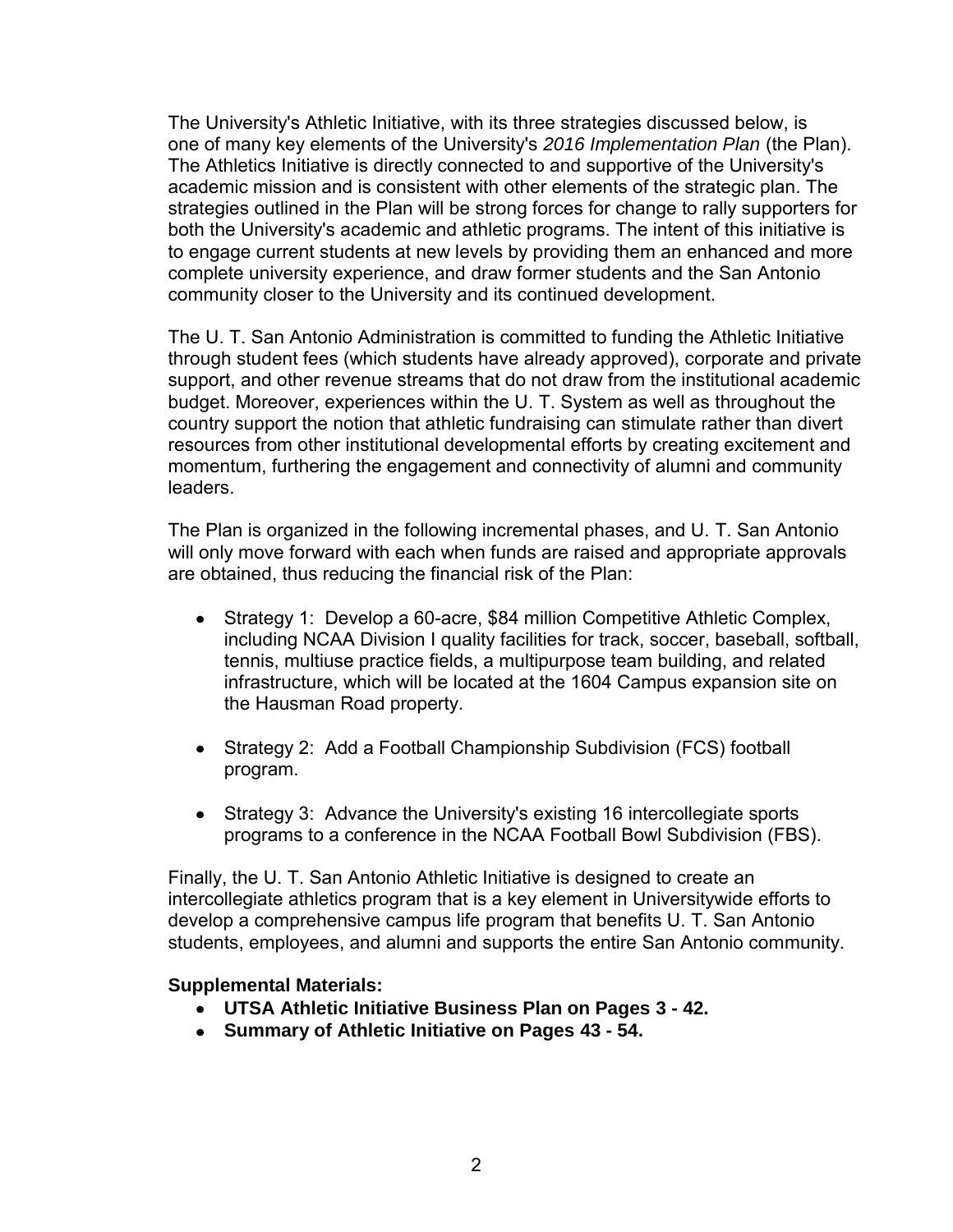The University's Athletic Initiative, with its three strategies discussed below, is one of many key elements of the University's *2016 Implementation Plan* (the Plan). The Athletics Initiative is directly connected to and supportive of the University's academic mission and is consistent with other elements of the strategic plan. The strategies outlined in the Plan will be strong forces for change to rally supporters for both the University's academic and athletic programs. The intent of this initiative is to engage current students at new levels by providing them an enhanced and more complete university experience, and draw former students and the San Antonio community closer to the University and its continued development.

The U. T. San Antonio Administration is committed to funding the Athletic Initiative through student fees (which students have already approved), corporate and private support, and other revenue streams that do not draw from the institutional academic budget. Moreover, experiences within the U. T. System as well as throughout the country support the notion that athletic fundraising can stimulate rather than divert resources from other institutional developmental efforts by creating excitement and momentum, furthering the engagement and connectivity of alumni and community leaders.

The Plan is organized in the following incremental phases, and U. T. San Antonio will only move forward with each when funds are raised and appropriate approvals are obtained, thus reducing the financial risk of the Plan:

- Strategy 1: Develop a 60-acre, $84 million Competitive Athletic Complex, including NCAA Division I quality facilities for track, soccer, baseball, softball, tennis, multiuse practice fields, a multipurpose team building, and related infrastructure, which will be located at the 1604 Campus expansion site on the Hausman Road property.

- Strategy 2: Add a Football Championship Subdivision (FCS) football program.

- Strategy 3: Advance the University's existing 16 intercollegiate sports programs to a conference in the NCAA Football Bowl Subdivision (FBS).

Finally, the U. T. San Antonio Athletic Initiative is designed to create an intercollegiate athletics program that is a key element in Universitywide efforts to develop a comprehensive campus life program that benefits U. T. San Antonio students, employees, and alumni and supports the entire San Antonio community.

**Supplemental Materials:**

- **UTSA Athletic Initiative Business Plan on Pages 3 - 42.**
- **Summary of Athletic Initiative on Pages 43 - 54.**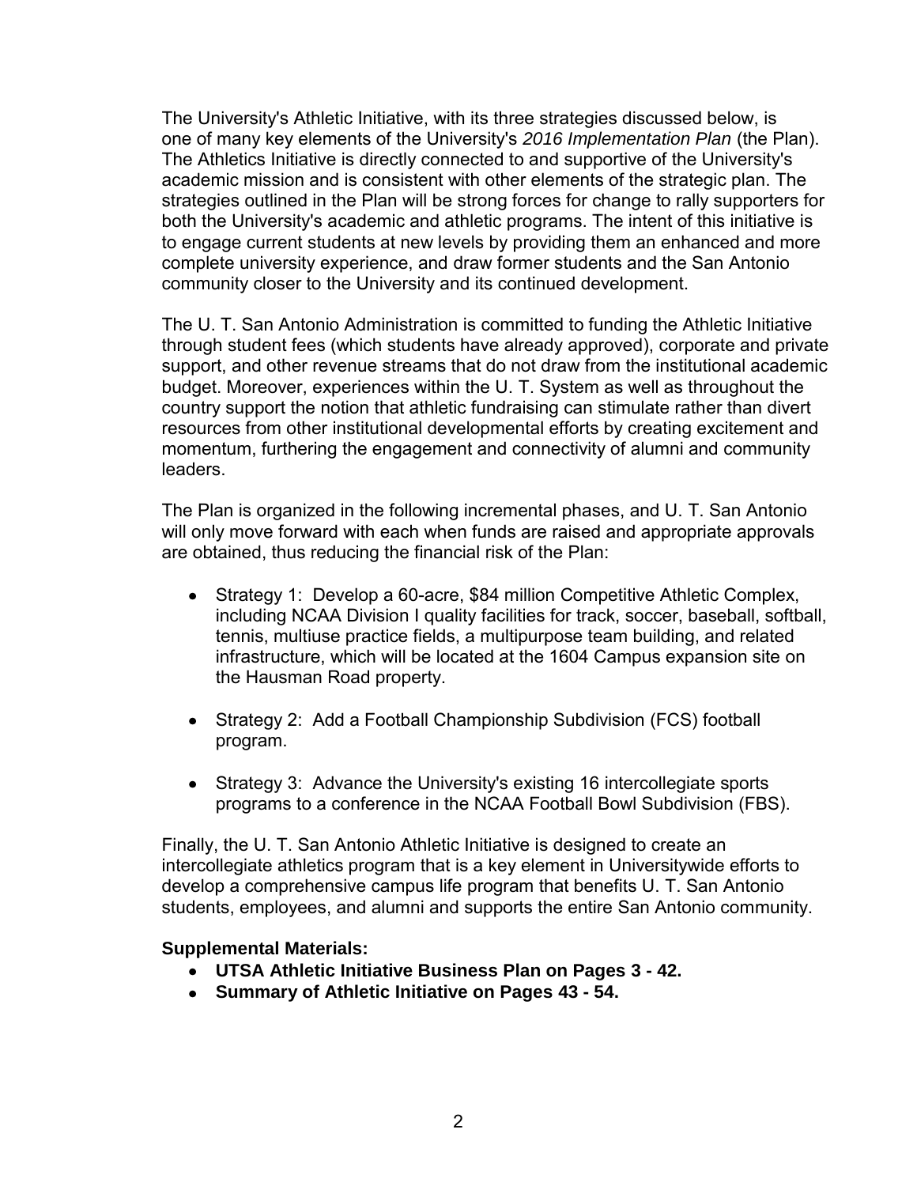The University's Athletic Initiative, with its three strategies discussed below, is one of many key elements of the University's *2016 Implementation Plan* (the Plan). The Athletics Initiative is directly connected to and supportive of the University's academic mission and is consistent with other elements of the strategic plan. The strategies outlined in the Plan will be strong forces for change to rally supporters for both the University's academic and athletic programs. The intent of this initiative is to engage current students at new levels by providing them an enhanced and more complete university experience, and draw former students and the San Antonio community closer to the University and its continued development.

The U. T. San Antonio Administration is committed to funding the Athletic Initiative through student fees (which students have already approved), corporate and private support, and other revenue streams that do not draw from the institutional academic budget. Moreover, experiences within the U. T. System as well as throughout the country support the notion that athletic fundraising can stimulate rather than divert resources from other institutional developmental efforts by creating excitement and momentum, furthering the engagement and connectivity of alumni and community leaders.

The Plan is organized in the following incremental phases, and U. T. San Antonio will only move forward with each when funds are raised and appropriate approvals are obtained, thus reducing the financial risk of the Plan:

- Strategy 1: Develop a 60-acre, $84 million Competitive Athletic Complex, including NCAA Division I quality facilities for track, soccer, baseball, softball, tennis, multiuse practice fields, a multipurpose team building, and related infrastructure, which will be located at the 1604 Campus expansion site on the Hausman Road property.

- Strategy 2: Add a Football Championship Subdivision (FCS) football program.

- Strategy 3: Advance the University's existing 16 intercollegiate sports programs to a conference in the NCAA Football Bowl Subdivision (FBS).

Finally, the U. T. San Antonio Athletic Initiative is designed to create an intercollegiate athletics program that is a key element in Universitywide efforts to develop a comprehensive campus life program that benefits U. T. San Antonio students, employees, and alumni and supports the entire San Antonio community.

**Supplemental Materials:**

- **UTSA Athletic Initiative Business Plan on Pages 3 - 42.**
- **Summary of Athletic Initiative on Pages 43 - 54.**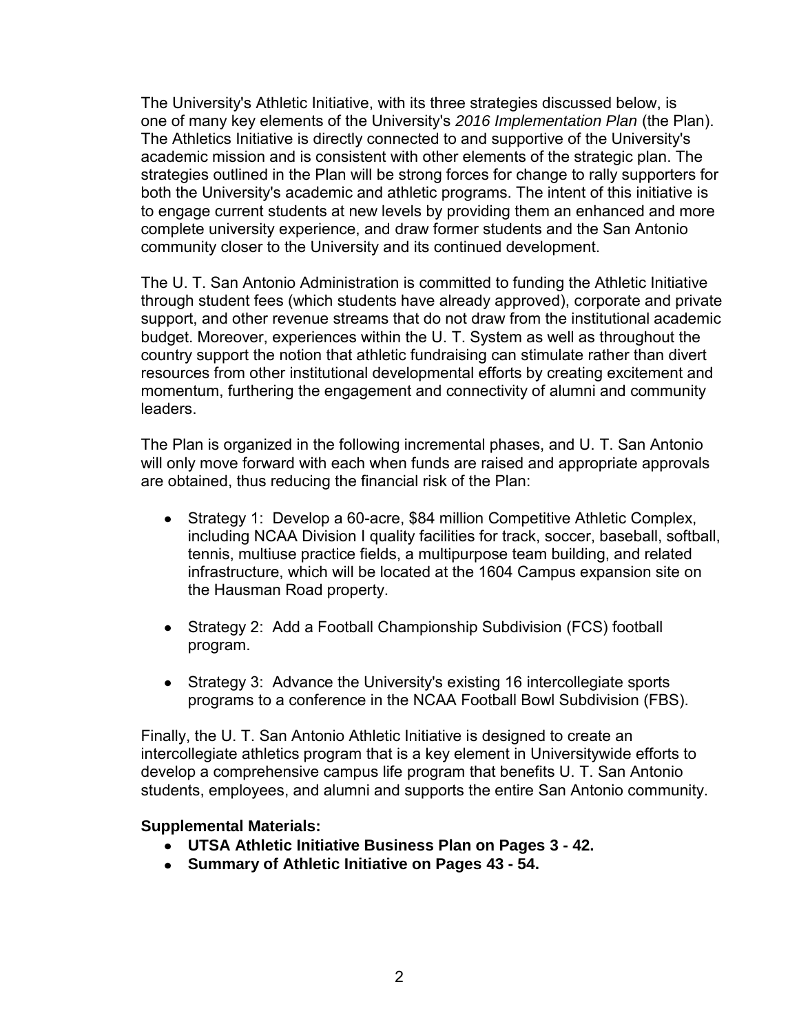The University's Athletic Initiative, with its three strategies discussed below, is one of many key elements of the University's *2016 Implementation Plan* (the Plan). The Athletics Initiative is directly connected to and supportive of the University's academic mission and is consistent with other elements of the strategic plan. The strategies outlined in the Plan will be strong forces for change to rally supporters for both the University's academic and athletic programs. The intent of this initiative is to engage current students at new levels by providing them an enhanced and more complete university experience, and draw former students and the San Antonio community closer to the University and its continued development.

The U. T. San Antonio Administration is committed to funding the Athletic Initiative through student fees (which students have already approved), corporate and private support, and other revenue streams that do not draw from the institutional academic budget. Moreover, experiences within the U. T. System as well as throughout the country support the notion that athletic fundraising can stimulate rather than divert resources from other institutional developmental efforts by creating excitement and momentum, furthering the engagement and connectivity of alumni and community leaders.

The Plan is organized in the following incremental phases, and U. T. San Antonio will only move forward with each when funds are raised and appropriate approvals are obtained, thus reducing the financial risk of the Plan:

- Strategy 1: Develop a 60-acre, $84 million Competitive Athletic Complex, including NCAA Division I quality facilities for track, soccer, baseball, softball, tennis, multiuse practice fields, a multipurpose team building, and related infrastructure, which will be located at the 1604 Campus expansion site on the Hausman Road property.

- Strategy 2: Add a Football Championship Subdivision (FCS) football program.

- Strategy 3: Advance the University's existing 16 intercollegiate sports programs to a conference in the NCAA Football Bowl Subdivision (FBS).

Finally, the U. T. San Antonio Athletic Initiative is designed to create an intercollegiate athletics program that is a key element in Universitywide efforts to develop a comprehensive campus life program that benefits U. T. San Antonio students, employees, and alumni and supports the entire San Antonio community.

**Supplemental Materials:**

- **UTSA Athletic Initiative Business Plan on Pages 3 - 42.**
- **Summary of Athletic Initiative on Pages 43 - 54.**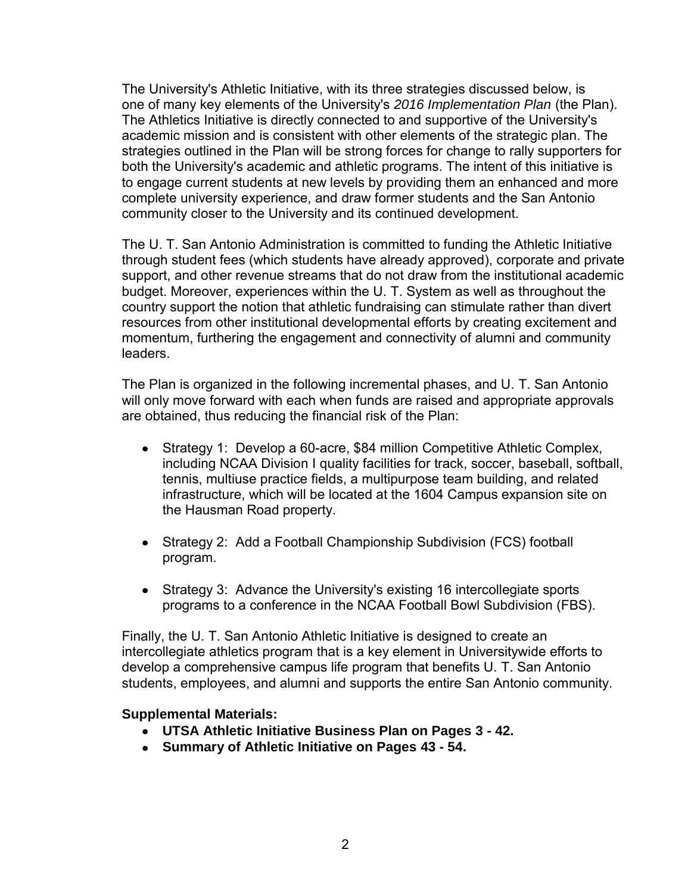The University's Athletic Initiative, with its three strategies discussed below, is one of many key elements of the University's *2016 Implementation Plan* (the Plan). The Athletics Initiative is directly connected to and supportive of the University's academic mission and is consistent with other elements of the strategic plan. The strategies outlined in the Plan will be strong forces for change to rally supporters for both the University's academic and athletic programs. The intent of this initiative is to engage current students at new levels by providing them an enhanced and more complete university experience, and draw former students and the San Antonio community closer to the University and its continued development.

The U. T. San Antonio Administration is committed to funding the Athletic Initiative through student fees (which students have already approved), corporate and private support, and other revenue streams that do not draw from the institutional academic budget. Moreover, experiences within the U. T. System as well as throughout the country support the notion that athletic fundraising can stimulate rather than divert resources from other institutional developmental efforts by creating excitement and momentum, furthering the engagement and connectivity of alumni and community leaders.

The Plan is organized in the following incremental phases, and U. T. San Antonio will only move forward with each when funds are raised and appropriate approvals are obtained, thus reducing the financial risk of the Plan:

- Strategy 1: Develop a 60-acre, $84 million Competitive Athletic Complex, including NCAA Division I quality facilities for track, soccer, baseball, softball, tennis, multiuse practice fields, a multipurpose team building, and related infrastructure, which will be located at the 1604 Campus expansion site on the Hausman Road property.

- Strategy 2: Add a Football Championship Subdivision (FCS) football program.

- Strategy 3: Advance the University's existing 16 intercollegiate sports programs to a conference in the NCAA Football Bowl Subdivision (FBS).

Finally, the U. T. San Antonio Athletic Initiative is designed to create an intercollegiate athletics program that is a key element in Universitywide efforts to develop a comprehensive campus life program that benefits U. T. San Antonio students, employees, and alumni and supports the entire San Antonio community.

**Supplemental Materials:**

- **UTSA Athletic Initiative Business Plan on Pages 3 - 42.**
- **Summary of Athletic Initiative on Pages 43 - 54.**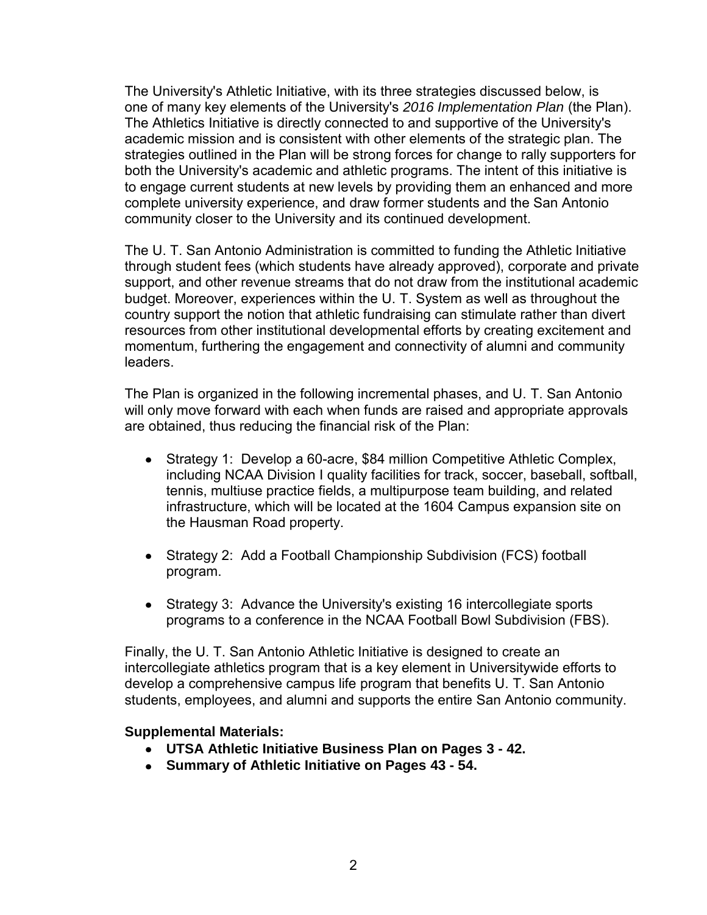The University's Athletic Initiative, with its three strategies discussed below, is one of many key elements of the University's *2016 Implementation Plan* (the Plan). The Athletics Initiative is directly connected to and supportive of the University's academic mission and is consistent with other elements of the strategic plan. The strategies outlined in the Plan will be strong forces for change to rally supporters for both the University's academic and athletic programs. The intent of this initiative is to engage current students at new levels by providing them an enhanced and more complete university experience, and draw former students and the San Antonio community closer to the University and its continued development.

The U. T. San Antonio Administration is committed to funding the Athletic Initiative through student fees (which students have already approved), corporate and private support, and other revenue streams that do not draw from the institutional academic budget. Moreover, experiences within the U. T. System as well as throughout the country support the notion that athletic fundraising can stimulate rather than divert resources from other institutional developmental efforts by creating excitement and momentum, furthering the engagement and connectivity of alumni and community leaders.

The Plan is organized in the following incremental phases, and U. T. San Antonio will only move forward with each when funds are raised and appropriate approvals are obtained, thus reducing the financial risk of the Plan:

- Strategy 1: Develop a 60-acre, $84 million Competitive Athletic Complex, including NCAA Division I quality facilities for track, soccer, baseball, softball, tennis, multiuse practice fields, a multipurpose team building, and related infrastructure, which will be located at the 1604 Campus expansion site on the Hausman Road property.

- Strategy 2: Add a Football Championship Subdivision (FCS) football program.

- Strategy 3: Advance the University's existing 16 intercollegiate sports programs to a conference in the NCAA Football Bowl Subdivision (FBS).

Finally, the U. T. San Antonio Athletic Initiative is designed to create an intercollegiate athletics program that is a key element in Universitywide efforts to develop a comprehensive campus life program that benefits U. T. San Antonio students, employees, and alumni and supports the entire San Antonio community.

**Supplemental Materials:**

- **UTSA Athletic Initiative Business Plan on Pages 3 - 42.**
- **Summary of Athletic Initiative on Pages 43 - 54.**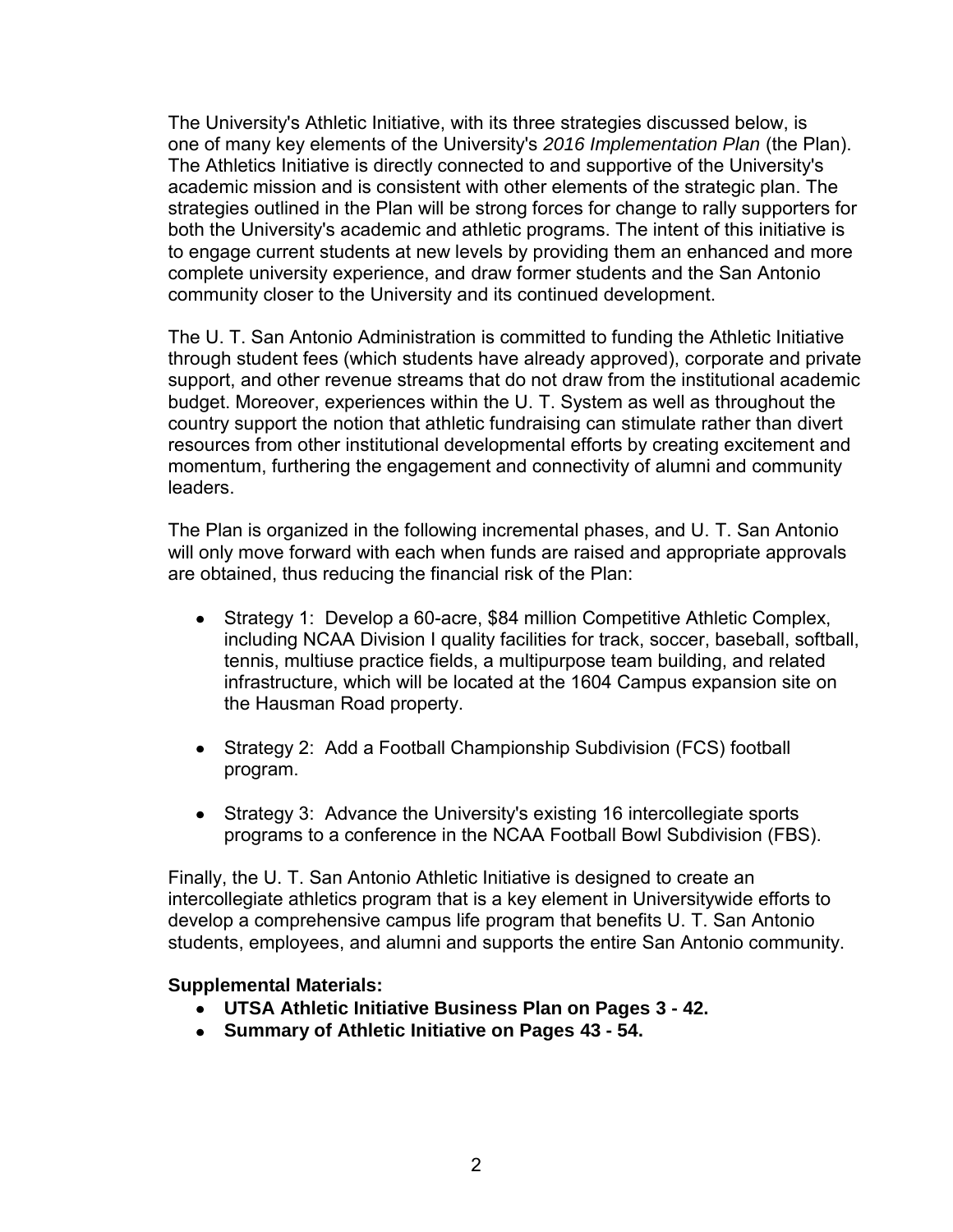The University's Athletic Initiative, with its three strategies discussed below, is one of many key elements of the University's *2016 Implementation Plan* (the Plan). The Athletics Initiative is directly connected to and supportive of the University's academic mission and is consistent with other elements of the strategic plan. The strategies outlined in the Plan will be strong forces for change to rally supporters for both the University's academic and athletic programs. The intent of this initiative is to engage current students at new levels by providing them an enhanced and more complete university experience, and draw former students and the San Antonio community closer to the University and its continued development.

The U. T. San Antonio Administration is committed to funding the Athletic Initiative through student fees (which students have already approved), corporate and private support, and other revenue streams that do not draw from the institutional academic budget. Moreover, experiences within the U. T. System as well as throughout the country support the notion that athletic fundraising can stimulate rather than divert resources from other institutional developmental efforts by creating excitement and momentum, furthering the engagement and connectivity of alumni and community leaders.

The Plan is organized in the following incremental phases, and U. T. San Antonio will only move forward with each when funds are raised and appropriate approvals are obtained, thus reducing the financial risk of the Plan:

- Strategy 1: Develop a 60-acre, $84 million Competitive Athletic Complex, including NCAA Division I quality facilities for track, soccer, baseball, softball, tennis, multiuse practice fields, a multipurpose team building, and related infrastructure, which will be located at the 1604 Campus expansion site on the Hausman Road property.

- Strategy 2: Add a Football Championship Subdivision (FCS) football program.

- Strategy 3: Advance the University's existing 16 intercollegiate sports programs to a conference in the NCAA Football Bowl Subdivision (FBS).

Finally, the U. T. San Antonio Athletic Initiative is designed to create an intercollegiate athletics program that is a key element in Universitywide efforts to develop a comprehensive campus life program that benefits U. T. San Antonio students, employees, and alumni and supports the entire San Antonio community.

**Supplemental Materials:**

- **UTSA Athletic Initiative Business Plan on Pages 3 - 42.**
- **Summary of Athletic Initiative on Pages 43 - 54.**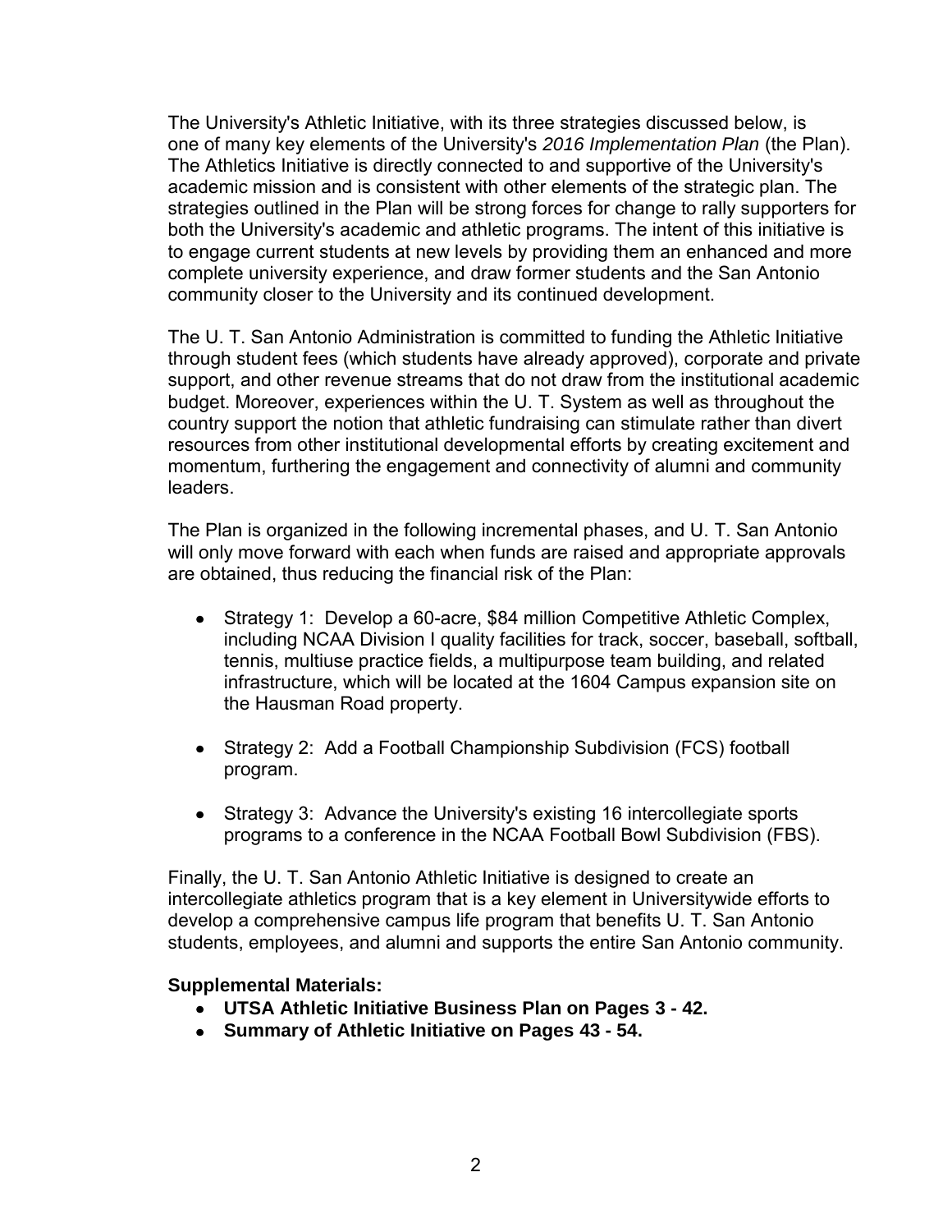The University's Athletic Initiative, with its three strategies discussed below, is one of many key elements of the University's *2016 Implementation Plan* (the Plan). The Athletics Initiative is directly connected to and supportive of the University's academic mission and is consistent with other elements of the strategic plan. The strategies outlined in the Plan will be strong forces for change to rally supporters for both the University's academic and athletic programs. The intent of this initiative is to engage current students at new levels by providing them an enhanced and more complete university experience, and draw former students and the San Antonio community closer to the University and its continued development.

The U. T. San Antonio Administration is committed to funding the Athletic Initiative through student fees (which students have already approved), corporate and private support, and other revenue streams that do not draw from the institutional academic budget. Moreover, experiences within the U. T. System as well as throughout the country support the notion that athletic fundraising can stimulate rather than divert resources from other institutional developmental efforts by creating excitement and momentum, furthering the engagement and connectivity of alumni and community leaders.

The Plan is organized in the following incremental phases, and U. T. San Antonio will only move forward with each when funds are raised and appropriate approvals are obtained, thus reducing the financial risk of the Plan:

- Strategy 1: Develop a 60-acre, $84 million Competitive Athletic Complex, including NCAA Division I quality facilities for track, soccer, baseball, softball, tennis, multiuse practice fields, a multipurpose team building, and related infrastructure, which will be located at the 1604 Campus expansion site on the Hausman Road property.

- Strategy 2: Add a Football Championship Subdivision (FCS) football program.

- Strategy 3: Advance the University's existing 16 intercollegiate sports programs to a conference in the NCAA Football Bowl Subdivision (FBS).

Finally, the U. T. San Antonio Athletic Initiative is designed to create an intercollegiate athletics program that is a key element in Universitywide efforts to develop a comprehensive campus life program that benefits U. T. San Antonio students, employees, and alumni and supports the entire San Antonio community.

**Supplemental Materials:**

- **UTSA Athletic Initiative Business Plan on Pages 3 - 42.**
- **Summary of Athletic Initiative on Pages 43 - 54.**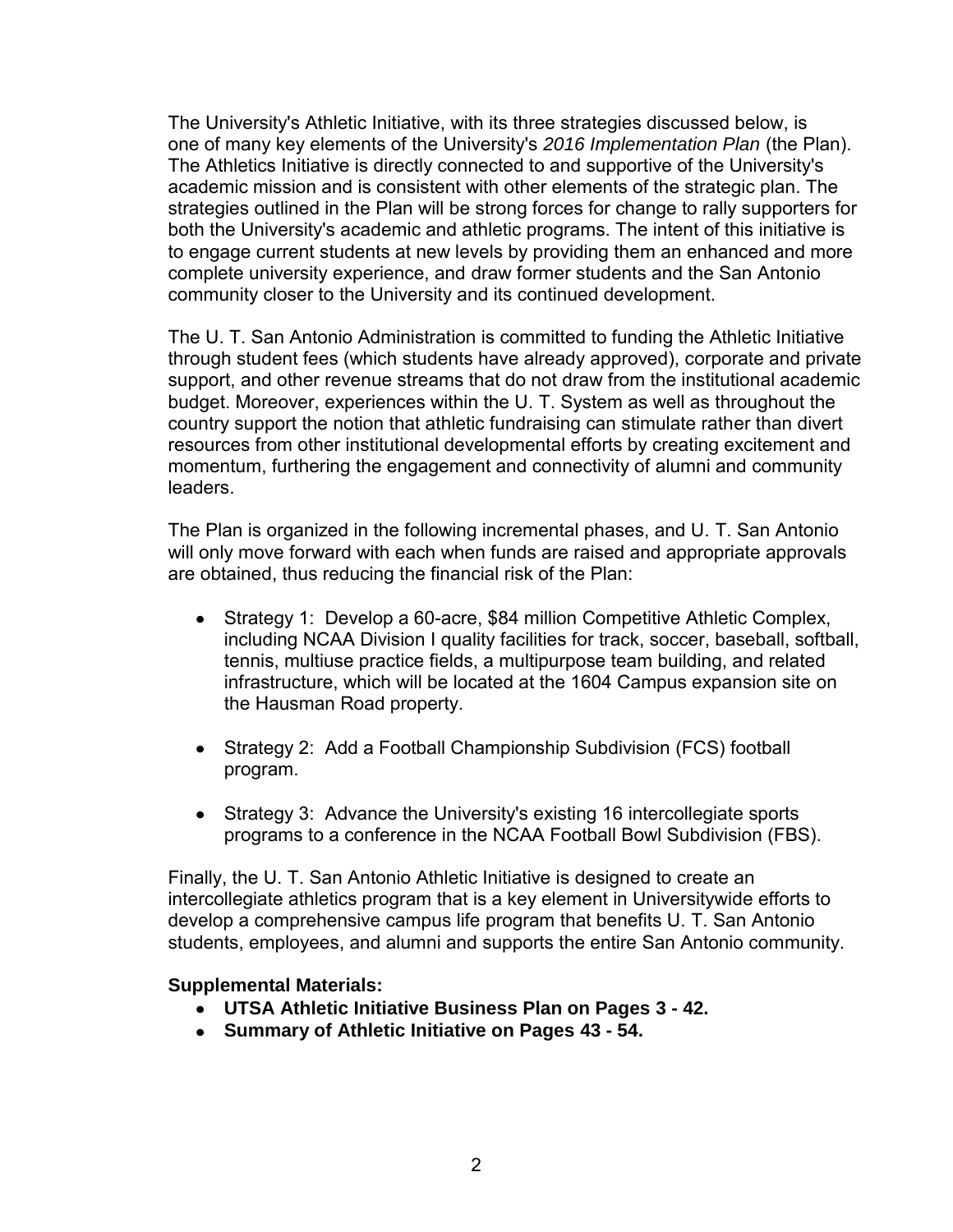The University's Athletic Initiative, with its three strategies discussed below, is one of many key elements of the University's *2016 Implementation Plan* (the Plan). The Athletics Initiative is directly connected to and supportive of the University's academic mission and is consistent with other elements of the strategic plan. The strategies outlined in the Plan will be strong forces for change to rally supporters for both the University's academic and athletic programs. The intent of this initiative is to engage current students at new levels by providing them an enhanced and more complete university experience, and draw former students and the San Antonio community closer to the University and its continued development.

The U. T. San Antonio Administration is committed to funding the Athletic Initiative through student fees (which students have already approved), corporate and private support, and other revenue streams that do not draw from the institutional academic budget. Moreover, experiences within the U. T. System as well as throughout the country support the notion that athletic fundraising can stimulate rather than divert resources from other institutional developmental efforts by creating excitement and momentum, furthering the engagement and connectivity of alumni and community leaders.

The Plan is organized in the following incremental phases, and U. T. San Antonio will only move forward with each when funds are raised and appropriate approvals are obtained, thus reducing the financial risk of the Plan:

- Strategy 1: Develop a 60-acre, $84 million Competitive Athletic Complex, including NCAA Division I quality facilities for track, soccer, baseball, softball, tennis, multiuse practice fields, a multipurpose team building, and related infrastructure, which will be located at the 1604 Campus expansion site on the Hausman Road property.

- Strategy 2: Add a Football Championship Subdivision (FCS) football program.

- Strategy 3: Advance the University's existing 16 intercollegiate sports programs to a conference in the NCAA Football Bowl Subdivision (FBS).

Finally, the U. T. San Antonio Athletic Initiative is designed to create an intercollegiate athletics program that is a key element in Universitywide efforts to develop a comprehensive campus life program that benefits U. T. San Antonio students, employees, and alumni and supports the entire San Antonio community.

**Supplemental Materials:**

- **UTSA Athletic Initiative Business Plan on Pages 3 - 42.**
- **Summary of Athletic Initiative on Pages 43 - 54.**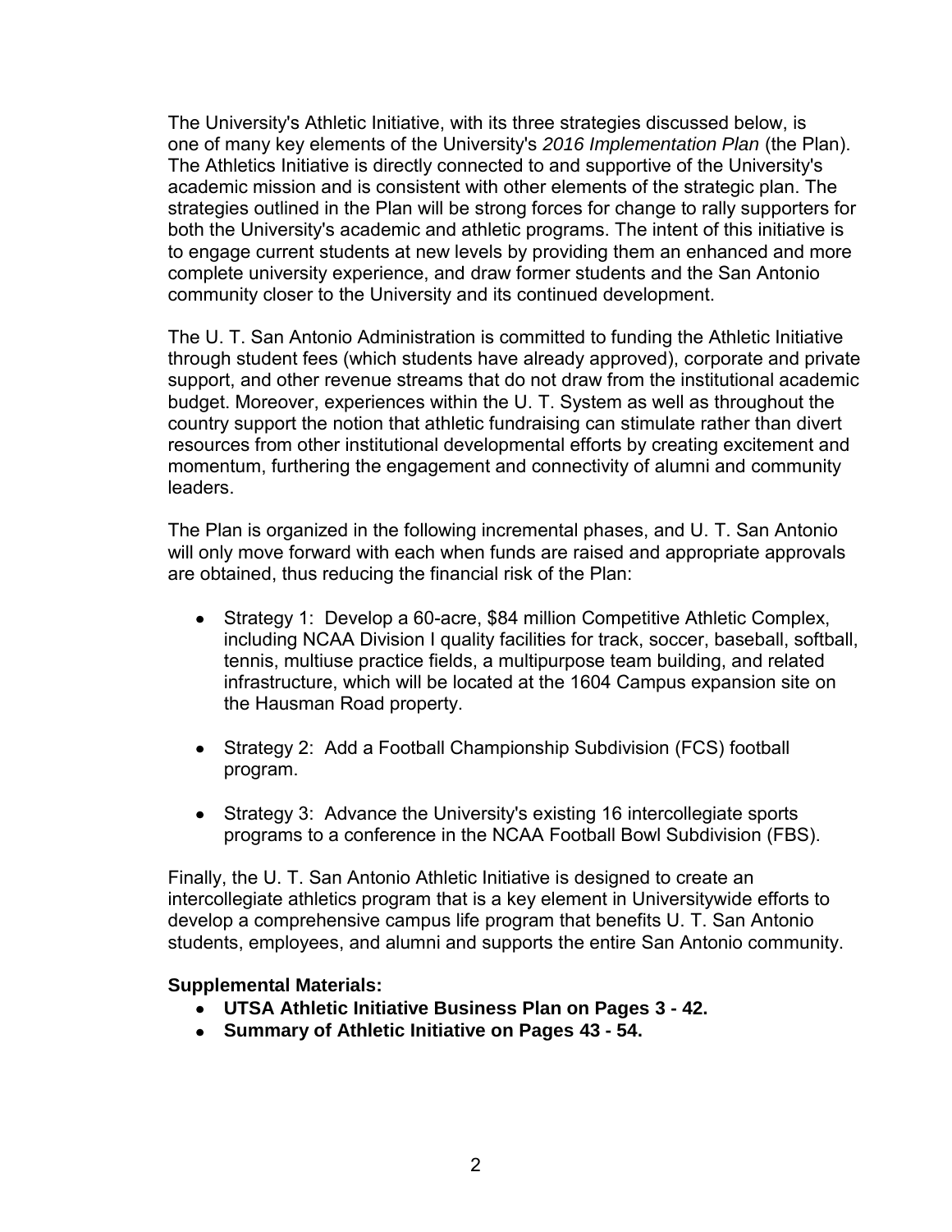The University's Athletic Initiative, with its three strategies discussed below, is one of many key elements of the University's *2016 Implementation Plan* (the Plan). The Athletics Initiative is directly connected to and supportive of the University's academic mission and is consistent with other elements of the strategic plan. The strategies outlined in the Plan will be strong forces for change to rally supporters for both the University's academic and athletic programs. The intent of this initiative is to engage current students at new levels by providing them an enhanced and more complete university experience, and draw former students and the San Antonio community closer to the University and its continued development.

The U. T. San Antonio Administration is committed to funding the Athletic Initiative through student fees (which students have already approved), corporate and private support, and other revenue streams that do not draw from the institutional academic budget. Moreover, experiences within the U. T. System as well as throughout the country support the notion that athletic fundraising can stimulate rather than divert resources from other institutional developmental efforts by creating excitement and momentum, furthering the engagement and connectivity of alumni and community leaders.

The Plan is organized in the following incremental phases, and U. T. San Antonio will only move forward with each when funds are raised and appropriate approvals are obtained, thus reducing the financial risk of the Plan:

- Strategy 1: Develop a 60-acre, $84 million Competitive Athletic Complex, including NCAA Division I quality facilities for track, soccer, baseball, softball, tennis, multiuse practice fields, a multipurpose team building, and related infrastructure, which will be located at the 1604 Campus expansion site on the Hausman Road property.

- Strategy 2: Add a Football Championship Subdivision (FCS) football program.

- Strategy 3: Advance the University's existing 16 intercollegiate sports programs to a conference in the NCAA Football Bowl Subdivision (FBS).

Finally, the U. T. San Antonio Athletic Initiative is designed to create an intercollegiate athletics program that is a key element in Universitywide efforts to develop a comprehensive campus life program that benefits U. T. San Antonio students, employees, and alumni and supports the entire San Antonio community.

**Supplemental Materials:**

- **UTSA Athletic Initiative Business Plan on Pages 3 - 42.**
- **Summary of Athletic Initiative on Pages 43 - 54.**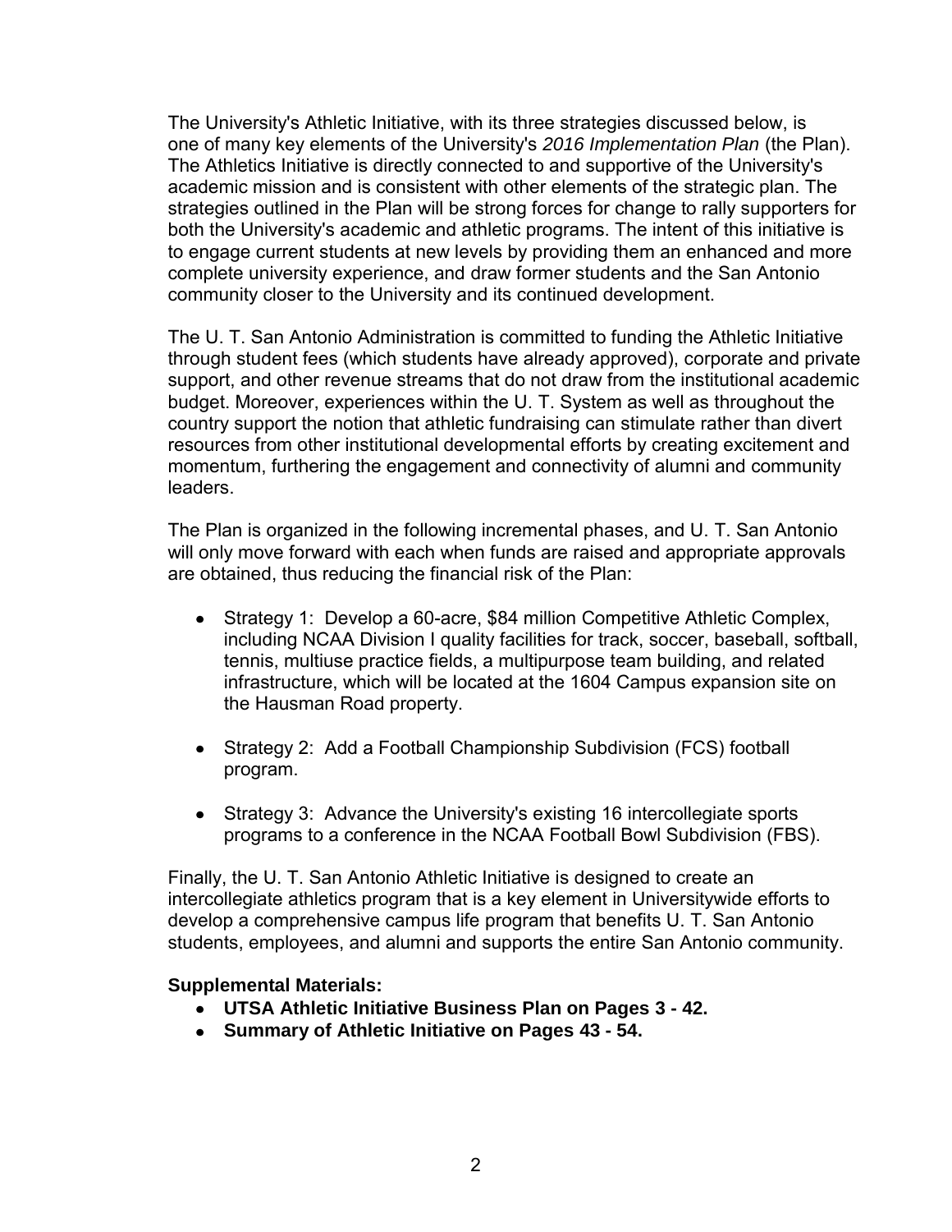The University's Athletic Initiative, with its three strategies discussed below, is one of many key elements of the University's *2016 Implementation Plan* (the Plan). The Athletics Initiative is directly connected to and supportive of the University's academic mission and is consistent with other elements of the strategic plan. The strategies outlined in the Plan will be strong forces for change to rally supporters for both the University's academic and athletic programs. The intent of this initiative is to engage current students at new levels by providing them an enhanced and more complete university experience, and draw former students and the San Antonio community closer to the University and its continued development.

The U. T. San Antonio Administration is committed to funding the Athletic Initiative through student fees (which students have already approved), corporate and private support, and other revenue streams that do not draw from the institutional academic budget. Moreover, experiences within the U. T. System as well as throughout the country support the notion that athletic fundraising can stimulate rather than divert resources from other institutional developmental efforts by creating excitement and momentum, furthering the engagement and connectivity of alumni and community leaders.

The Plan is organized in the following incremental phases, and U. T. San Antonio will only move forward with each when funds are raised and appropriate approvals are obtained, thus reducing the financial risk of the Plan:

- Strategy 1: Develop a 60-acre, $84 million Competitive Athletic Complex, including NCAA Division I quality facilities for track, soccer, baseball, softball, tennis, multiuse practice fields, a multipurpose team building, and related infrastructure, which will be located at the 1604 Campus expansion site on the Hausman Road property.

- Strategy 2: Add a Football Championship Subdivision (FCS) football program.

- Strategy 3: Advance the University's existing 16 intercollegiate sports programs to a conference in the NCAA Football Bowl Subdivision (FBS).

Finally, the U. T. San Antonio Athletic Initiative is designed to create an intercollegiate athletics program that is a key element in Universitywide efforts to develop a comprehensive campus life program that benefits U. T. San Antonio students, employees, and alumni and supports the entire San Antonio community.

**Supplemental Materials:**

- **UTSA Athletic Initiative Business Plan on Pages 3 - 42.**
- **Summary of Athletic Initiative on Pages 43 - 54.**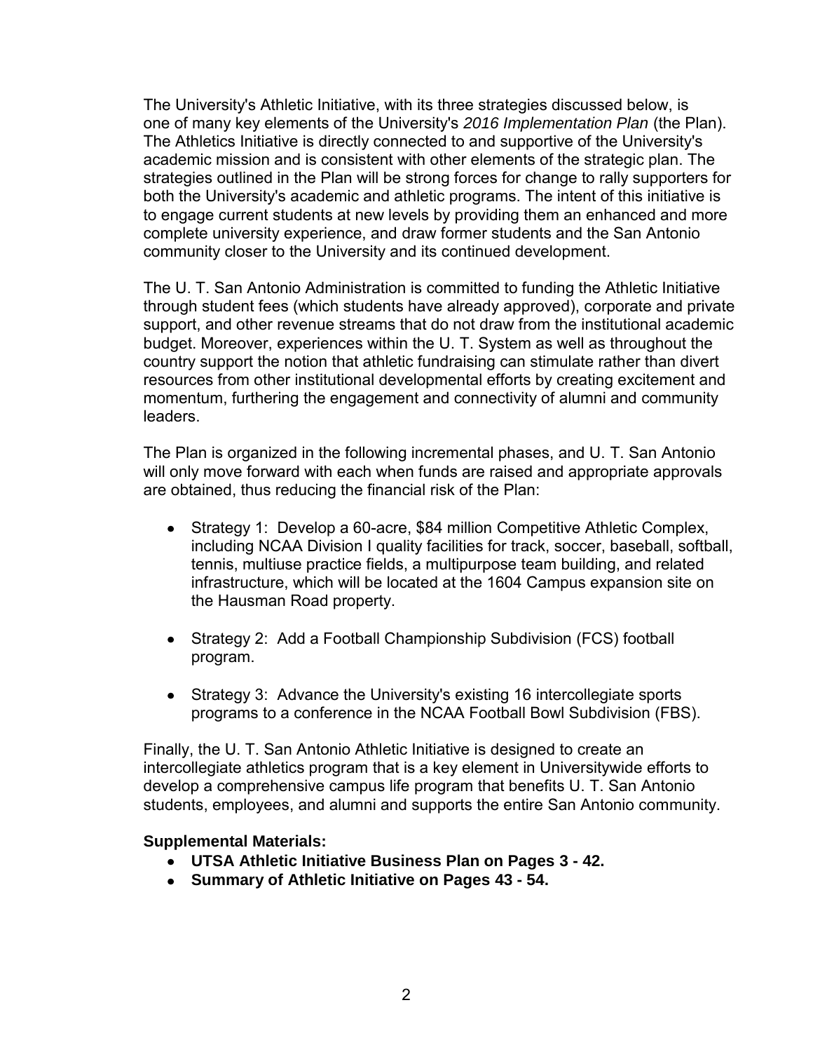The University's Athletic Initiative, with its three strategies discussed below, is one of many key elements of the University's *2016 Implementation Plan* (the Plan). The Athletics Initiative is directly connected to and supportive of the University's academic mission and is consistent with other elements of the strategic plan. The strategies outlined in the Plan will be strong forces for change to rally supporters for both the University's academic and athletic programs. The intent of this initiative is to engage current students at new levels by providing them an enhanced and more complete university experience, and draw former students and the San Antonio community closer to the University and its continued development.

The U. T. San Antonio Administration is committed to funding the Athletic Initiative through student fees (which students have already approved), corporate and private support, and other revenue streams that do not draw from the institutional academic budget. Moreover, experiences within the U. T. System as well as throughout the country support the notion that athletic fundraising can stimulate rather than divert resources from other institutional developmental efforts by creating excitement and momentum, furthering the engagement and connectivity of alumni and community leaders.

The Plan is organized in the following incremental phases, and U. T. San Antonio will only move forward with each when funds are raised and appropriate approvals are obtained, thus reducing the financial risk of the Plan:

- Strategy 1: Develop a 60-acre, $84 million Competitive Athletic Complex, including NCAA Division I quality facilities for track, soccer, baseball, softball, tennis, multiuse practice fields, a multipurpose team building, and related infrastructure, which will be located at the 1604 Campus expansion site on the Hausman Road property.

- Strategy 2: Add a Football Championship Subdivision (FCS) football program.

- Strategy 3: Advance the University's existing 16 intercollegiate sports programs to a conference in the NCAA Football Bowl Subdivision (FBS).

Finally, the U. T. San Antonio Athletic Initiative is designed to create an intercollegiate athletics program that is a key element in Universitywide efforts to develop a comprehensive campus life program that benefits U. T. San Antonio students, employees, and alumni and supports the entire San Antonio community.

**Supplemental Materials:**

- **UTSA Athletic Initiative Business Plan on Pages 3 - 42.**
- **Summary of Athletic Initiative on Pages 43 - 54.**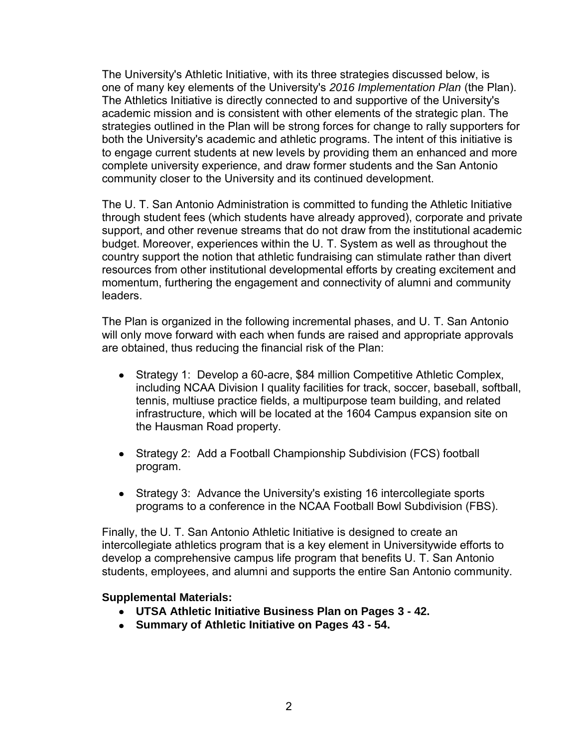The University's Athletic Initiative, with its three strategies discussed below, is one of many key elements of the University's *2016 Implementation Plan* (the Plan). The Athletics Initiative is directly connected to and supportive of the University's academic mission and is consistent with other elements of the strategic plan. The strategies outlined in the Plan will be strong forces for change to rally supporters for both the University's academic and athletic programs. The intent of this initiative is to engage current students at new levels by providing them an enhanced and more complete university experience, and draw former students and the San Antonio community closer to the University and its continued development.

The U. T. San Antonio Administration is committed to funding the Athletic Initiative through student fees (which students have already approved), corporate and private support, and other revenue streams that do not draw from the institutional academic budget. Moreover, experiences within the U. T. System as well as throughout the country support the notion that athletic fundraising can stimulate rather than divert resources from other institutional developmental efforts by creating excitement and momentum, furthering the engagement and connectivity of alumni and community leaders.

The Plan is organized in the following incremental phases, and U. T. San Antonio will only move forward with each when funds are raised and appropriate approvals are obtained, thus reducing the financial risk of the Plan:

- Strategy 1: Develop a 60-acre, $84 million Competitive Athletic Complex, including NCAA Division I quality facilities for track, soccer, baseball, softball, tennis, multiuse practice fields, a multipurpose team building, and related infrastructure, which will be located at the 1604 Campus expansion site on the Hausman Road property.

- Strategy 2: Add a Football Championship Subdivision (FCS) football program.

- Strategy 3: Advance the University's existing 16 intercollegiate sports programs to a conference in the NCAA Football Bowl Subdivision (FBS).

Finally, the U. T. San Antonio Athletic Initiative is designed to create an intercollegiate athletics program that is a key element in Universitywide efforts to develop a comprehensive campus life program that benefits U. T. San Antonio students, employees, and alumni and supports the entire San Antonio community.

**Supplemental Materials:**

- **UTSA Athletic Initiative Business Plan on Pages 3 - 42.**
- **Summary of Athletic Initiative on Pages 43 - 54.**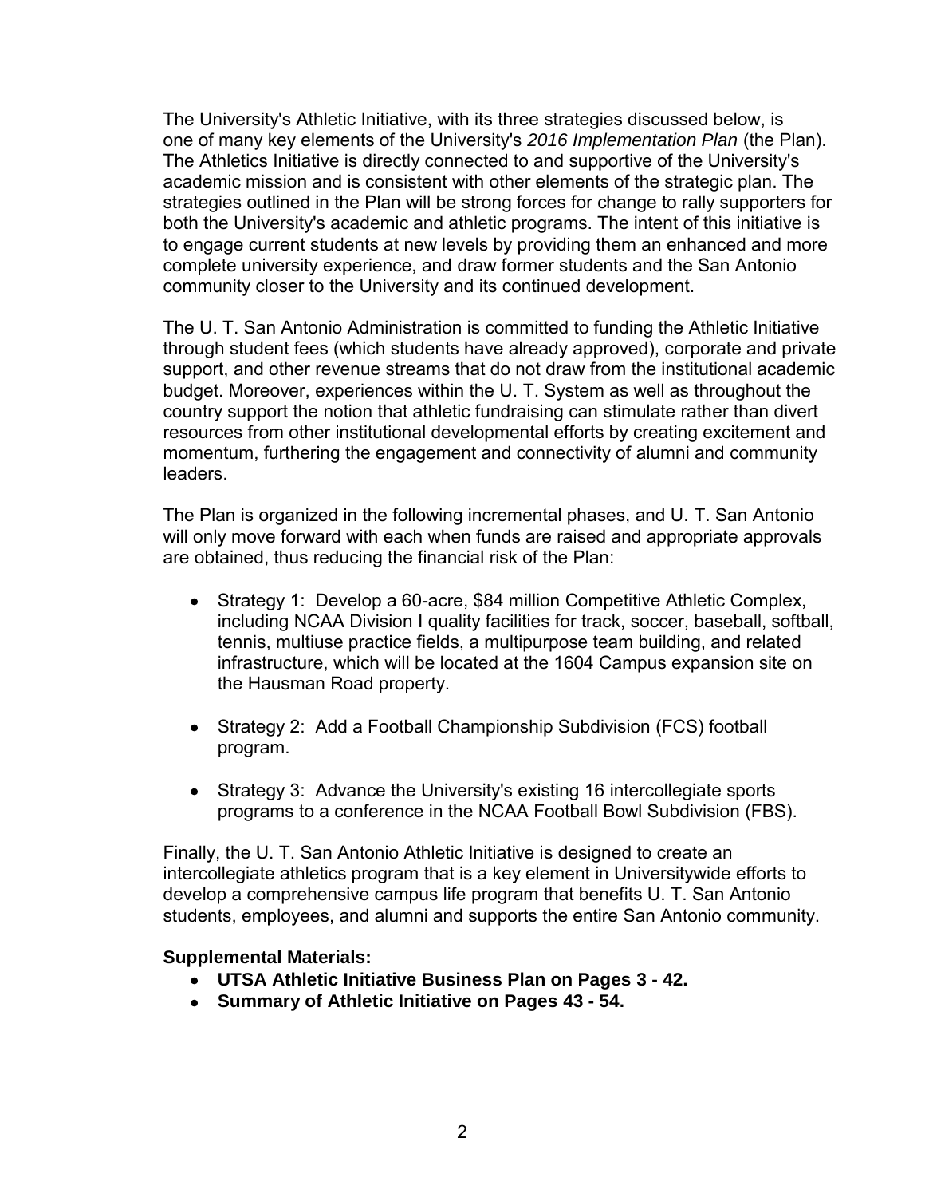The University's Athletic Initiative, with its three strategies discussed below, is one of many key elements of the University's *2016 Implementation Plan* (the Plan). The Athletics Initiative is directly connected to and supportive of the University's academic mission and is consistent with other elements of the strategic plan. The strategies outlined in the Plan will be strong forces for change to rally supporters for both the University's academic and athletic programs. The intent of this initiative is to engage current students at new levels by providing them an enhanced and more complete university experience, and draw former students and the San Antonio community closer to the University and its continued development.

The U. T. San Antonio Administration is committed to funding the Athletic Initiative through student fees (which students have already approved), corporate and private support, and other revenue streams that do not draw from the institutional academic budget. Moreover, experiences within the U. T. System as well as throughout the country support the notion that athletic fundraising can stimulate rather than divert resources from other institutional developmental efforts by creating excitement and momentum, furthering the engagement and connectivity of alumni and community leaders.

The Plan is organized in the following incremental phases, and U. T. San Antonio will only move forward with each when funds are raised and appropriate approvals are obtained, thus reducing the financial risk of the Plan:

- Strategy 1: Develop a 60-acre, $84 million Competitive Athletic Complex, including NCAA Division I quality facilities for track, soccer, baseball, softball, tennis, multiuse practice fields, a multipurpose team building, and related infrastructure, which will be located at the 1604 Campus expansion site on the Hausman Road property.

- Strategy 2: Add a Football Championship Subdivision (FCS) football program.

- Strategy 3: Advance the University's existing 16 intercollegiate sports programs to a conference in the NCAA Football Bowl Subdivision (FBS).

Finally, the U. T. San Antonio Athletic Initiative is designed to create an intercollegiate athletics program that is a key element in Universitywide efforts to develop a comprehensive campus life program that benefits U. T. San Antonio students, employees, and alumni and supports the entire San Antonio community.

**Supplemental Materials:**

- **UTSA Athletic Initiative Business Plan on Pages 3 - 42.**
- **Summary of Athletic Initiative on Pages 43 - 54.**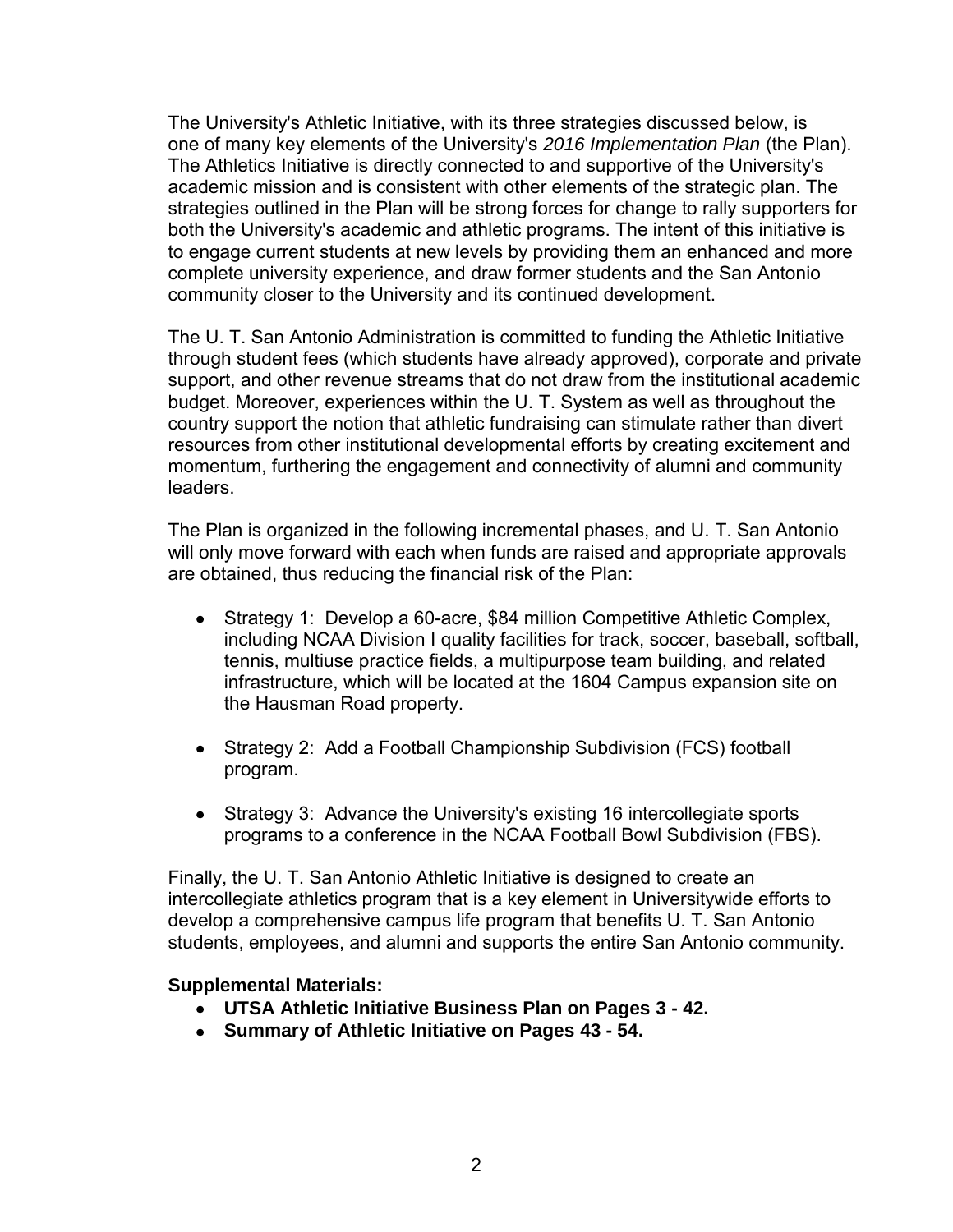The University's Athletic Initiative, with its three strategies discussed below, is one of many key elements of the University's *2016 Implementation Plan* (the Plan). The Athletics Initiative is directly connected to and supportive of the University's academic mission and is consistent with other elements of the strategic plan. The strategies outlined in the Plan will be strong forces for change to rally supporters for both the University's academic and athletic programs. The intent of this initiative is to engage current students at new levels by providing them an enhanced and more complete university experience, and draw former students and the San Antonio community closer to the University and its continued development.

The U. T. San Antonio Administration is committed to funding the Athletic Initiative through student fees (which students have already approved), corporate and private support, and other revenue streams that do not draw from the institutional academic budget. Moreover, experiences within the U. T. System as well as throughout the country support the notion that athletic fundraising can stimulate rather than divert resources from other institutional developmental efforts by creating excitement and momentum, furthering the engagement and connectivity of alumni and community leaders.

The Plan is organized in the following incremental phases, and U. T. San Antonio will only move forward with each when funds are raised and appropriate approvals are obtained, thus reducing the financial risk of the Plan:

- Strategy 1: Develop a 60-acre, $84 million Competitive Athletic Complex, including NCAA Division I quality facilities for track, soccer, baseball, softball, tennis, multiuse practice fields, a multipurpose team building, and related infrastructure, which will be located at the 1604 Campus expansion site on the Hausman Road property.

- Strategy 2: Add a Football Championship Subdivision (FCS) football program.

- Strategy 3: Advance the University's existing 16 intercollegiate sports programs to a conference in the NCAA Football Bowl Subdivision (FBS).

Finally, the U. T. San Antonio Athletic Initiative is designed to create an intercollegiate athletics program that is a key element in Universitywide efforts to develop a comprehensive campus life program that benefits U. T. San Antonio students, employees, and alumni and supports the entire San Antonio community.

**Supplemental Materials:**

- **UTSA Athletic Initiative Business Plan on Pages 3 - 42.**
- **Summary of Athletic Initiative on Pages 43 - 54.**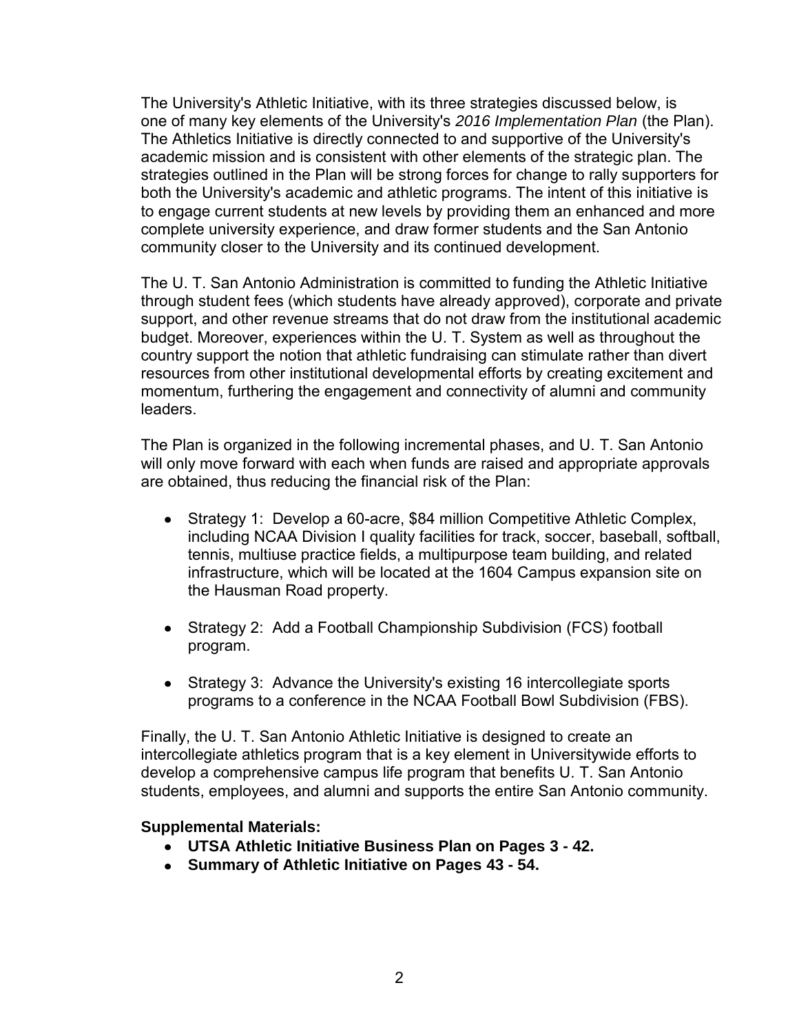The University's Athletic Initiative, with its three strategies discussed below, is one of many key elements of the University's *2016 Implementation Plan* (the Plan). The Athletics Initiative is directly connected to and supportive of the University's academic mission and is consistent with other elements of the strategic plan. The strategies outlined in the Plan will be strong forces for change to rally supporters for both the University's academic and athletic programs. The intent of this initiative is to engage current students at new levels by providing them an enhanced and more complete university experience, and draw former students and the San Antonio community closer to the University and its continued development.

The U. T. San Antonio Administration is committed to funding the Athletic Initiative through student fees (which students have already approved), corporate and private support, and other revenue streams that do not draw from the institutional academic budget. Moreover, experiences within the U. T. System as well as throughout the country support the notion that athletic fundraising can stimulate rather than divert resources from other institutional developmental efforts by creating excitement and momentum, furthering the engagement and connectivity of alumni and community leaders.

The Plan is organized in the following incremental phases, and U. T. San Antonio will only move forward with each when funds are raised and appropriate approvals are obtained, thus reducing the financial risk of the Plan:

- Strategy 1: Develop a 60-acre, $84 million Competitive Athletic Complex, including NCAA Division I quality facilities for track, soccer, baseball, softball, tennis, multiuse practice fields, a multipurpose team building, and related infrastructure, which will be located at the 1604 Campus expansion site on the Hausman Road property.

- Strategy 2: Add a Football Championship Subdivision (FCS) football program.

- Strategy 3: Advance the University's existing 16 intercollegiate sports programs to a conference in the NCAA Football Bowl Subdivision (FBS).

Finally, the U. T. San Antonio Athletic Initiative is designed to create an intercollegiate athletics program that is a key element in Universitywide efforts to develop a comprehensive campus life program that benefits U. T. San Antonio students, employees, and alumni and supports the entire San Antonio community.

**Supplemental Materials:**

- **UTSA Athletic Initiative Business Plan on Pages 3 - 42.**
- **Summary of Athletic Initiative on Pages 43 - 54.**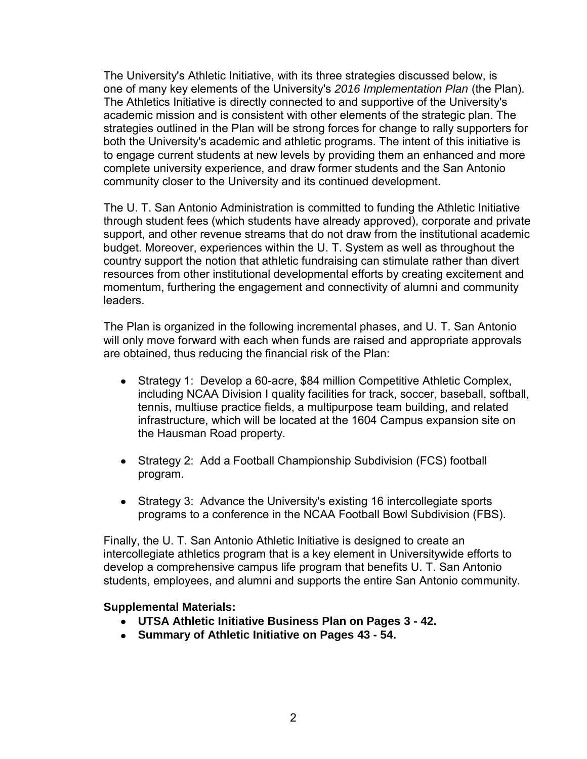The University's Athletic Initiative, with its three strategies discussed below, is one of many key elements of the University's *2016 Implementation Plan* (the Plan). The Athletics Initiative is directly connected to and supportive of the University's academic mission and is consistent with other elements of the strategic plan. The strategies outlined in the Plan will be strong forces for change to rally supporters for both the University's academic and athletic programs. The intent of this initiative is to engage current students at new levels by providing them an enhanced and more complete university experience, and draw former students and the San Antonio community closer to the University and its continued development.

The U. T. San Antonio Administration is committed to funding the Athletic Initiative through student fees (which students have already approved), corporate and private support, and other revenue streams that do not draw from the institutional academic budget. Moreover, experiences within the U. T. System as well as throughout the country support the notion that athletic fundraising can stimulate rather than divert resources from other institutional developmental efforts by creating excitement and momentum, furthering the engagement and connectivity of alumni and community leaders.

The Plan is organized in the following incremental phases, and U. T. San Antonio will only move forward with each when funds are raised and appropriate approvals are obtained, thus reducing the financial risk of the Plan:

- Strategy 1: Develop a 60-acre, $84 million Competitive Athletic Complex, including NCAA Division I quality facilities for track, soccer, baseball, softball, tennis, multiuse practice fields, a multipurpose team building, and related infrastructure, which will be located at the 1604 Campus expansion site on the Hausman Road property.

- Strategy 2: Add a Football Championship Subdivision (FCS) football program.

- Strategy 3: Advance the University's existing 16 intercollegiate sports programs to a conference in the NCAA Football Bowl Subdivision (FBS).

Finally, the U. T. San Antonio Athletic Initiative is designed to create an intercollegiate athletics program that is a key element in Universitywide efforts to develop a comprehensive campus life program that benefits U. T. San Antonio students, employees, and alumni and supports the entire San Antonio community.

**Supplemental Materials:**

- **UTSA Athletic Initiative Business Plan on Pages 3 - 42.**
- **Summary of Athletic Initiative on Pages 43 - 54.**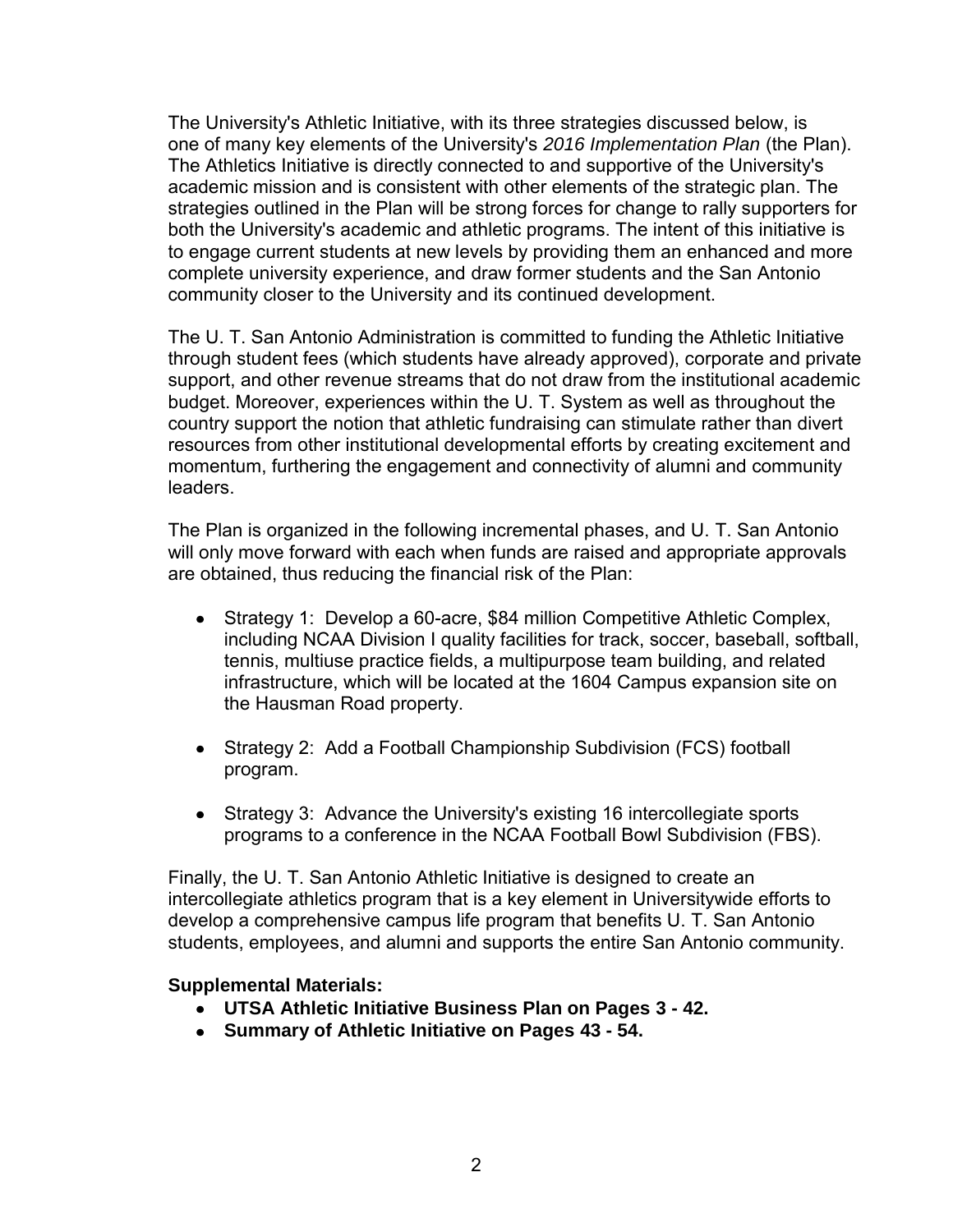The University's Athletic Initiative, with its three strategies discussed below, is one of many key elements of the University's *2016 Implementation Plan* (the Plan). The Athletics Initiative is directly connected to and supportive of the University's academic mission and is consistent with other elements of the strategic plan. The strategies outlined in the Plan will be strong forces for change to rally supporters for both the University's academic and athletic programs. The intent of this initiative is to engage current students at new levels by providing them an enhanced and more complete university experience, and draw former students and the San Antonio community closer to the University and its continued development.

The U. T. San Antonio Administration is committed to funding the Athletic Initiative through student fees (which students have already approved), corporate and private support, and other revenue streams that do not draw from the institutional academic budget. Moreover, experiences within the U. T. System as well as throughout the country support the notion that athletic fundraising can stimulate rather than divert resources from other institutional developmental efforts by creating excitement and momentum, furthering the engagement and connectivity of alumni and community leaders.

The Plan is organized in the following incremental phases, and U. T. San Antonio will only move forward with each when funds are raised and appropriate approvals are obtained, thus reducing the financial risk of the Plan:

- Strategy 1: Develop a 60-acre, $84 million Competitive Athletic Complex, including NCAA Division I quality facilities for track, soccer, baseball, softball, tennis, multiuse practice fields, a multipurpose team building, and related infrastructure, which will be located at the 1604 Campus expansion site on the Hausman Road property.

- Strategy 2: Add a Football Championship Subdivision (FCS) football program.

- Strategy 3: Advance the University's existing 16 intercollegiate sports programs to a conference in the NCAA Football Bowl Subdivision (FBS).

Finally, the U. T. San Antonio Athletic Initiative is designed to create an intercollegiate athletics program that is a key element in Universitywide efforts to develop a comprehensive campus life program that benefits U. T. San Antonio students, employees, and alumni and supports the entire San Antonio community.

**Supplemental Materials:**

- **UTSA Athletic Initiative Business Plan on Pages 3 - 42.**
- **Summary of Athletic Initiative on Pages 43 - 54.**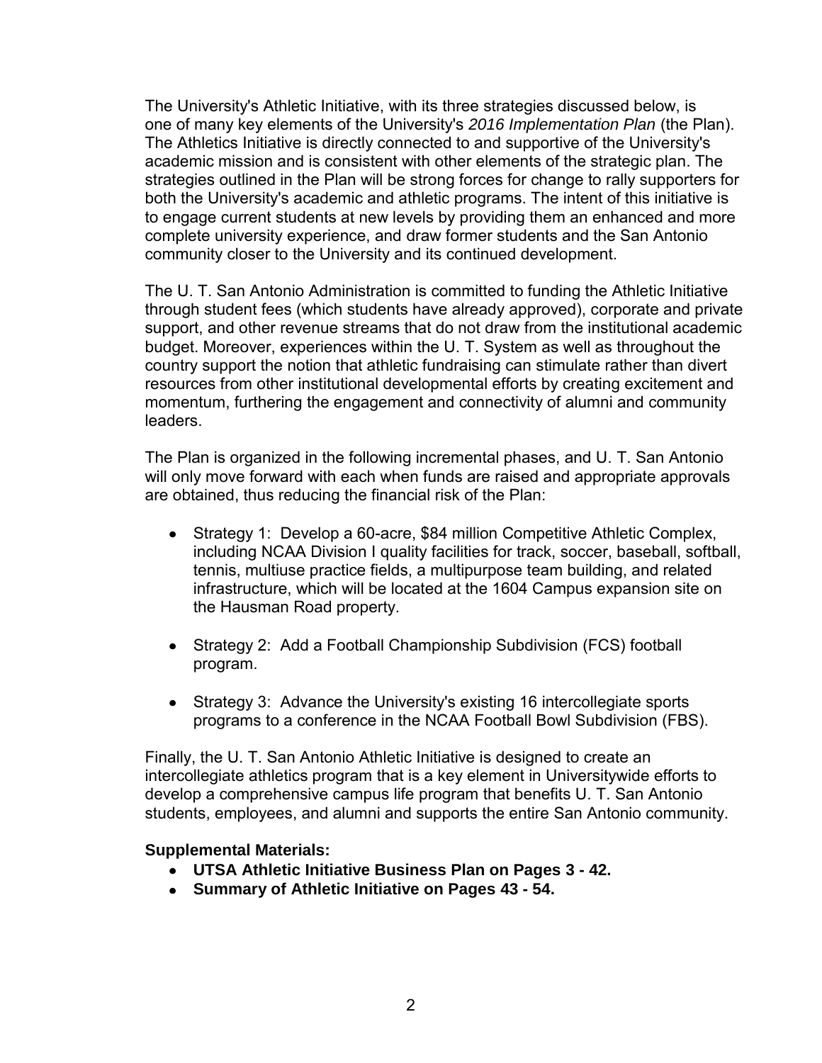The University's Athletic Initiative, with its three strategies discussed below, is one of many key elements of the University's *2016 Implementation Plan* (the Plan). The Athletics Initiative is directly connected to and supportive of the University's academic mission and is consistent with other elements of the strategic plan. The strategies outlined in the Plan will be strong forces for change to rally supporters for both the University's academic and athletic programs. The intent of this initiative is to engage current students at new levels by providing them an enhanced and more complete university experience, and draw former students and the San Antonio community closer to the University and its continued development.

The U. T. San Antonio Administration is committed to funding the Athletic Initiative through student fees (which students have already approved), corporate and private support, and other revenue streams that do not draw from the institutional academic budget. Moreover, experiences within the U. T. System as well as throughout the country support the notion that athletic fundraising can stimulate rather than divert resources from other institutional developmental efforts by creating excitement and momentum, furthering the engagement and connectivity of alumni and community leaders.

The Plan is organized in the following incremental phases, and U. T. San Antonio will only move forward with each when funds are raised and appropriate approvals are obtained, thus reducing the financial risk of the Plan:

- Strategy 1: Develop a 60-acre, $84 million Competitive Athletic Complex, including NCAA Division I quality facilities for track, soccer, baseball, softball, tennis, multiuse practice fields, a multipurpose team building, and related infrastructure, which will be located at the 1604 Campus expansion site on the Hausman Road property.

- Strategy 2: Add a Football Championship Subdivision (FCS) football program.

- Strategy 3: Advance the University's existing 16 intercollegiate sports programs to a conference in the NCAA Football Bowl Subdivision (FBS).

Finally, the U. T. San Antonio Athletic Initiative is designed to create an intercollegiate athletics program that is a key element in Universitywide efforts to develop a comprehensive campus life program that benefits U. T. San Antonio students, employees, and alumni and supports the entire San Antonio community.

**Supplemental Materials:**

- **UTSA Athletic Initiative Business Plan on Pages 3 - 42.**
- **Summary of Athletic Initiative on Pages 43 - 54.**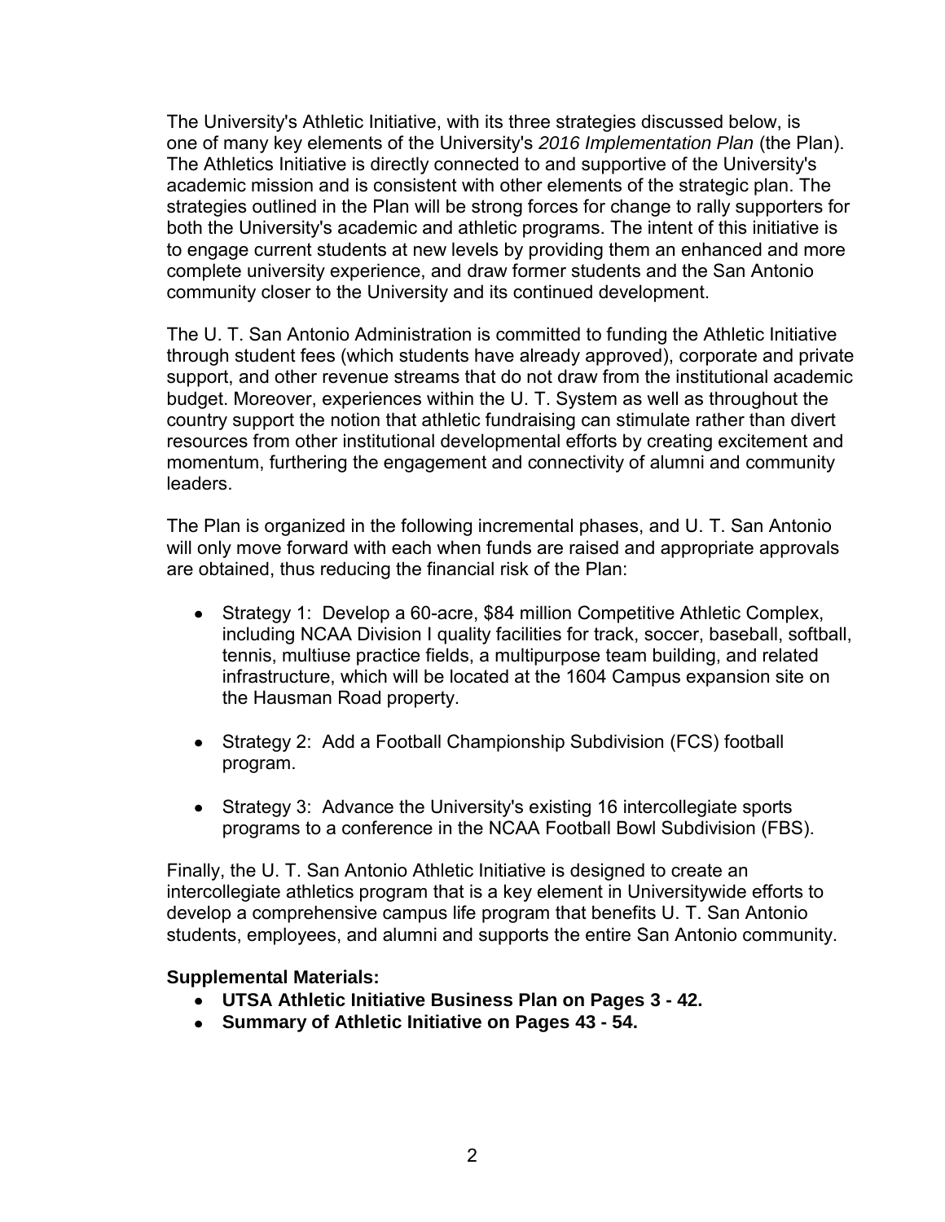The University's Athletic Initiative, with its three strategies discussed below, is one of many key elements of the University's *2016 Implementation Plan* (the Plan). The Athletics Initiative is directly connected to and supportive of the University's academic mission and is consistent with other elements of the strategic plan. The strategies outlined in the Plan will be strong forces for change to rally supporters for both the University's academic and athletic programs. The intent of this initiative is to engage current students at new levels by providing them an enhanced and more complete university experience, and draw former students and the San Antonio community closer to the University and its continued development.

The U. T. San Antonio Administration is committed to funding the Athletic Initiative through student fees (which students have already approved), corporate and private support, and other revenue streams that do not draw from the institutional academic budget. Moreover, experiences within the U. T. System as well as throughout the country support the notion that athletic fundraising can stimulate rather than divert resources from other institutional developmental efforts by creating excitement and momentum, furthering the engagement and connectivity of alumni and community leaders.

The Plan is organized in the following incremental phases, and U. T. San Antonio will only move forward with each when funds are raised and appropriate approvals are obtained, thus reducing the financial risk of the Plan:

- Strategy 1: Develop a 60-acre, $84 million Competitive Athletic Complex, including NCAA Division I quality facilities for track, soccer, baseball, softball, tennis, multiuse practice fields, a multipurpose team building, and related infrastructure, which will be located at the 1604 Campus expansion site on the Hausman Road property.

- Strategy 2: Add a Football Championship Subdivision (FCS) football program.

- Strategy 3: Advance the University's existing 16 intercollegiate sports programs to a conference in the NCAA Football Bowl Subdivision (FBS).

Finally, the U. T. San Antonio Athletic Initiative is designed to create an intercollegiate athletics program that is a key element in Universitywide efforts to develop a comprehensive campus life program that benefits U. T. San Antonio students, employees, and alumni and supports the entire San Antonio community.

**Supplemental Materials:**

- **UTSA Athletic Initiative Business Plan on Pages 3 - 42.**
- **Summary of Athletic Initiative on Pages 43 - 54.**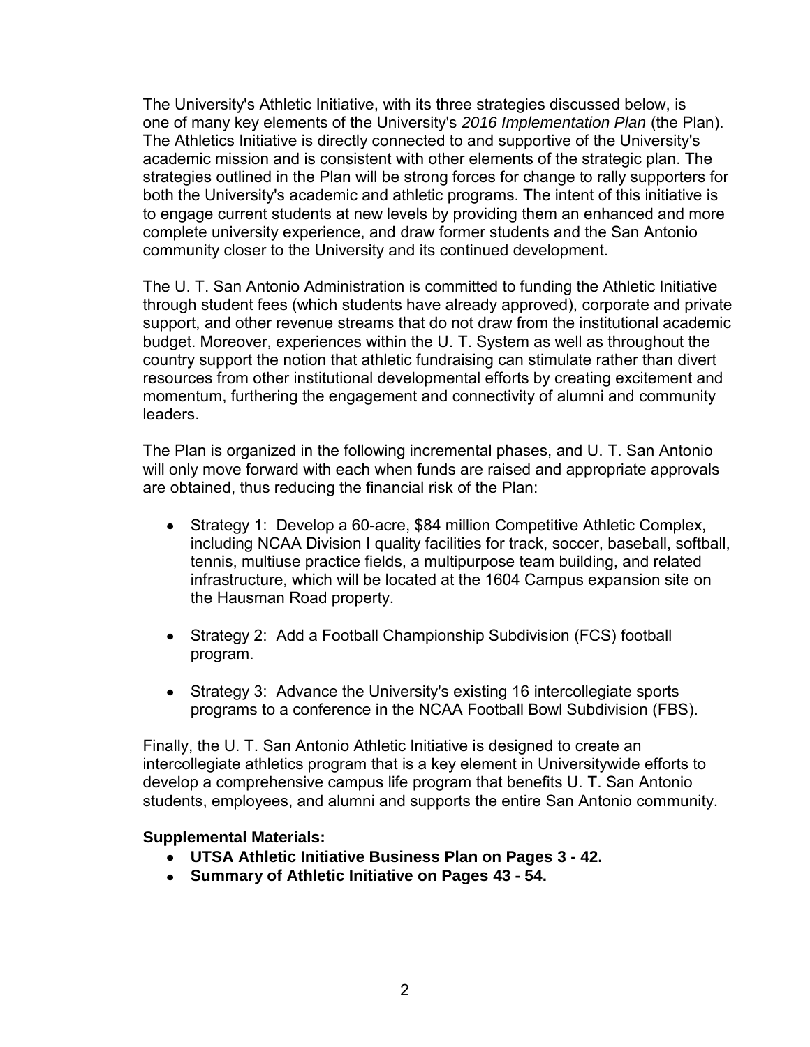The University's Athletic Initiative, with its three strategies discussed below, is one of many key elements of the University's *2016 Implementation Plan* (the Plan). The Athletics Initiative is directly connected to and supportive of the University's academic mission and is consistent with other elements of the strategic plan. The strategies outlined in the Plan will be strong forces for change to rally supporters for both the University's academic and athletic programs. The intent of this initiative is to engage current students at new levels by providing them an enhanced and more complete university experience, and draw former students and the San Antonio community closer to the University and its continued development.

The U. T. San Antonio Administration is committed to funding the Athletic Initiative through student fees (which students have already approved), corporate and private support, and other revenue streams that do not draw from the institutional academic budget. Moreover, experiences within the U. T. System as well as throughout the country support the notion that athletic fundraising can stimulate rather than divert resources from other institutional developmental efforts by creating excitement and momentum, furthering the engagement and connectivity of alumni and community leaders.

The Plan is organized in the following incremental phases, and U. T. San Antonio will only move forward with each when funds are raised and appropriate approvals are obtained, thus reducing the financial risk of the Plan:

- Strategy 1: Develop a 60-acre, $84 million Competitive Athletic Complex, including NCAA Division I quality facilities for track, soccer, baseball, softball, tennis, multiuse practice fields, a multipurpose team building, and related infrastructure, which will be located at the 1604 Campus expansion site on the Hausman Road property.

- Strategy 2: Add a Football Championship Subdivision (FCS) football program.

- Strategy 3: Advance the University's existing 16 intercollegiate sports programs to a conference in the NCAA Football Bowl Subdivision (FBS).

Finally, the U. T. San Antonio Athletic Initiative is designed to create an intercollegiate athletics program that is a key element in Universitywide efforts to develop a comprehensive campus life program that benefits U. T. San Antonio students, employees, and alumni and supports the entire San Antonio community.

**Supplemental Materials:**

- **UTSA Athletic Initiative Business Plan on Pages 3 - 42.**
- **Summary of Athletic Initiative on Pages 43 - 54.**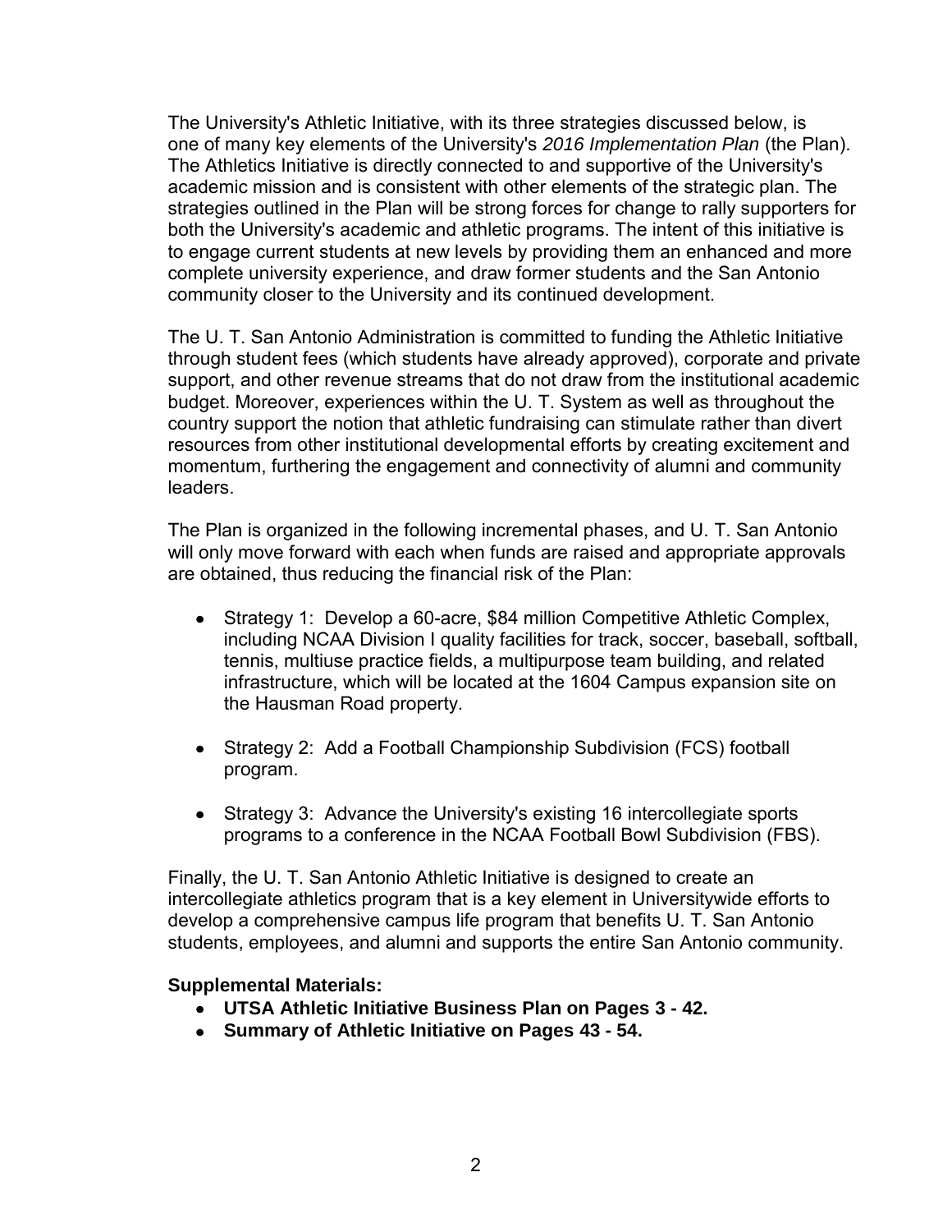The University's Athletic Initiative, with its three strategies discussed below, is one of many key elements of the University's *2016 Implementation Plan* (the Plan). The Athletics Initiative is directly connected to and supportive of the University's academic mission and is consistent with other elements of the strategic plan. The strategies outlined in the Plan will be strong forces for change to rally supporters for both the University's academic and athletic programs. The intent of this initiative is to engage current students at new levels by providing them an enhanced and more complete university experience, and draw former students and the San Antonio community closer to the University and its continued development.

The U. T. San Antonio Administration is committed to funding the Athletic Initiative through student fees (which students have already approved), corporate and private support, and other revenue streams that do not draw from the institutional academic budget. Moreover, experiences within the U. T. System as well as throughout the country support the notion that athletic fundraising can stimulate rather than divert resources from other institutional developmental efforts by creating excitement and momentum, furthering the engagement and connectivity of alumni and community leaders.

The Plan is organized in the following incremental phases, and U. T. San Antonio will only move forward with each when funds are raised and appropriate approvals are obtained, thus reducing the financial risk of the Plan:

- Strategy 1: Develop a 60-acre, $84 million Competitive Athletic Complex, including NCAA Division I quality facilities for track, soccer, baseball, softball, tennis, multiuse practice fields, a multipurpose team building, and related infrastructure, which will be located at the 1604 Campus expansion site on the Hausman Road property.

- Strategy 2: Add a Football Championship Subdivision (FCS) football program.

- Strategy 3: Advance the University's existing 16 intercollegiate sports programs to a conference in the NCAA Football Bowl Subdivision (FBS).

Finally, the U. T. San Antonio Athletic Initiative is designed to create an intercollegiate athletics program that is a key element in Universitywide efforts to develop a comprehensive campus life program that benefits U. T. San Antonio students, employees, and alumni and supports the entire San Antonio community.

**Supplemental Materials:**

- **UTSA Athletic Initiative Business Plan on Pages 3 - 42.**
- **Summary of Athletic Initiative on Pages 43 - 54.**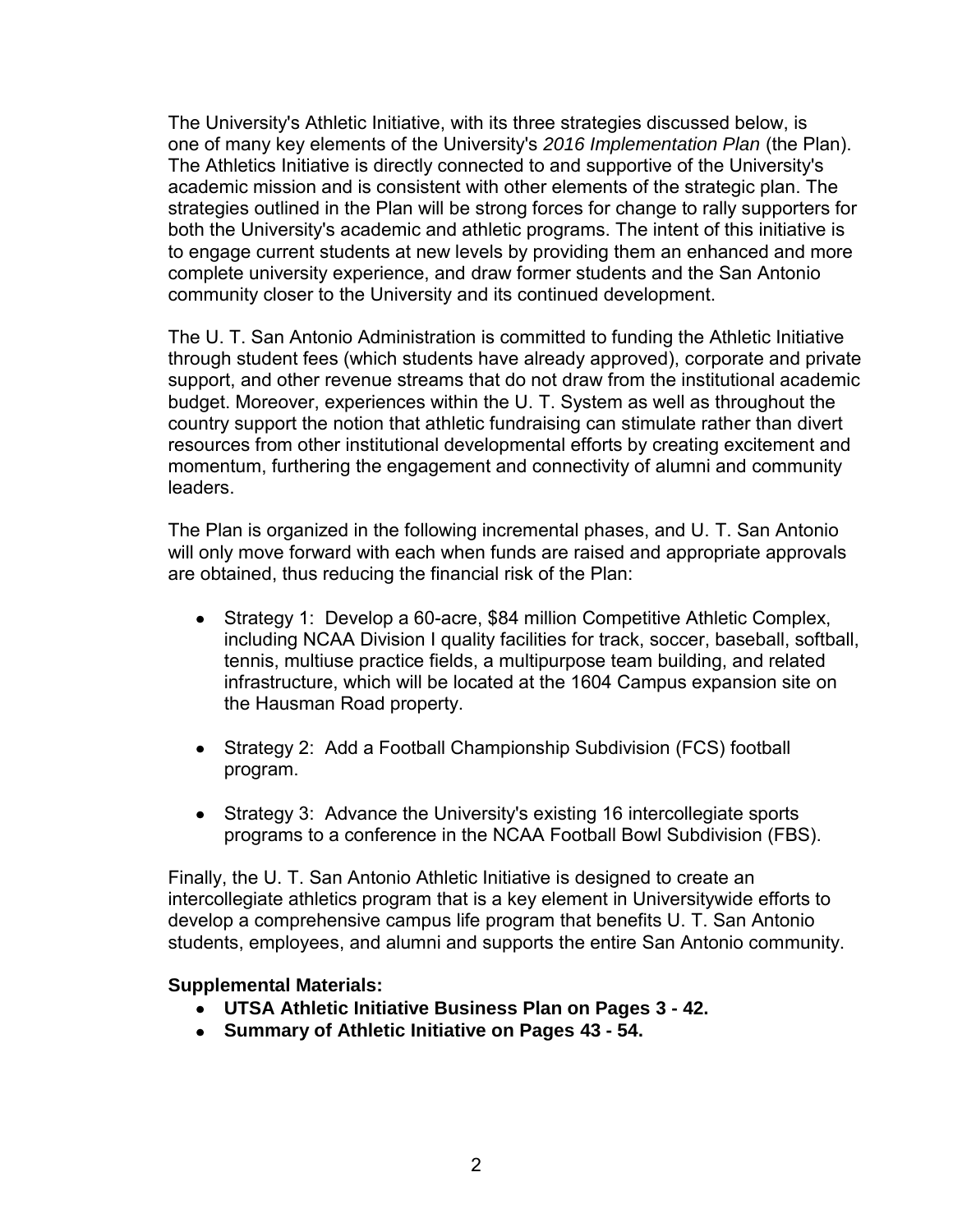The University's Athletic Initiative, with its three strategies discussed below, is one of many key elements of the University's *2016 Implementation Plan* (the Plan). The Athletics Initiative is directly connected to and supportive of the University's academic mission and is consistent with other elements of the strategic plan. The strategies outlined in the Plan will be strong forces for change to rally supporters for both the University's academic and athletic programs. The intent of this initiative is to engage current students at new levels by providing them an enhanced and more complete university experience, and draw former students and the San Antonio community closer to the University and its continued development.

The U. T. San Antonio Administration is committed to funding the Athletic Initiative through student fees (which students have already approved), corporate and private support, and other revenue streams that do not draw from the institutional academic budget. Moreover, experiences within the U. T. System as well as throughout the country support the notion that athletic fundraising can stimulate rather than divert resources from other institutional developmental efforts by creating excitement and momentum, furthering the engagement and connectivity of alumni and community leaders.

The Plan is organized in the following incremental phases, and U. T. San Antonio will only move forward with each when funds are raised and appropriate approvals are obtained, thus reducing the financial risk of the Plan:

- Strategy 1: Develop a 60-acre, $84 million Competitive Athletic Complex, including NCAA Division I quality facilities for track, soccer, baseball, softball, tennis, multiuse practice fields, a multipurpose team building, and related infrastructure, which will be located at the 1604 Campus expansion site on the Hausman Road property.

- Strategy 2: Add a Football Championship Subdivision (FCS) football program.

- Strategy 3: Advance the University's existing 16 intercollegiate sports programs to a conference in the NCAA Football Bowl Subdivision (FBS).

Finally, the U. T. San Antonio Athletic Initiative is designed to create an intercollegiate athletics program that is a key element in Universitywide efforts to develop a comprehensive campus life program that benefits U. T. San Antonio students, employees, and alumni and supports the entire San Antonio community.

**Supplemental Materials:**

- **UTSA Athletic Initiative Business Plan on Pages 3 - 42.**
- **Summary of Athletic Initiative on Pages 43 - 54.**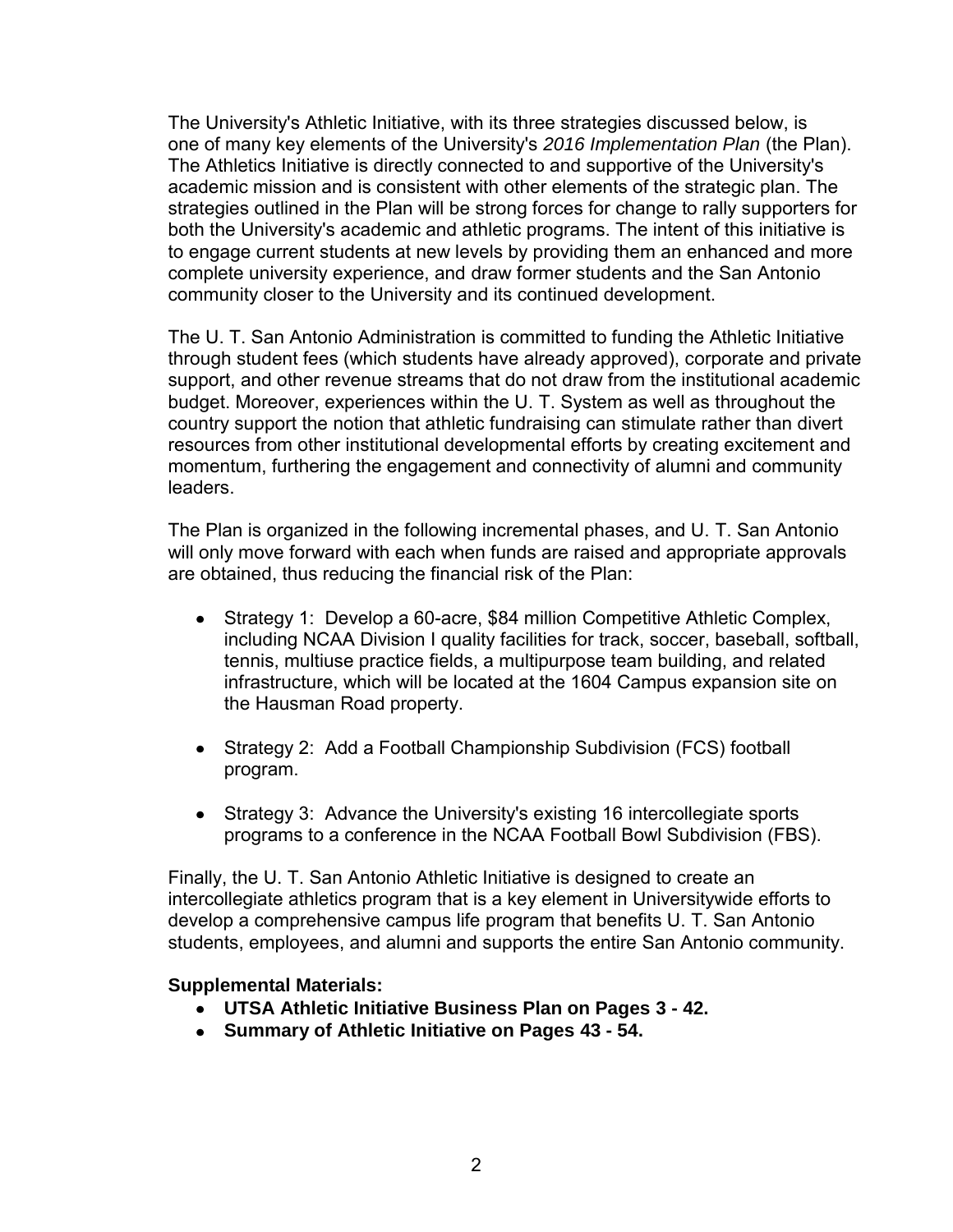The University's Athletic Initiative, with its three strategies discussed below, is one of many key elements of the University's *2016 Implementation Plan* (the Plan). The Athletics Initiative is directly connected to and supportive of the University's academic mission and is consistent with other elements of the strategic plan. The strategies outlined in the Plan will be strong forces for change to rally supporters for both the University's academic and athletic programs. The intent of this initiative is to engage current students at new levels by providing them an enhanced and more complete university experience, and draw former students and the San Antonio community closer to the University and its continued development.

The U. T. San Antonio Administration is committed to funding the Athletic Initiative through student fees (which students have already approved), corporate and private support, and other revenue streams that do not draw from the institutional academic budget. Moreover, experiences within the U. T. System as well as throughout the country support the notion that athletic fundraising can stimulate rather than divert resources from other institutional developmental efforts by creating excitement and momentum, furthering the engagement and connectivity of alumni and community leaders.

The Plan is organized in the following incremental phases, and U. T. San Antonio will only move forward with each when funds are raised and appropriate approvals are obtained, thus reducing the financial risk of the Plan:

- Strategy 1: Develop a 60-acre, $84 million Competitive Athletic Complex, including NCAA Division I quality facilities for track, soccer, baseball, softball, tennis, multiuse practice fields, a multipurpose team building, and related infrastructure, which will be located at the 1604 Campus expansion site on the Hausman Road property.
- Strategy 2: Add a Football Championship Subdivision (FCS) football program.
- Strategy 3: Advance the University's existing 16 intercollegiate sports programs to a conference in the NCAA Football Bowl Subdivision (FBS).

Finally, the U. T. San Antonio Athletic Initiative is designed to create an intercollegiate athletics program that is a key element in Universitywide efforts to develop a comprehensive campus life program that benefits U. T. San Antonio students, employees, and alumni and supports the entire San Antonio community.

**Supplemental Materials:**

- **UTSA Athletic Initiative Business Plan on Pages 3 - 42.**
- **Summary of Athletic Initiative on Pages 43 - 54.**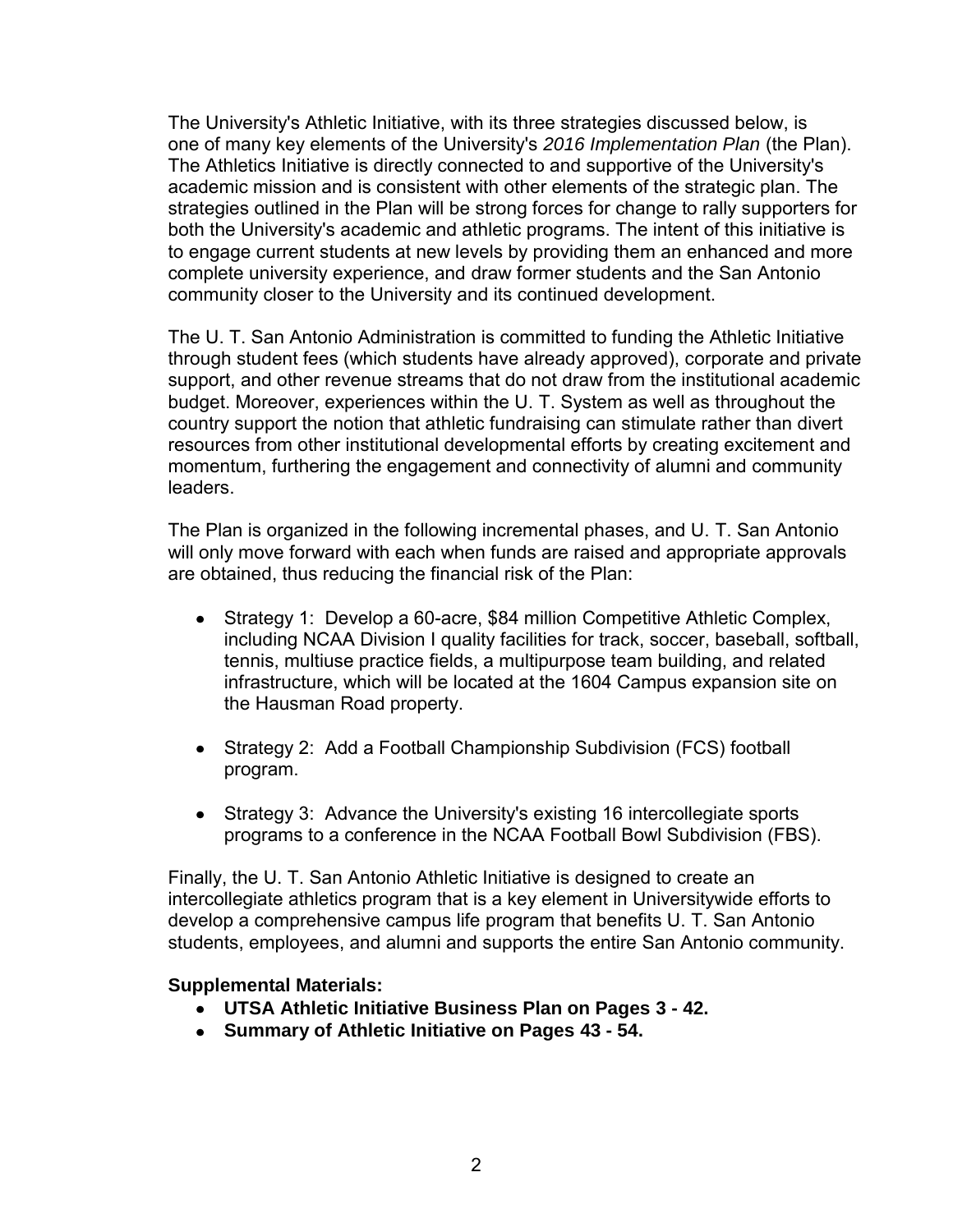The University's Athletic Initiative, with its three strategies discussed below, is one of many key elements of the University's *2016 Implementation Plan* (the Plan). The Athletics Initiative is directly connected to and supportive of the University's academic mission and is consistent with other elements of the strategic plan. The strategies outlined in the Plan will be strong forces for change to rally supporters for both the University's academic and athletic programs. The intent of this initiative is to engage current students at new levels by providing them an enhanced and more complete university experience, and draw former students and the San Antonio community closer to the University and its continued development.

The U. T. San Antonio Administration is committed to funding the Athletic Initiative through student fees (which students have already approved), corporate and private support, and other revenue streams that do not draw from the institutional academic budget. Moreover, experiences within the U. T. System as well as throughout the country support the notion that athletic fundraising can stimulate rather than divert resources from other institutional developmental efforts by creating excitement and momentum, furthering the engagement and connectivity of alumni and community leaders.

The Plan is organized in the following incremental phases, and U. T. San Antonio will only move forward with each when funds are raised and appropriate approvals are obtained, thus reducing the financial risk of the Plan:

- Strategy 1: Develop a 60-acre, $84 million Competitive Athletic Complex, including NCAA Division I quality facilities for track, soccer, baseball, softball, tennis, multiuse practice fields, a multipurpose team building, and related infrastructure, which will be located at the 1604 Campus expansion site on the Hausman Road property.

- Strategy 2: Add a Football Championship Subdivision (FCS) football program.

- Strategy 3: Advance the University's existing 16 intercollegiate sports programs to a conference in the NCAA Football Bowl Subdivision (FBS).

Finally, the U. T. San Antonio Athletic Initiative is designed to create an intercollegiate athletics program that is a key element in Universitywide efforts to develop a comprehensive campus life program that benefits U. T. San Antonio students, employees, and alumni and supports the entire San Antonio community.

**Supplemental Materials:**

- **UTSA Athletic Initiative Business Plan on Pages 3 - 42.**
- **Summary of Athletic Initiative on Pages 43 - 54.**